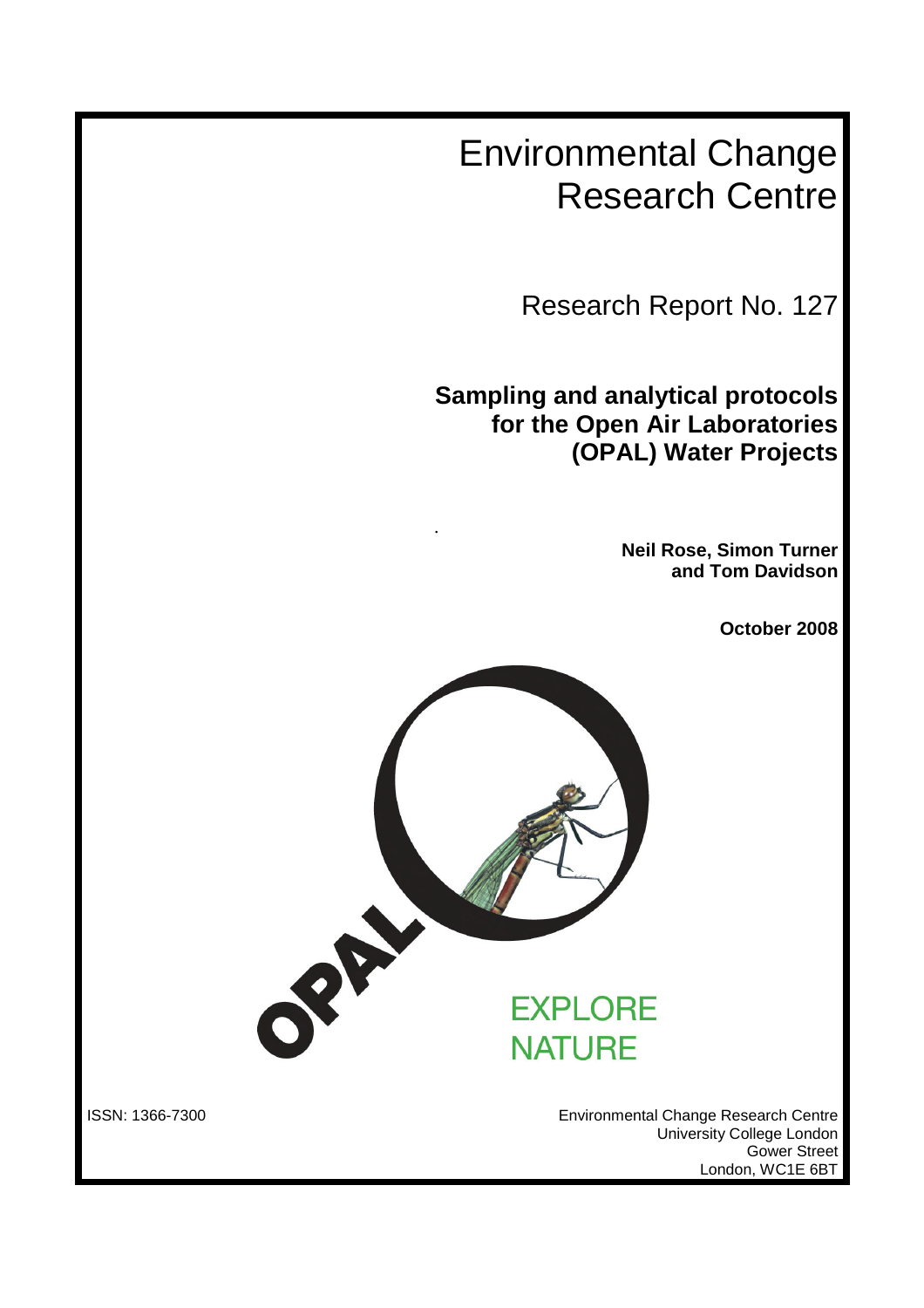# Environmental Change Research Centre

Research Report No. 127

## Sampling and analytical protocols for the Open Air Laboratories (OPAL) Water Projects

**Neil Rose, Simon Turner and Tom Davidson**

**October 2008**

OPAL

EXPLORE NATURE

ISSN: 1366-7300

Environmental Change Research Centre
University College London
Gower Street
London, WC1E 6BT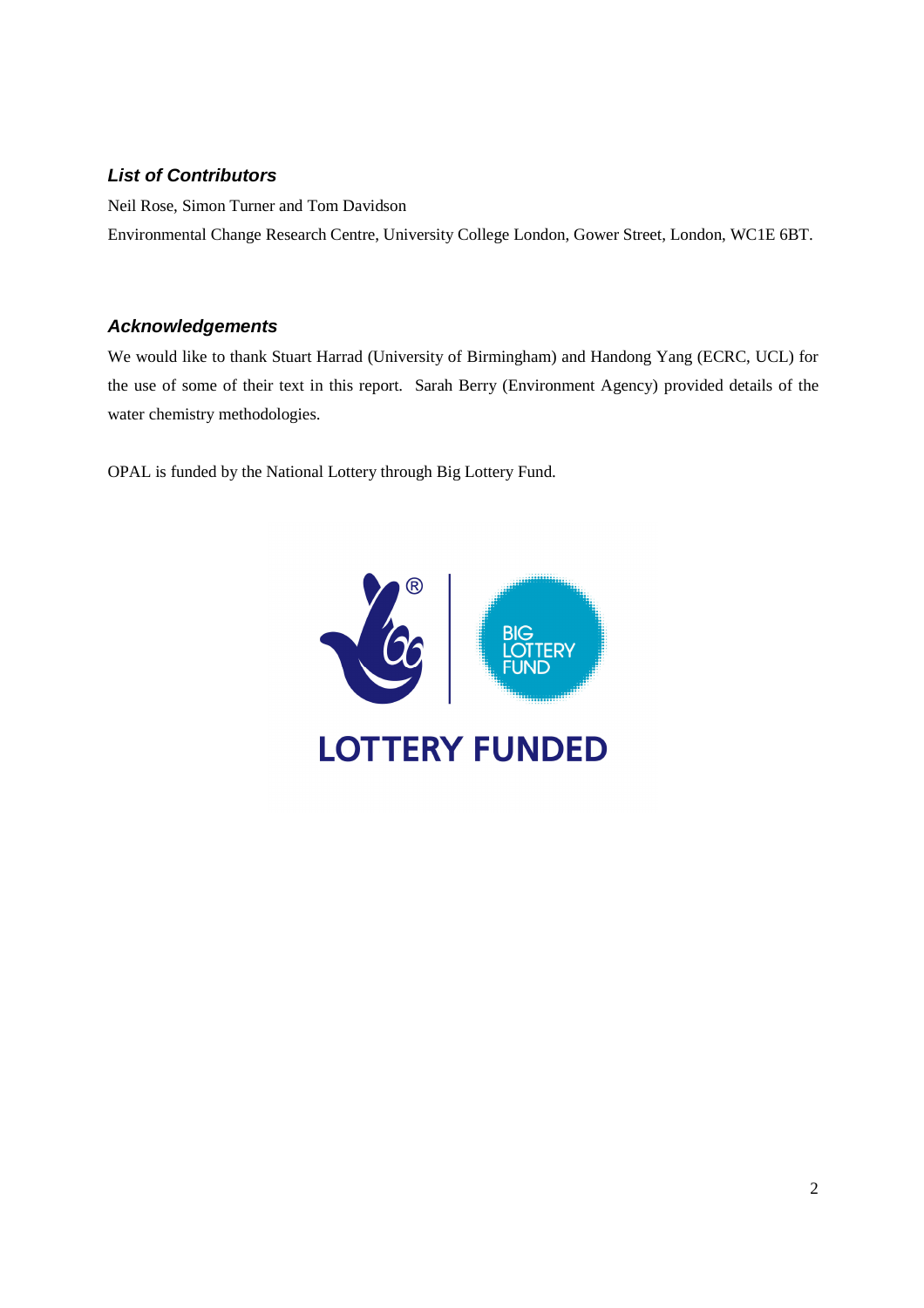### *List of Contributors*

Neil Rose, Simon Turner and Tom Davidson

Environmental Change Research Centre, University College London, Gower Street, London, WC1E 6BT.

### *Acknowledgements*

We would like to thank Stuart Harrad (University of Birmingham) and Handong Yang (ECRC, UCL) for the use of some of their text in this report. Sarah Berry (Environment Agency) provided details of the water chemistry methodologies.

OPAL is funded by the National Lottery through Big Lottery Fund.

BIG LOTTERY FUND

LOTTERY FUNDED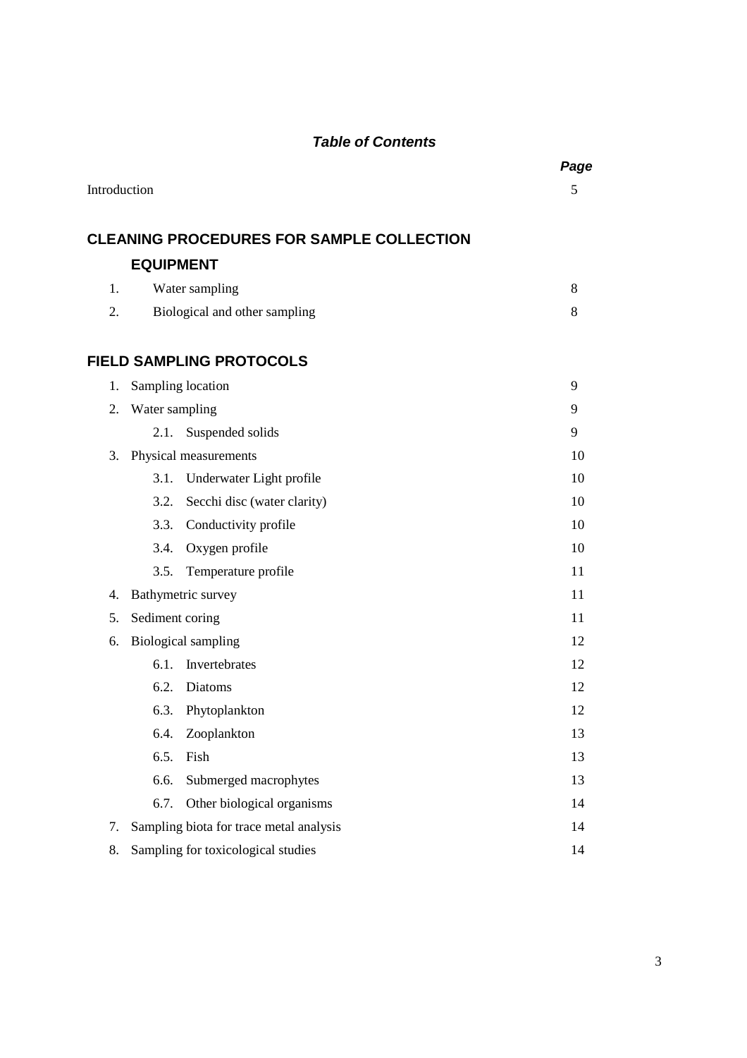# *Table of Contents*

| | | *Page* |
|---|---|---|
| Introduction | | 5 |

## CLEANING PROCEDURES FOR SAMPLE COLLECTION EQUIPMENT

| | | |
|---|---|---|
| 1. | Water sampling | 8 |
| 2. | Biological and other sampling | 8 |

## FIELD SAMPLING PROTOCOLS

| | | |
|---|---|---|
| 1. | Sampling location | 9 |
| 2. | Water sampling | 9 |
| | 2.1. Suspended solids | 9 |
| 3. | Physical measurements | 10 |
| | 3.1. Underwater Light profile | 10 |
| | 3.2. Secchi disc (water clarity) | 10 |
| | 3.3. Conductivity profile | 10 |
| | 3.4. Oxygen profile | 10 |
| | 3.5. Temperature profile | 11 |
| 4. | Bathymetric survey | 11 |
| 5. | Sediment coring | 11 |
| 6. | Biological sampling | 12 |
| | 6.1. Invertebrates | 12 |
| | 6.2. Diatoms | 12 |
| | 6.3. Phytoplankton | 12 |
| | 6.4. Zooplankton | 13 |
| | 6.5. Fish | 13 |
| | 6.6. Submerged macrophytes | 13 |
| | 6.7. Other biological organisms | 14 |
| 7. | Sampling biota for trace metal analysis | 14 |
| 8. | Sampling for toxicological studies | 14 |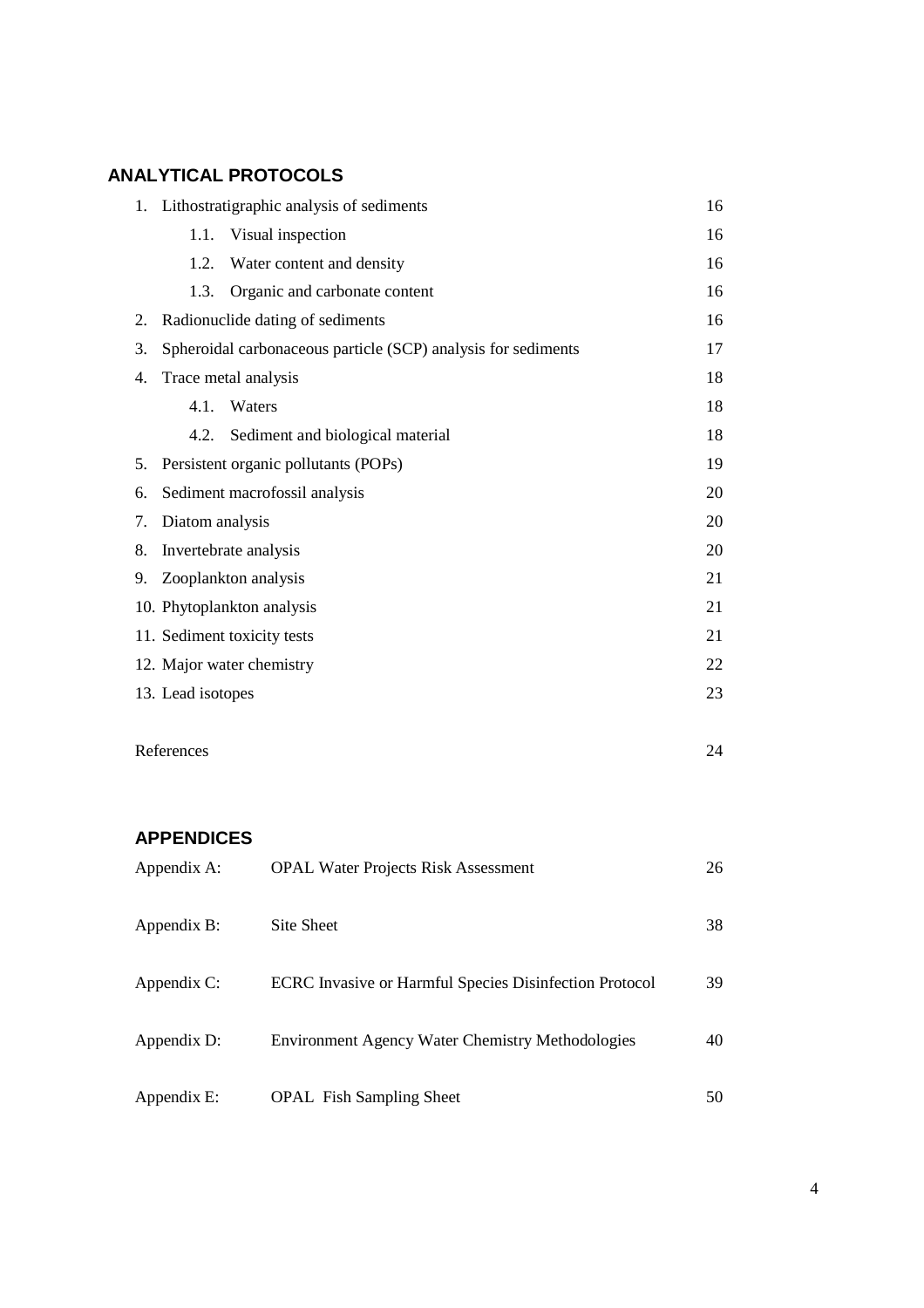## ANALYTICAL PROTOCOLS

| | | |
|---|---|---|
| 1. | Lithostratigraphic analysis of sediments | 16 |
| | 1.1. Visual inspection | 16 |
| | 1.2. Water content and density | 16 |
| | 1.3. Organic and carbonate content | 16 |
| 2. | Radionuclide dating of sediments | 16 |
| 3. | Spheroidal carbonaceous particle (SCP) analysis for sediments | 17 |
| 4. | Trace metal analysis | 18 |
| | 4.1. Waters | 18 |
| | 4.2. Sediment and biological material | 18 |
| 5. | Persistent organic pollutants (POPs) | 19 |
| 6. | Sediment macrofossil analysis | 20 |
| 7. | Diatom analysis | 20 |
| 8. | Invertebrate analysis | 20 |
| 9. | Zooplankton analysis | 21 |
| 10. | Phytoplankton analysis | 21 |
| 11. | Sediment toxicity tests | 21 |
| 12. | Major water chemistry | 22 |
| 13. | Lead isotopes | 23 |
| | References | 24 |

## APPENDICES

| | | |
|---|---|---|
| Appendix A: | OPAL Water Projects Risk Assessment | 26 |
| Appendix B: | Site Sheet | 38 |
| Appendix C: | ECRC Invasive or Harmful Species Disinfection Protocol | 39 |
| Appendix D: | Environment Agency Water Chemistry Methodologies | 40 |
| Appendix E: | OPAL Fish Sampling Sheet | 50 |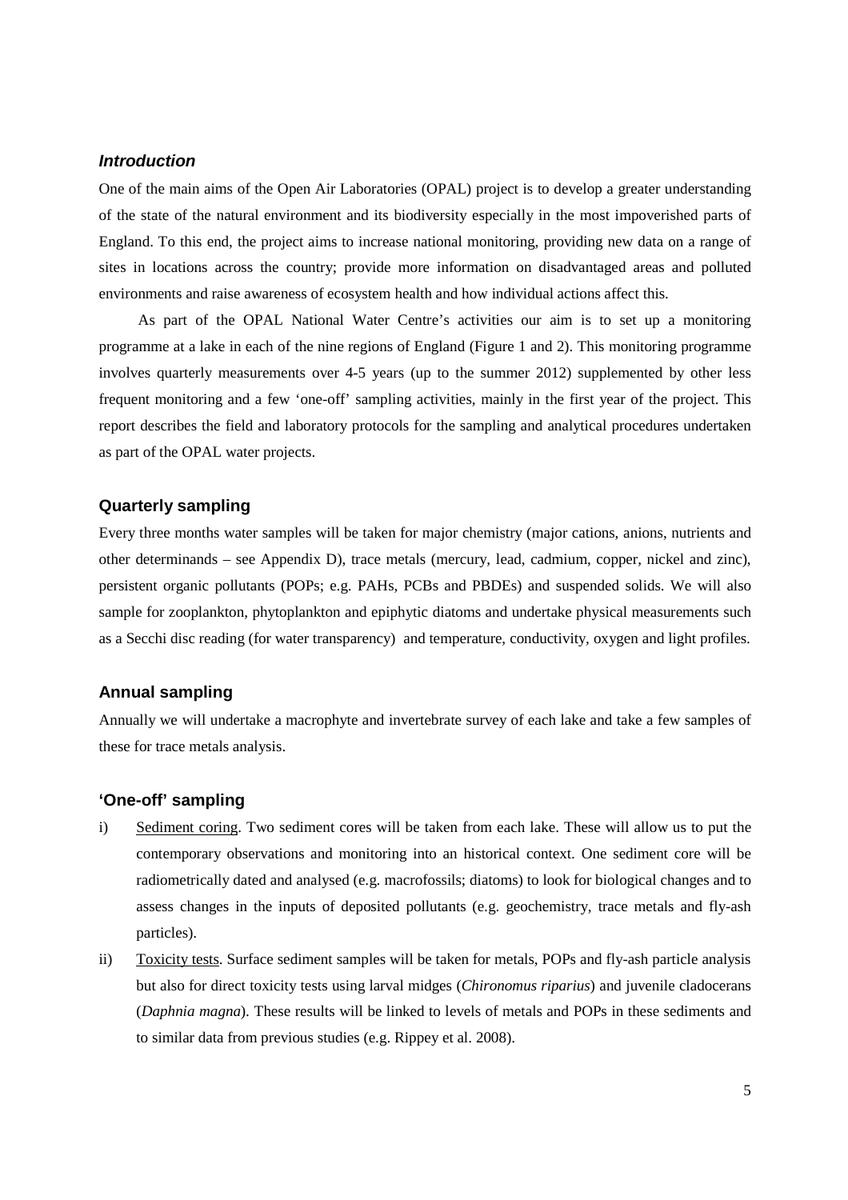## *Introduction*

One of the main aims of the Open Air Laboratories (OPAL) project is to develop a greater understanding of the state of the natural environment and its biodiversity especially in the most impoverished parts of England. To this end, the project aims to increase national monitoring, providing new data on a range of sites in locations across the country; provide more information on disadvantaged areas and polluted environments and raise awareness of ecosystem health and how individual actions affect this.

As part of the OPAL National Water Centre's activities our aim is to set up a monitoring programme at a lake in each of the nine regions of England (Figure 1 and 2). This monitoring programme involves quarterly measurements over 4-5 years (up to the summer 2012) supplemented by other less frequent monitoring and a few 'one-off' sampling activities, mainly in the first year of the project. This report describes the field and laboratory protocols for the sampling and analytical procedures undertaken as part of the OPAL water projects.

### Quarterly sampling

Every three months water samples will be taken for major chemistry (major cations, anions, nutrients and other determinands – see Appendix D), trace metals (mercury, lead, cadmium, copper, nickel and zinc), persistent organic pollutants (POPs; e.g. PAHs, PCBs and PBDEs) and suspended solids. We will also sample for zooplankton, phytoplankton and epiphytic diatoms and undertake physical measurements such as a Secchi disc reading (for water transparency) and temperature, conductivity, oxygen and light profiles.

### Annual sampling

Annually we will undertake a macrophyte and invertebrate survey of each lake and take a few samples of these for trace metals analysis.

### 'One-off' sampling

i) Sediment coring. Two sediment cores will be taken from each lake. These will allow us to put the contemporary observations and monitoring into an historical context. One sediment core will be radiometrically dated and analysed (e.g. macrofossils; diatoms) to look for biological changes and to assess changes in the inputs of deposited pollutants (e.g. geochemistry, trace metals and fly-ash particles).

ii) Toxicity tests. Surface sediment samples will be taken for metals, POPs and fly-ash particle analysis but also for direct toxicity tests using larval midges (*Chironomus riparius*) and juvenile cladocerans (*Daphnia magna*). These results will be linked to levels of metals and POPs in these sediments and to similar data from previous studies (e.g. Rippey et al. 2008).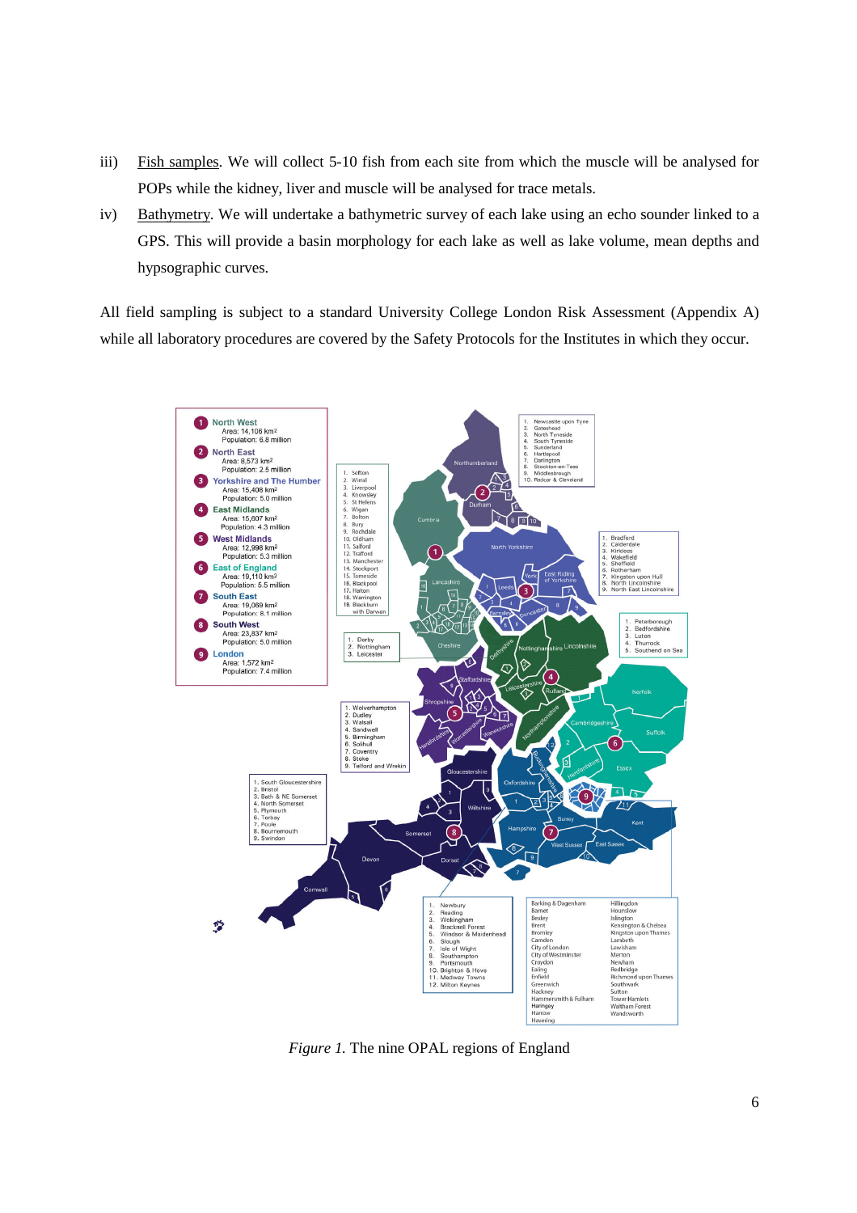iii) Fish samples. We will collect 5-10 fish from each site from which the muscle will be analysed for POPs while the kidney, liver and muscle will be analysed for trace metals.

iv) Bathymetry. We will undertake a bathymetric survey of each lake using an echo sounder linked to a GPS. This will provide a basin morphology for each lake as well as lake volume, mean depths and hypsographic curves.

All field sampling is subject to a standard University College London Risk Assessment (Appendix A) while all laboratory procedures are covered by the Safety Protocols for the Institutes in which they occur.

*Figure 1.* The nine OPAL regions of England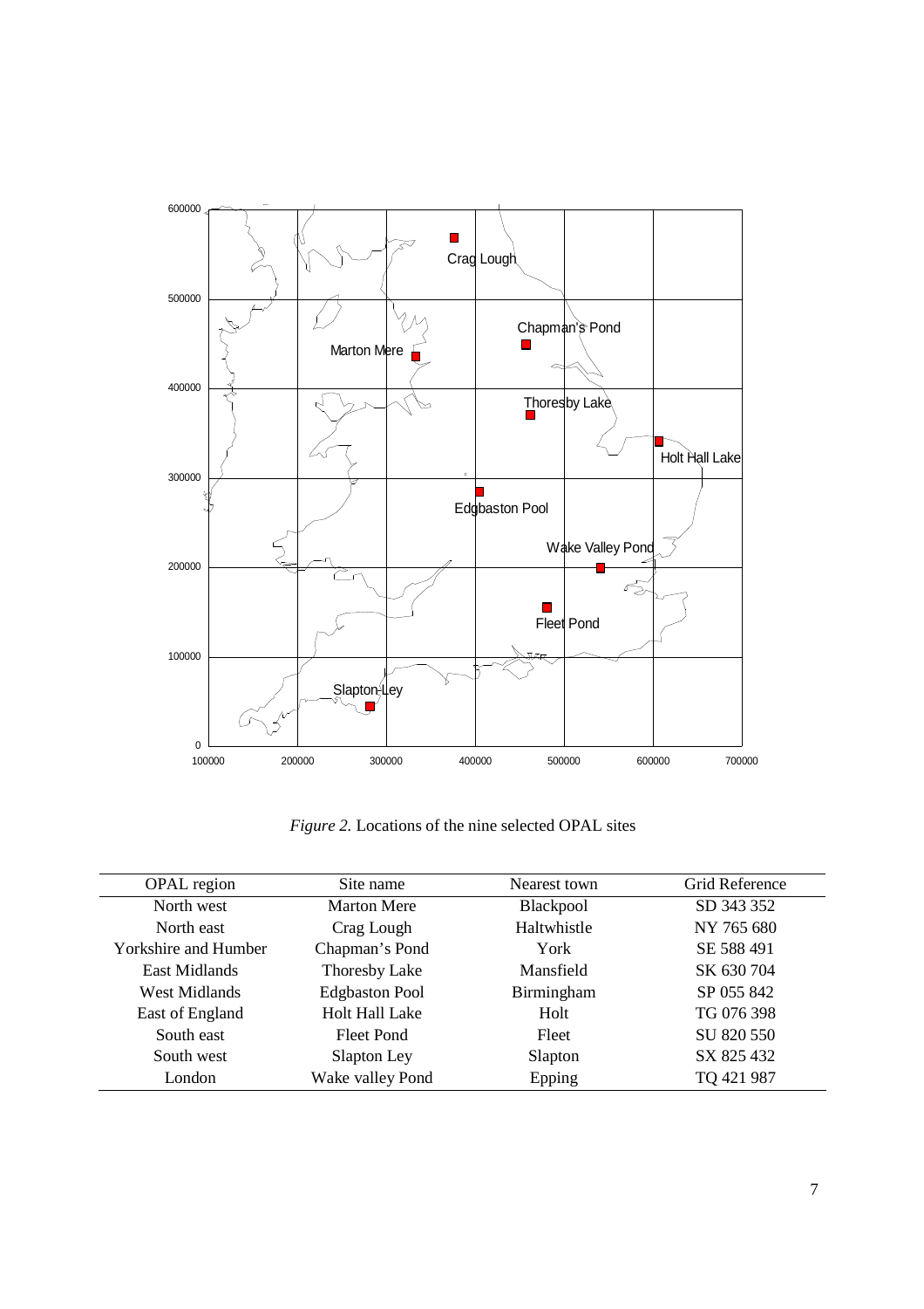600000
500000
400000
300000
200000
100000
0

100000 200000 300000 400000 500000 600000 700000

Crag Lough
Chapman's Pond
Marton Mere
Thoresby Lake
Holt Hall Lake
Edgbaston Pool
Wake Valley Pond
Fleet Pond
Slapton Ley

*Figure 2.* Locations of the nine selected OPAL sites

| OPAL region | Site name | Nearest town | Grid Reference |
|---|---|---|---|
| North west | Marton Mere | Blackpool | SD 343 352 |
| North east | Crag Lough | Haltwhistle | NY 765 680 |
| Yorkshire and Humber | Chapman's Pond | York | SE 588 491 |
| East Midlands | Thoresby Lake | Mansfield | SK 630 704 |
| West Midlands | Edgbaston Pool | Birmingham | SP 055 842 |
| East of England | Holt Hall Lake | Holt | TG 076 398 |
| South east | Fleet Pond | Fleet | SU 820 550 |
| South west | Slapton Ley | Slapton | SX 825 432 |
| London | Wake valley Pond | Epping | TQ 421 987 |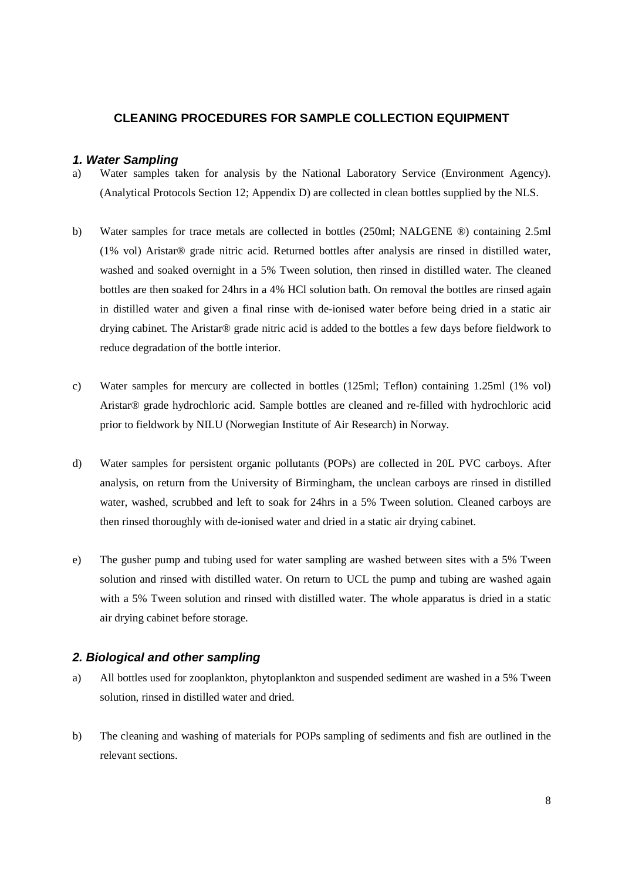## CLEANING PROCEDURES FOR SAMPLE COLLECTION EQUIPMENT

### *1. Water Sampling*

a) Water samples taken for analysis by the National Laboratory Service (Environment Agency). (Analytical Protocols Section 12; Appendix D) are collected in clean bottles supplied by the NLS.

b) Water samples for trace metals are collected in bottles (250ml; NALGENE ®) containing 2.5ml (1% vol) Aristar® grade nitric acid. Returned bottles after analysis are rinsed in distilled water, washed and soaked overnight in a 5% Tween solution, then rinsed in distilled water. The cleaned bottles are then soaked for 24hrs in a 4% HCl solution bath. On removal the bottles are rinsed again in distilled water and given a final rinse with de-ionised water before being dried in a static air drying cabinet. The Aristar® grade nitric acid is added to the bottles a few days before fieldwork to reduce degradation of the bottle interior.

c) Water samples for mercury are collected in bottles (125ml; Teflon) containing 1.25ml (1% vol) Aristar® grade hydrochloric acid. Sample bottles are cleaned and re-filled with hydrochloric acid prior to fieldwork by NILU (Norwegian Institute of Air Research) in Norway.

d) Water samples for persistent organic pollutants (POPs) are collected in 20L PVC carboys. After analysis, on return from the University of Birmingham, the unclean carboys are rinsed in distilled water, washed, scrubbed and left to soak for 24hrs in a 5% Tween solution. Cleaned carboys are then rinsed thoroughly with de-ionised water and dried in a static air drying cabinet.

e) The gusher pump and tubing used for water sampling are washed between sites with a 5% Tween solution and rinsed with distilled water. On return to UCL the pump and tubing are washed again with a 5% Tween solution and rinsed with distilled water. The whole apparatus is dried in a static air drying cabinet before storage.

### *2. Biological and other sampling*

a) All bottles used for zooplankton, phytoplankton and suspended sediment are washed in a 5% Tween solution, rinsed in distilled water and dried.

b) The cleaning and washing of materials for POPs sampling of sediments and fish are outlined in the relevant sections.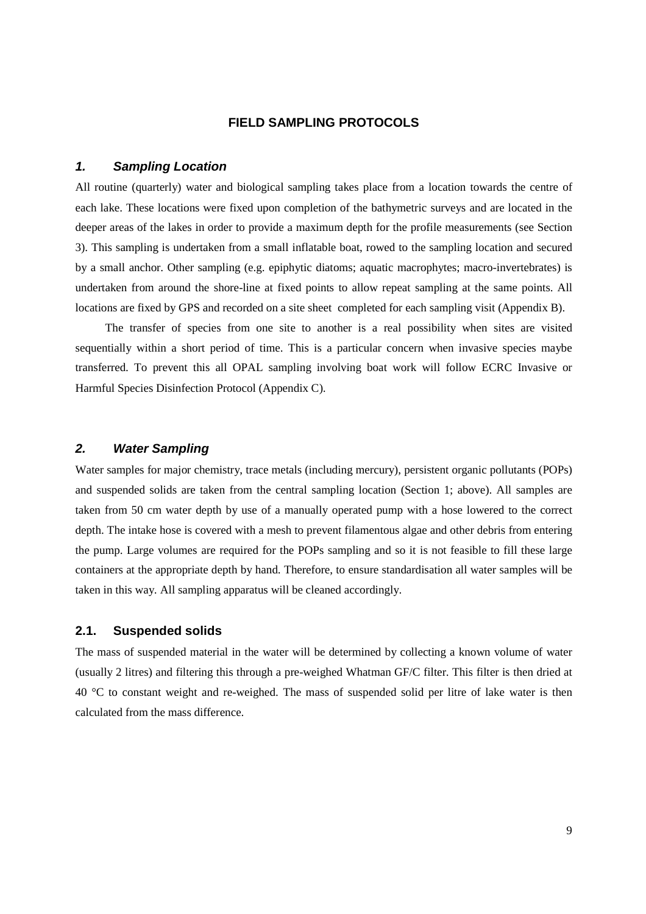# FIELD SAMPLING PROTOCOLS

## *1. Sampling Location*

All routine (quarterly) water and biological sampling takes place from a location towards the centre of each lake. These locations were fixed upon completion of the bathymetric surveys and are located in the deeper areas of the lakes in order to provide a maximum depth for the profile measurements (see Section 3). This sampling is undertaken from a small inflatable boat, rowed to the sampling location and secured by a small anchor. Other sampling (e.g. epiphytic diatoms; aquatic macrophytes; macro-invertebrates) is undertaken from around the shore-line at fixed points to allow repeat sampling at the same points. All locations are fixed by GPS and recorded on a site sheet completed for each sampling visit (Appendix B).

The transfer of species from one site to another is a real possibility when sites are visited sequentially within a short period of time. This is a particular concern when invasive species maybe transferred. To prevent this all OPAL sampling involving boat work will follow ECRC Invasive or Harmful Species Disinfection Protocol (Appendix C).

## *2. Water Sampling*

Water samples for major chemistry, trace metals (including mercury), persistent organic pollutants (POPs) and suspended solids are taken from the central sampling location (Section 1; above). All samples are taken from 50 cm water depth by use of a manually operated pump with a hose lowered to the correct depth. The intake hose is covered with a mesh to prevent filamentous algae and other debris from entering the pump. Large volumes are required for the POPs sampling and so it is not feasible to fill these large containers at the appropriate depth by hand. Therefore, to ensure standardisation all water samples will be taken in this way. All sampling apparatus will be cleaned accordingly.

### 2.1. Suspended solids

The mass of suspended material in the water will be determined by collecting a known volume of water (usually 2 litres) and filtering this through a pre-weighed Whatman GF/C filter. This filter is then dried at 40 °C to constant weight and re-weighed. The mass of suspended solid per litre of lake water is then calculated from the mass difference.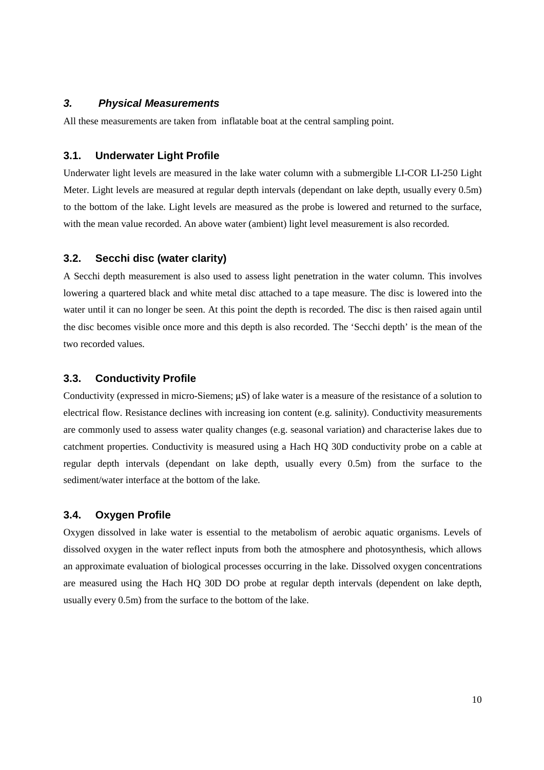## *3. Physical Measurements*

All these measurements are taken from inflatable boat at the central sampling point.

### 3.1. Underwater Light Profile

Underwater light levels are measured in the lake water column with a submergible LI-COR LI-250 Light Meter. Light levels are measured at regular depth intervals (dependant on lake depth, usually every 0.5m) to the bottom of the lake. Light levels are measured as the probe is lowered and returned to the surface, with the mean value recorded. An above water (ambient) light level measurement is also recorded.

### 3.2. Secchi disc (water clarity)

A Secchi depth measurement is also used to assess light penetration in the water column. This involves lowering a quartered black and white metal disc attached to a tape measure. The disc is lowered into the water until it can no longer be seen. At this point the depth is recorded. The disc is then raised again until the disc becomes visible once more and this depth is also recorded. The 'Secchi depth' is the mean of the two recorded values.

### 3.3. Conductivity Profile

Conductivity (expressed in micro-Siemens; µS) of lake water is a measure of the resistance of a solution to electrical flow. Resistance declines with increasing ion content (e.g. salinity). Conductivity measurements are commonly used to assess water quality changes (e.g. seasonal variation) and characterise lakes due to catchment properties. Conductivity is measured using a Hach HQ 30D conductivity probe on a cable at regular depth intervals (dependant on lake depth, usually every 0.5m) from the surface to the sediment/water interface at the bottom of the lake.

### 3.4. Oxygen Profile

Oxygen dissolved in lake water is essential to the metabolism of aerobic aquatic organisms. Levels of dissolved oxygen in the water reflect inputs from both the atmosphere and photosynthesis, which allows an approximate evaluation of biological processes occurring in the lake. Dissolved oxygen concentrations are measured using the Hach HQ 30D DO probe at regular depth intervals (dependent on lake depth, usually every 0.5m) from the surface to the bottom of the lake.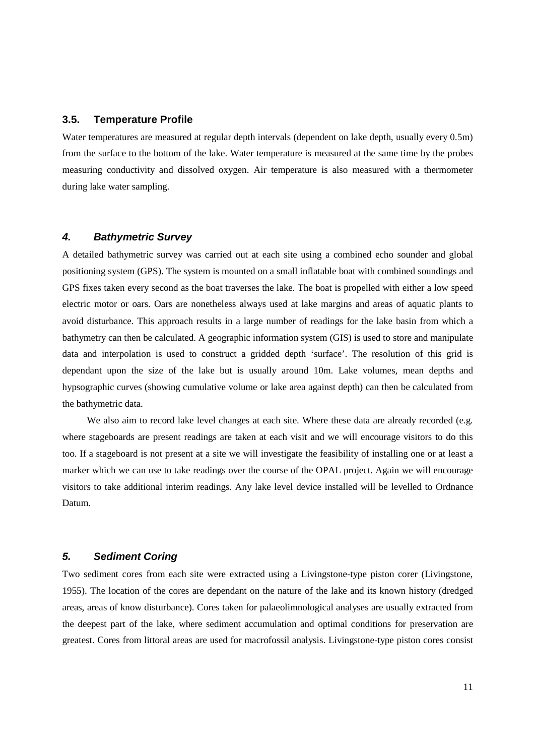### 3.5. Temperature Profile

Water temperatures are measured at regular depth intervals (dependent on lake depth, usually every 0.5m) from the surface to the bottom of the lake. Water temperature is measured at the same time by the probes measuring conductivity and dissolved oxygen. Air temperature is also measured with a thermometer during lake water sampling.

## *4. Bathymetric Survey*

A detailed bathymetric survey was carried out at each site using a combined echo sounder and global positioning system (GPS). The system is mounted on a small inflatable boat with combined soundings and GPS fixes taken every second as the boat traverses the lake. The boat is propelled with either a low speed electric motor or oars. Oars are nonetheless always used at lake margins and areas of aquatic plants to avoid disturbance. This approach results in a large number of readings for the lake basin from which a bathymetry can then be calculated. A geographic information system (GIS) is used to store and manipulate data and interpolation is used to construct a gridded depth 'surface'. The resolution of this grid is dependant upon the size of the lake but is usually around 10m. Lake volumes, mean depths and hypsographic curves (showing cumulative volume or lake area against depth) can then be calculated from the bathymetric data.

We also aim to record lake level changes at each site. Where these data are already recorded (e.g. where stageboards are present readings are taken at each visit and we will encourage visitors to do this too. If a stageboard is not present at a site we will investigate the feasibility of installing one or at least a marker which we can use to take readings over the course of the OPAL project. Again we will encourage visitors to take additional interim readings. Any lake level device installed will be levelled to Ordnance Datum.

## *5. Sediment Coring*

Two sediment cores from each site were extracted using a Livingstone-type piston corer (Livingstone, 1955). The location of the cores are dependant on the nature of the lake and its known history (dredged areas, areas of know disturbance). Cores taken for palaeolimnological analyses are usually extracted from the deepest part of the lake, where sediment accumulation and optimal conditions for preservation are greatest. Cores from littoral areas are used for macrofossil analysis. Livingstone-type piston cores consist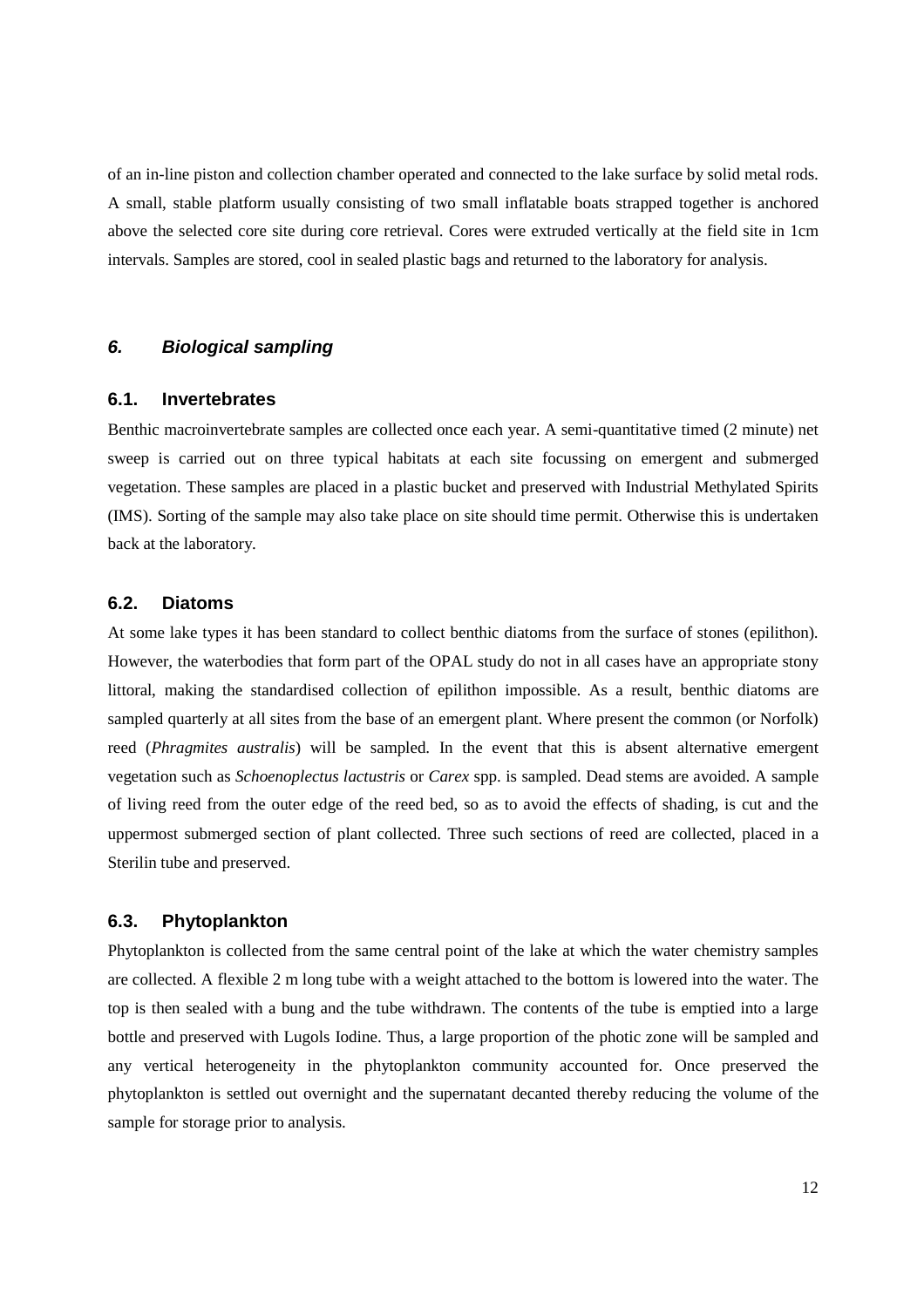of an in-line piston and collection chamber operated and connected to the lake surface by solid metal rods. A small, stable platform usually consisting of two small inflatable boats strapped together is anchored above the selected core site during core retrieval. Cores were extruded vertically at the field site in 1cm intervals. Samples are stored, cool in sealed plastic bags and returned to the laboratory for analysis.

## *6. Biological sampling*

### 6.1. Invertebrates

Benthic macroinvertebrate samples are collected once each year. A semi-quantitative timed (2 minute) net sweep is carried out on three typical habitats at each site focussing on emergent and submerged vegetation. These samples are placed in a plastic bucket and preserved with Industrial Methylated Spirits (IMS). Sorting of the sample may also take place on site should time permit. Otherwise this is undertaken back at the laboratory.

### 6.2. Diatoms

At some lake types it has been standard to collect benthic diatoms from the surface of stones (epilithon). However, the waterbodies that form part of the OPAL study do not in all cases have an appropriate stony littoral, making the standardised collection of epilithon impossible. As a result, benthic diatoms are sampled quarterly at all sites from the base of an emergent plant. Where present the common (or Norfolk) reed (*Phragmites australis*) will be sampled. In the event that this is absent alternative emergent vegetation such as *Schoenoplectus lactustris* or *Carex* spp. is sampled. Dead stems are avoided. A sample of living reed from the outer edge of the reed bed, so as to avoid the effects of shading, is cut and the uppermost submerged section of plant collected. Three such sections of reed are collected, placed in a Sterilin tube and preserved.

### 6.3. Phytoplankton

Phytoplankton is collected from the same central point of the lake at which the water chemistry samples are collected. A flexible 2 m long tube with a weight attached to the bottom is lowered into the water. The top is then sealed with a bung and the tube withdrawn. The contents of the tube is emptied into a large bottle and preserved with Lugols Iodine. Thus, a large proportion of the photic zone will be sampled and any vertical heterogeneity in the phytoplankton community accounted for. Once preserved the phytoplankton is settled out overnight and the supernatant decanted thereby reducing the volume of the sample for storage prior to analysis.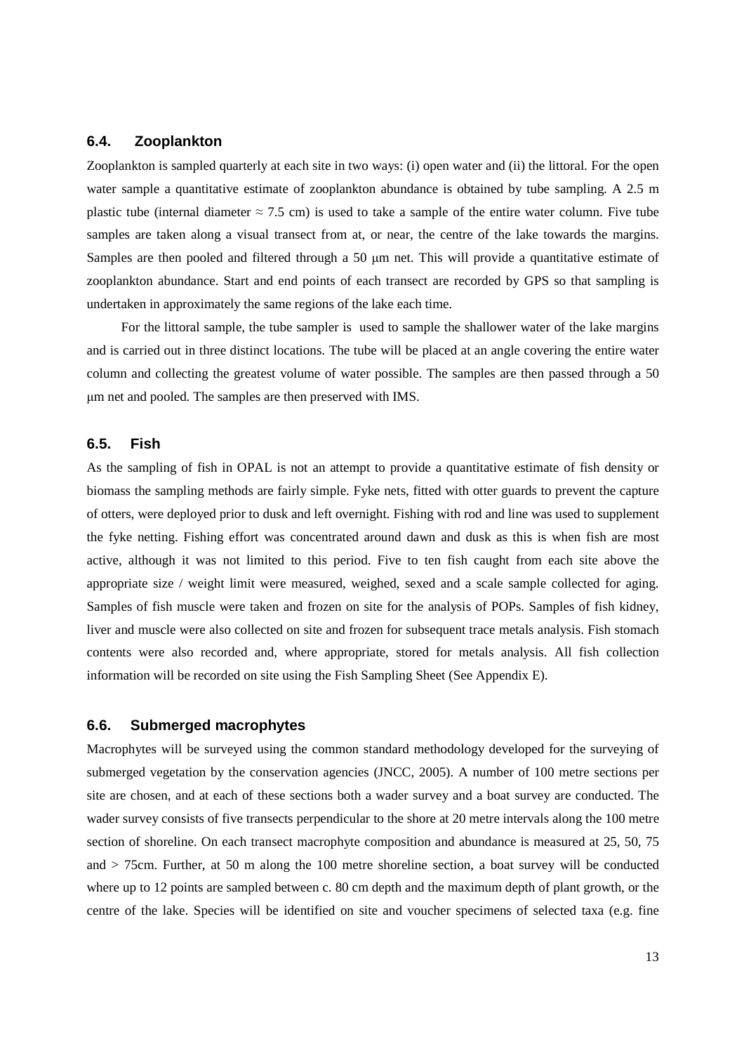### 6.4. Zooplankton

Zooplankton is sampled quarterly at each site in two ways: (i) open water and (ii) the littoral. For the open water sample a quantitative estimate of zooplankton abundance is obtained by tube sampling. A 2.5 m plastic tube (internal diameter ≈ 7.5 cm) is used to take a sample of the entire water column. Five tube samples are taken along a visual transect from at, or near, the centre of the lake towards the margins. Samples are then pooled and filtered through a 50 μm net. This will provide a quantitative estimate of zooplankton abundance. Start and end points of each transect are recorded by GPS so that sampling is undertaken in approximately the same regions of the lake each time.

For the littoral sample, the tube sampler is used to sample the shallower water of the lake margins and is carried out in three distinct locations. The tube will be placed at an angle covering the entire water column and collecting the greatest volume of water possible. The samples are then passed through a 50 μm net and pooled. The samples are then preserved with IMS.

### 6.5. Fish

As the sampling of fish in OPAL is not an attempt to provide a quantitative estimate of fish density or biomass the sampling methods are fairly simple. Fyke nets, fitted with otter guards to prevent the capture of otters, were deployed prior to dusk and left overnight. Fishing with rod and line was used to supplement the fyke netting. Fishing effort was concentrated around dawn and dusk as this is when fish are most active, although it was not limited to this period. Five to ten fish caught from each site above the appropriate size / weight limit were measured, weighed, sexed and a scale sample collected for aging. Samples of fish muscle were taken and frozen on site for the analysis of POPs. Samples of fish kidney, liver and muscle were also collected on site and frozen for subsequent trace metals analysis. Fish stomach contents were also recorded and, where appropriate, stored for metals analysis. All fish collection information will be recorded on site using the Fish Sampling Sheet (See Appendix E).

### 6.6. Submerged macrophytes

Macrophytes will be surveyed using the common standard methodology developed for the surveying of submerged vegetation by the conservation agencies (JNCC, 2005). A number of 100 metre sections per site are chosen, and at each of these sections both a wader survey and a boat survey are conducted. The wader survey consists of five transects perpendicular to the shore at 20 metre intervals along the 100 metre section of shoreline. On each transect macrophyte composition and abundance is measured at 25, 50, 75 and > 75cm. Further, at 50 m along the 100 metre shoreline section, a boat survey will be conducted where up to 12 points are sampled between c. 80 cm depth and the maximum depth of plant growth, or the centre of the lake. Species will be identified on site and voucher specimens of selected taxa (e.g. fine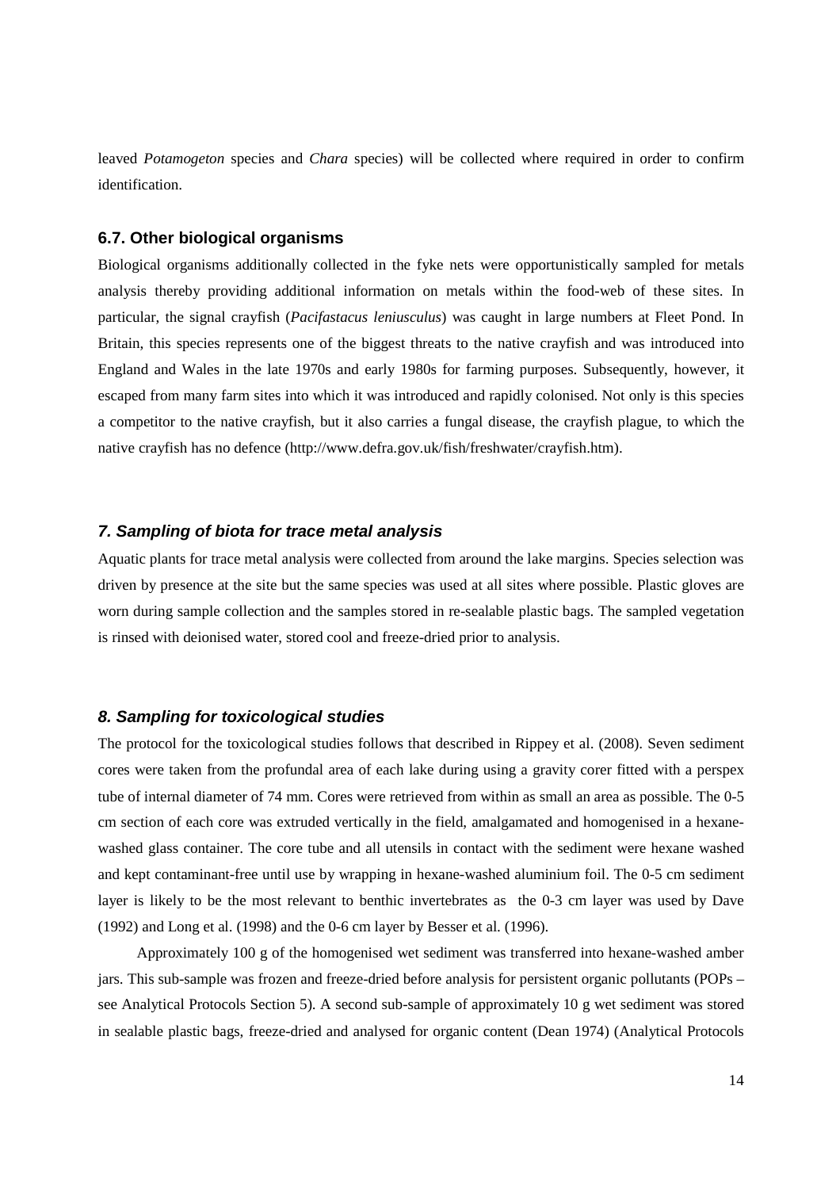leaved *Potamogeton* species and *Chara* species) will be collected where required in order to confirm identification.

### 6.7. Other biological organisms

Biological organisms additionally collected in the fyke nets were opportunistically sampled for metals analysis thereby providing additional information on metals within the food-web of these sites. In particular, the signal crayfish (*Pacifastacus leniusculus*) was caught in large numbers at Fleet Pond. In Britain, this species represents one of the biggest threats to the native crayfish and was introduced into England and Wales in the late 1970s and early 1980s for farming purposes. Subsequently, however, it escaped from many farm sites into which it was introduced and rapidly colonised. Not only is this species a competitor to the native crayfish, but it also carries a fungal disease, the crayfish plague, to which the native crayfish has no defence (http://www.defra.gov.uk/fish/freshwater/crayfish.htm).

## *7. Sampling of biota for trace metal analysis*

Aquatic plants for trace metal analysis were collected from around the lake margins. Species selection was driven by presence at the site but the same species was used at all sites where possible. Plastic gloves are worn during sample collection and the samples stored in re-sealable plastic bags. The sampled vegetation is rinsed with deionised water, stored cool and freeze-dried prior to analysis.

## *8. Sampling for toxicological studies*

The protocol for the toxicological studies follows that described in Rippey et al. (2008). Seven sediment cores were taken from the profundal area of each lake during using a gravity corer fitted with a perspex tube of internal diameter of 74 mm. Cores were retrieved from within as small an area as possible. The 0-5 cm section of each core was extruded vertically in the field, amalgamated and homogenised in a hexane-washed glass container. The core tube and all utensils in contact with the sediment were hexane washed and kept contaminant-free until use by wrapping in hexane-washed aluminium foil. The 0-5 cm sediment layer is likely to be the most relevant to benthic invertebrates as the 0-3 cm layer was used by Dave (1992) and Long et al. (1998) and the 0-6 cm layer by Besser et al. (1996).

Approximately 100 g of the homogenised wet sediment was transferred into hexane-washed amber jars. This sub-sample was frozen and freeze-dried before analysis for persistent organic pollutants (POPs – see Analytical Protocols Section 5). A second sub-sample of approximately 10 g wet sediment was stored in sealable plastic bags, freeze-dried and analysed for organic content (Dean 1974) (Analytical Protocols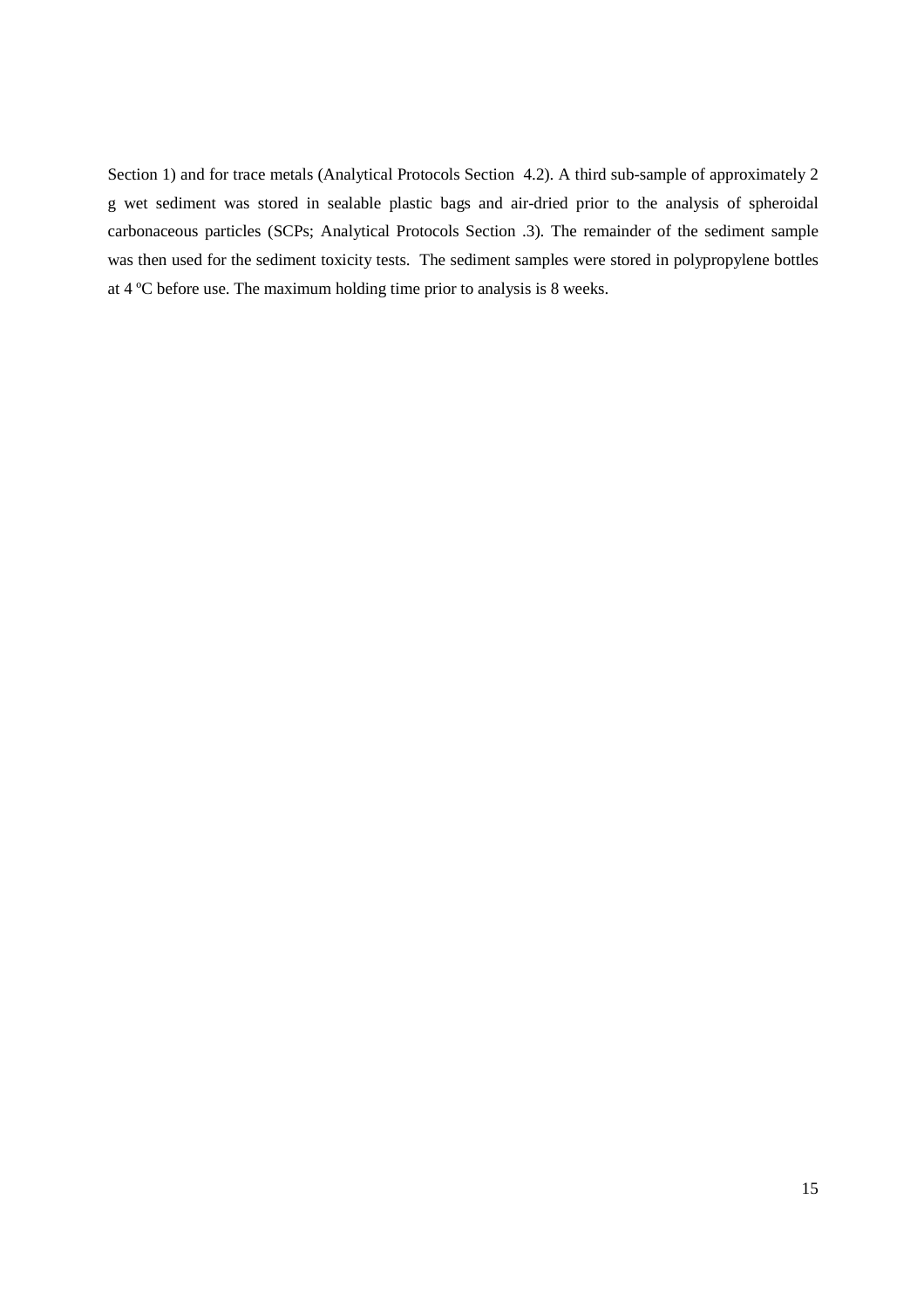Section 1) and for trace metals (Analytical Protocols Section 4.2). A third sub-sample of approximately 2 g wet sediment was stored in sealable plastic bags and air-dried prior to the analysis of spheroidal carbonaceous particles (SCPs; Analytical Protocols Section .3). The remainder of the sediment sample was then used for the sediment toxicity tests. The sediment samples were stored in polypropylene bottles at 4 ºC before use. The maximum holding time prior to analysis is 8 weeks.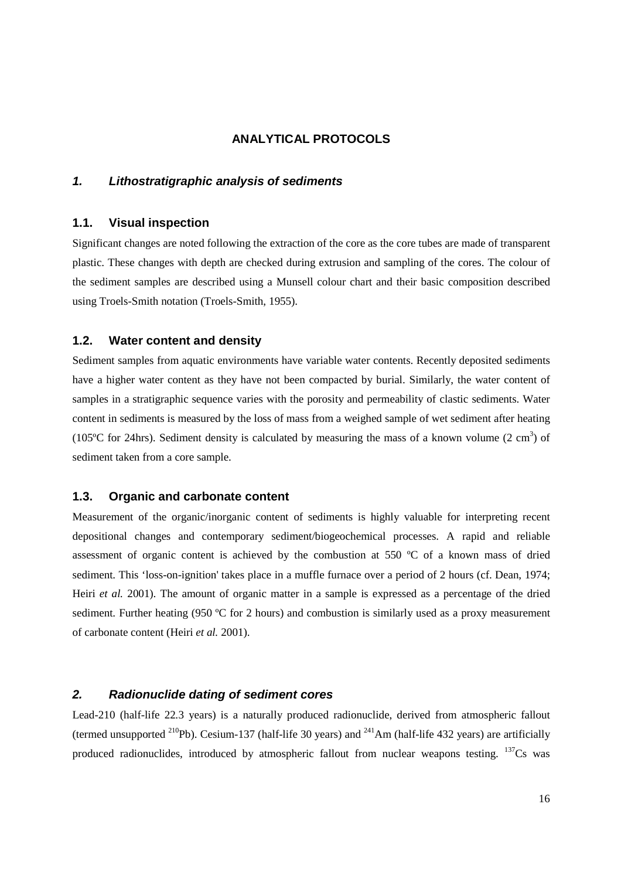# ANALYTICAL PROTOCOLS

## *1. Lithostratigraphic analysis of sediments*

### 1.1. Visual inspection

Significant changes are noted following the extraction of the core as the core tubes are made of transparent plastic. These changes with depth are checked during extrusion and sampling of the cores. The colour of the sediment samples are described using a Munsell colour chart and their basic composition described using Troels-Smith notation (Troels-Smith, 1955).

### 1.2. Water content and density

Sediment samples from aquatic environments have variable water contents. Recently deposited sediments have a higher water content as they have not been compacted by burial. Similarly, the water content of samples in a stratigraphic sequence varies with the porosity and permeability of clastic sediments. Water content in sediments is measured by the loss of mass from a weighed sample of wet sediment after heating (105ºC for 24hrs). Sediment density is calculated by measuring the mass of a known volume (2 $cm^3$) of sediment taken from a core sample.

### 1.3. Organic and carbonate content

Measurement of the organic/inorganic content of sediments is highly valuable for interpreting recent depositional changes and contemporary sediment/biogeochemical processes. A rapid and reliable assessment of organic content is achieved by the combustion at 550 ºC of a known mass of dried sediment. This 'loss-on-ignition' takes place in a muffle furnace over a period of 2 hours (cf. Dean, 1974; Heiri *et al.* 2001). The amount of organic matter in a sample is expressed as a percentage of the dried sediment. Further heating (950 ºC for 2 hours) and combustion is similarly used as a proxy measurement of carbonate content (Heiri *et al.* 2001).

## *2. Radionuclide dating of sediment cores*

Lead-210 (half-life 22.3 years) is a naturally produced radionuclide, derived from atmospheric fallout (termed unsupported $^{210}$Pb). Cesium-137 (half-life 30 years) and $^{241}$Am (half-life 432 years) are artificially produced radionuclides, introduced by atmospheric fallout from nuclear weapons testing. $^{137}$Cs was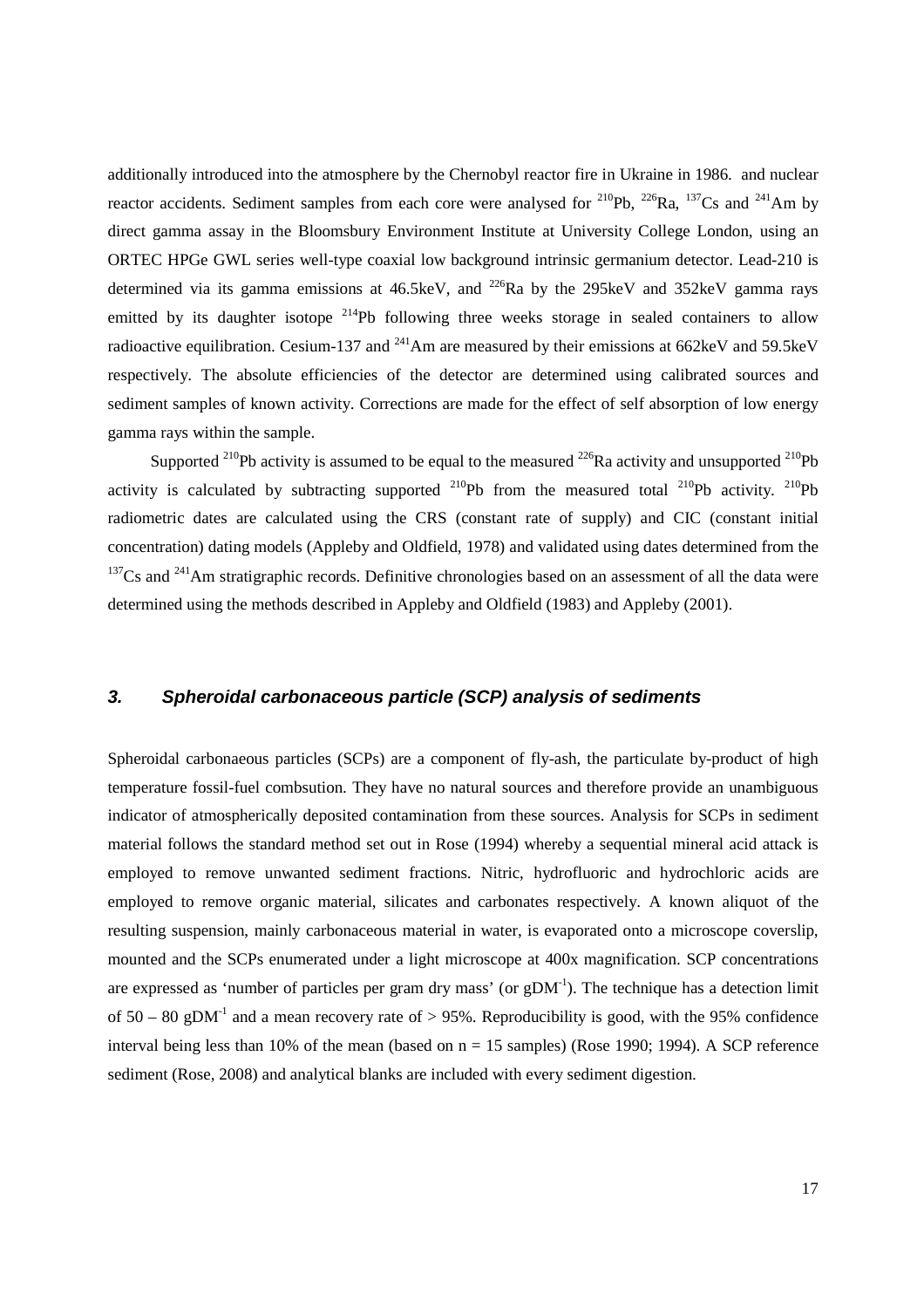additionally introduced into the atmosphere by the Chernobyl reactor fire in Ukraine in 1986. and nuclear reactor accidents. Sediment samples from each core were analysed for $^{210}$Pb, $^{226}$Ra, $^{137}$Cs and $^{241}$Am by direct gamma assay in the Bloomsbury Environment Institute at University College London, using an ORTEC HPGe GWL series well-type coaxial low background intrinsic germanium detector. Lead-210 is determined via its gamma emissions at 46.5keV, and $^{226}$Ra by the 295keV and 352keV gamma rays emitted by its daughter isotope $^{214}$Pb following three weeks storage in sealed containers to allow radioactive equilibration. Cesium-137 and $^{241}$Am are measured by their emissions at 662keV and 59.5keV respectively. The absolute efficiencies of the detector are determined using calibrated sources and sediment samples of known activity. Corrections are made for the effect of self absorption of low energy gamma rays within the sample.

Supported $^{210}$Pb activity is assumed to be equal to the measured $^{226}$Ra activity and unsupported $^{210}$Pb activity is calculated by subtracting supported $^{210}$Pb from the measured total $^{210}$Pb activity. $^{210}$Pb radiometric dates are calculated using the CRS (constant rate of supply) and CIC (constant initial concentration) dating models (Appleby and Oldfield, 1978) and validated using dates determined from the $^{137}$Cs and $^{241}$Am stratigraphic records. Definitive chronologies based on an assessment of all the data were determined using the methods described in Appleby and Oldfield (1983) and Appleby (2001).

## *3. Spheroidal carbonaceous particle (SCP) analysis of sediments*

Spheroidal carbonaeous particles (SCPs) are a component of fly-ash, the particulate by-product of high temperature fossil-fuel combsution. They have no natural sources and therefore provide an unambiguous indicator of atmospherically deposited contamination from these sources. Analysis for SCPs in sediment material follows the standard method set out in Rose (1994) whereby a sequential mineral acid attack is employed to remove unwanted sediment fractions. Nitric, hydrofluoric and hydrochloric acids are employed to remove organic material, silicates and carbonates respectively. A known aliquot of the resulting suspension, mainly carbonaceous material in water, is evaporated onto a microscope coverslip, mounted and the SCPs enumerated under a light microscope at 400x magnification. SCP concentrations are expressed as 'number of particles per gram dry mass' (or $gDM^{-1}$). The technique has a detection limit of 50 – 80 $gDM^{-1}$ and a mean recovery rate of > 95%. Reproducibility is good, with the 95% confidence interval being less than 10% of the mean (based on n = 15 samples) (Rose 1990; 1994). A SCP reference sediment (Rose, 2008) and analytical blanks are included with every sediment digestion.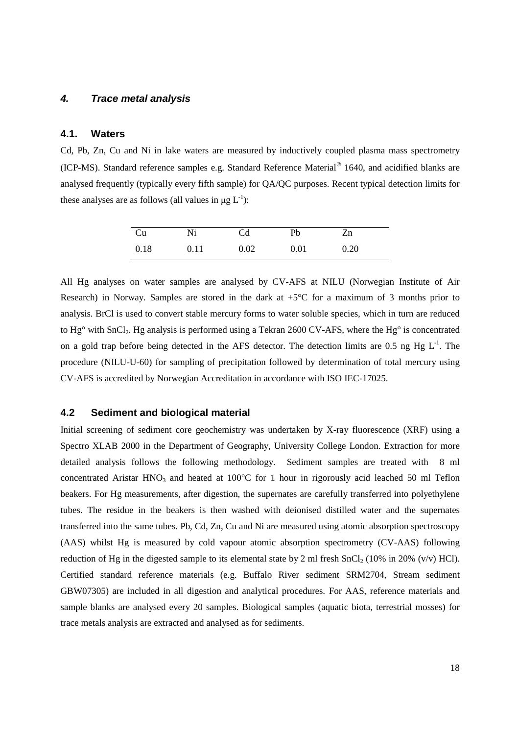## *4. Trace metal analysis*

### 4.1. Waters

Cd, Pb, Zn, Cu and Ni in lake waters are measured by inductively coupled plasma mass spectrometry (ICP-MS). Standard reference samples e.g. Standard Reference Material® 1640, and acidified blanks are analysed frequently (typically every fifth sample) for QA/QC purposes. Recent typical detection limits for these analyses are as follows (all values in $\mu g\ L^{-1}$):

| Cu | Ni | Cd | Pb | Zn |
|---|---|---|---|---|
| 0.18 | 0.11 | 0.02 | 0.01 | 0.20 |

All Hg analyses on water samples are analysed by CV-AFS at NILU (Norwegian Institute of Air Research) in Norway. Samples are stored in the dark at +5°C for a maximum of 3 months prior to analysis. BrCl is used to convert stable mercury forms to water soluble species, which in turn are reduced to Hg° with $SnCl_2$. Hg analysis is performed using a Tekran 2600 CV-AFS, where the Hg° is concentrated on a gold trap before being detected in the AFS detector. The detection limits are 0.5 ng Hg $L^{-1}$. The procedure (NILU-U-60) for sampling of precipitation followed by determination of total mercury using CV-AFS is accredited by Norwegian Accreditation in accordance with ISO IEC-17025.

### 4.2 Sediment and biological material

Initial screening of sediment core geochemistry was undertaken by X-ray fluorescence (XRF) using a Spectro XLAB 2000 in the Department of Geography, University College London. Extraction for more detailed analysis follows the following methodology. Sediment samples are treated with 8 ml concentrated Aristar $HNO_3$ and heated at 100°C for 1 hour in rigorously acid leached 50 ml Teflon beakers. For Hg measurements, after digestion, the supernates are carefully transferred into polyethylene tubes. The residue in the beakers is then washed with deionised distilled water and the supernates transferred into the same tubes. Pb, Cd, Zn, Cu and Ni are measured using atomic absorption spectroscopy (AAS) whilst Hg is measured by cold vapour atomic absorption spectrometry (CV-AAS) following reduction of Hg in the digested sample to its elemental state by 2 ml fresh $SnCl_2$ (10% in 20% (v/v) HCl). Certified standard reference materials (e.g. Buffalo River sediment SRM2704, Stream sediment GBW07305) are included in all digestion and analytical procedures. For AAS, reference materials and sample blanks are analysed every 20 samples. Biological samples (aquatic biota, terrestrial mosses) for trace metals analysis are extracted and analysed as for sediments.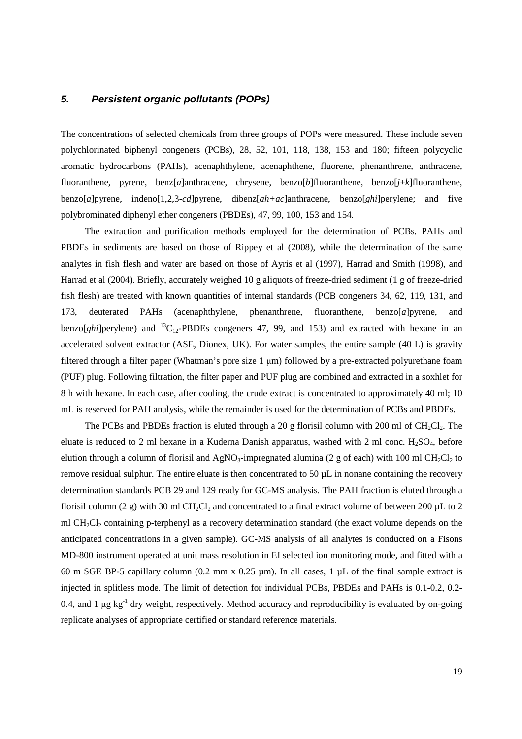## *5. Persistent organic pollutants (POPs)*

The concentrations of selected chemicals from three groups of POPs were measured. These include seven polychlorinated biphenyl congeners (PCBs), 28, 52, 101, 118, 138, 153 and 180; fifteen polycyclic aromatic hydrocarbons (PAHs), acenaphthylene, acenaphthene, fluorene, phenanthrene, anthracene, fluoranthene, pyrene, benz[*a*]anthracene, chrysene, benzo[*b*]fluoranthene, benzo[*j*+*k*]fluoranthene, benzo[*a*]pyrene, indeno[1,2,3-*cd*]pyrene, dibenz[*ah+ac*]anthracene, benzo[*ghi*]perylene; and five polybrominated diphenyl ether congeners (PBDEs), 47, 99, 100, 153 and 154.

The extraction and purification methods employed for the determination of PCBs, PAHs and PBDEs in sediments are based on those of Rippey et al (2008), while the determination of the same analytes in fish flesh and water are based on those of Ayris et al (1997), Harrad and Smith (1998), and Harrad et al (2004). Briefly, accurately weighed 10 g aliquots of freeze-dried sediment (1 g of freeze-dried fish flesh) are treated with known quantities of internal standards (PCB congeners 34, 62, 119, 131, and 173, deuterated PAHs (acenaphthylene, phenanthrene, fluoranthene, benzo[*a*]pyrene, and benzo[*ghi*]perylene) and $^{13}C_{12}$-PBDEs congeners 47, 99, and 153) and extracted with hexane in an accelerated solvent extractor (ASE, Dionex, UK). For water samples, the entire sample (40 L) is gravity filtered through a filter paper (Whatman's pore size 1 μm) followed by a pre-extracted polyurethane foam (PUF) plug. Following filtration, the filter paper and PUF plug are combined and extracted in a soxhlet for 8 h with hexane. In each case, after cooling, the crude extract is concentrated to approximately 40 ml; 10 mL is reserved for PAH analysis, while the remainder is used for the determination of PCBs and PBDEs.

The PCBs and PBDEs fraction is eluted through a 20 g florisil column with 200 ml of $CH_2Cl_2$. The eluate is reduced to 2 ml hexane in a Kuderna Danish apparatus, washed with 2 ml conc. $H_2SO_4$, before elution through a column of florisil and $AgNO_3$-impregnated alumina (2 g of each) with 100 ml $CH_2Cl_2$ to remove residual sulphur. The entire eluate is then concentrated to 50 µL in nonane containing the recovery determination standards PCB 29 and 129 ready for GC-MS analysis. The PAH fraction is eluted through a florisil column (2 g) with 30 ml $CH_2Cl_2$ and concentrated to a final extract volume of between 200 µL to 2 ml $CH_2Cl_2$ containing p-terphenyl as a recovery determination standard (the exact volume depends on the anticipated concentrations in a given sample). GC-MS analysis of all analytes is conducted on a Fisons MD-800 instrument operated at unit mass resolution in EI selected ion monitoring mode, and fitted with a 60 m SGE BP-5 capillary column (0.2 mm x 0.25 µm). In all cases, 1 µL of the final sample extract is injected in splitless mode. The limit of detection for individual PCBs, PBDEs and PAHs is 0.1-0.2, 0.2-0.4, and 1 µg $kg^{-1}$ dry weight, respectively. Method accuracy and reproducibility is evaluated by on-going replicate analyses of appropriate certified or standard reference materials.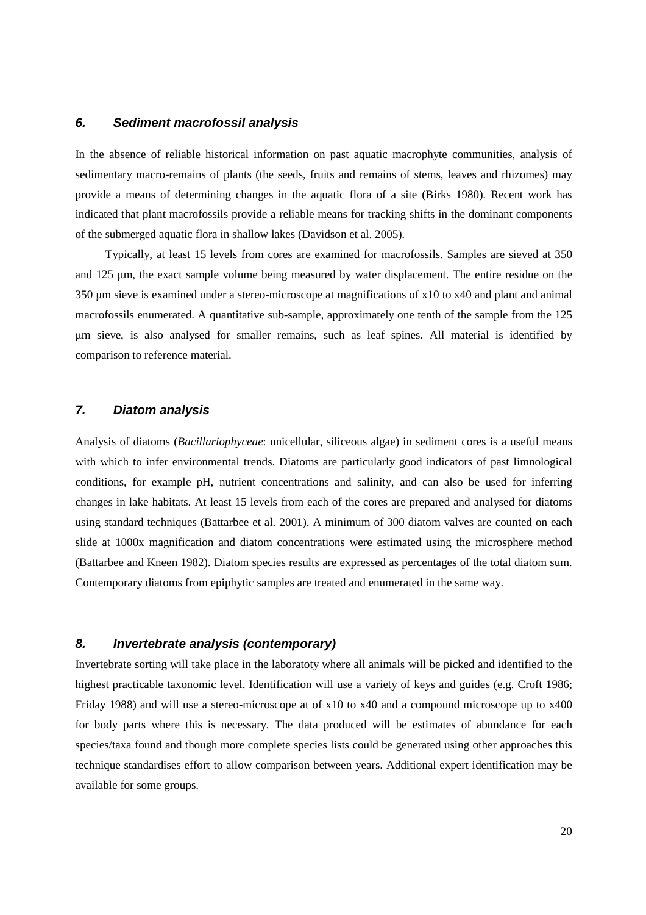## *6. Sediment macrofossil analysis*

In the absence of reliable historical information on past aquatic macrophyte communities, analysis of sedimentary macro-remains of plants (the seeds, fruits and remains of stems, leaves and rhizomes) may provide a means of determining changes in the aquatic flora of a site (Birks 1980). Recent work has indicated that plant macrofossils provide a reliable means for tracking shifts in the dominant components of the submerged aquatic flora in shallow lakes (Davidson et al. 2005).

Typically, at least 15 levels from cores are examined for macrofossils. Samples are sieved at 350 and 125 μm, the exact sample volume being measured by water displacement. The entire residue on the 350 μm sieve is examined under a stereo-microscope at magnifications of x10 to x40 and plant and animal macrofossils enumerated. A quantitative sub-sample, approximately one tenth of the sample from the 125 μm sieve, is also analysed for smaller remains, such as leaf spines. All material is identified by comparison to reference material.

## *7. Diatom analysis*

Analysis of diatoms (*Bacillariophyceae*: unicellular, siliceous algae) in sediment cores is a useful means with which to infer environmental trends. Diatoms are particularly good indicators of past limnological conditions, for example pH, nutrient concentrations and salinity, and can also be used for inferring changes in lake habitats. At least 15 levels from each of the cores are prepared and analysed for diatoms using standard techniques (Battarbee et al. 2001). A minimum of 300 diatom valves are counted on each slide at 1000x magnification and diatom concentrations were estimated using the microsphere method (Battarbee and Kneen 1982). Diatom species results are expressed as percentages of the total diatom sum. Contemporary diatoms from epiphytic samples are treated and enumerated in the same way.

## *8. Invertebrate analysis (contemporary)*

Invertebrate sorting will take place in the laboratoty where all animals will be picked and identified to the highest practicable taxonomic level. Identification will use a variety of keys and guides (e.g. Croft 1986; Friday 1988) and will use a stereo-microscope at of x10 to x40 and a compound microscope up to x400 for body parts where this is necessary. The data produced will be estimates of abundance for each species/taxa found and though more complete species lists could be generated using other approaches this technique standardises effort to allow comparison between years. Additional expert identification may be available for some groups.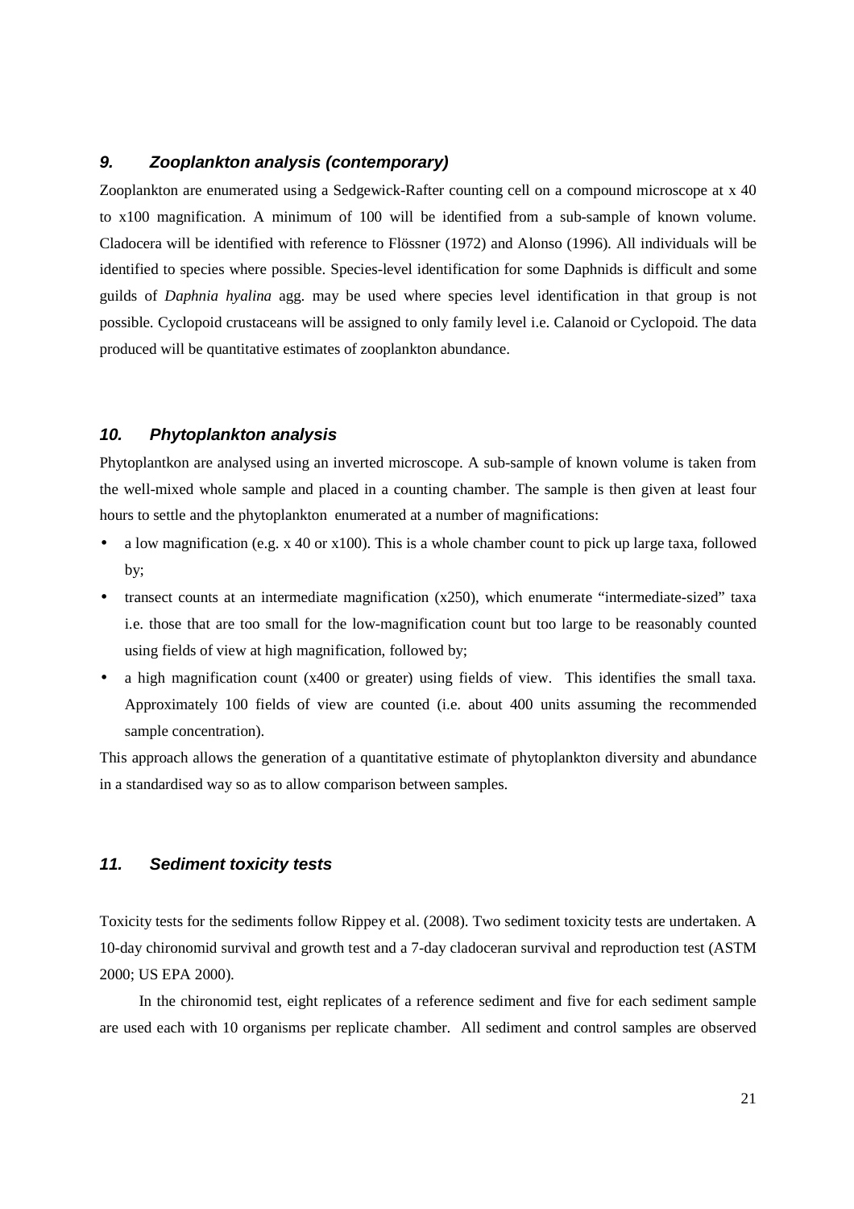## *9. Zooplankton analysis (contemporary)*

Zooplankton are enumerated using a Sedgewick-Rafter counting cell on a compound microscope at x 40 to x100 magnification. A minimum of 100 will be identified from a sub-sample of known volume. Cladocera will be identified with reference to Flössner (1972) and Alonso (1996). All individuals will be identified to species where possible. Species-level identification for some Daphnids is difficult and some guilds of *Daphnia hyalina* agg. may be used where species level identification in that group is not possible. Cyclopoid crustaceans will be assigned to only family level i.e. Calanoid or Cyclopoid. The data produced will be quantitative estimates of zooplankton abundance.

## *10. Phytoplankton analysis*

Phytoplantkon are analysed using an inverted microscope. A sub-sample of known volume is taken from the well-mixed whole sample and placed in a counting chamber. The sample is then given at least four hours to settle and the phytoplankton enumerated at a number of magnifications:

- a low magnification (e.g. x 40 or x100). This is a whole chamber count to pick up large taxa, followed by;
- transect counts at an intermediate magnification (x250), which enumerate "intermediate-sized" taxa i.e. those that are too small for the low-magnification count but too large to be reasonably counted using fields of view at high magnification, followed by;
- a high magnification count (x400 or greater) using fields of view. This identifies the small taxa. Approximately 100 fields of view are counted (i.e. about 400 units assuming the recommended sample concentration).

This approach allows the generation of a quantitative estimate of phytoplankton diversity and abundance in a standardised way so as to allow comparison between samples.

## *11. Sediment toxicity tests*

Toxicity tests for the sediments follow Rippey et al. (2008). Two sediment toxicity tests are undertaken. A 10-day chironomid survival and growth test and a 7-day cladoceran survival and reproduction test (ASTM 2000; US EPA 2000).

In the chironomid test, eight replicates of a reference sediment and five for each sediment sample are used each with 10 organisms per replicate chamber. All sediment and control samples are observed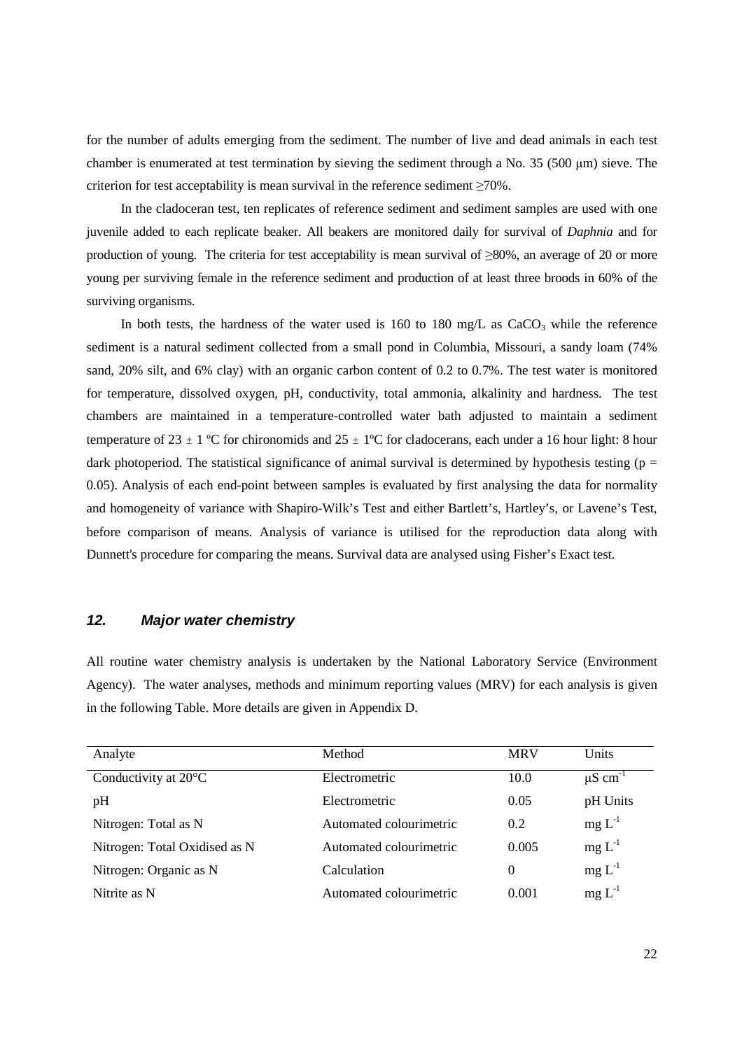for the number of adults emerging from the sediment. The number of live and dead animals in each test chamber is enumerated at test termination by sieving the sediment through a No. 35 (500 μm) sieve. The criterion for test acceptability is mean survival in the reference sediment ≥70%.

In the cladoceran test, ten replicates of reference sediment and sediment samples are used with one juvenile added to each replicate beaker. All beakers are monitored daily for survival of *Daphnia* and for production of young. The criteria for test acceptability is mean survival of ≥80%, an average of 20 or more young per surviving female in the reference sediment and production of at least three broods in 60% of the surviving organisms.

In both tests, the hardness of the water used is 160 to 180 mg/L as $CaCO_3$ while the reference sediment is a natural sediment collected from a small pond in Columbia, Missouri, a sandy loam (74% sand, 20% silt, and 6% clay) with an organic carbon content of 0.2 to 0.7%. The test water is monitored for temperature, dissolved oxygen, pH, conductivity, total ammonia, alkalinity and hardness. The test chambers are maintained in a temperature-controlled water bath adjusted to maintain a sediment temperature of 23 ± 1 ºC for chironomids and 25 ± 1ºC for cladocerans, each under a 16 hour light: 8 hour dark photoperiod. The statistical significance of animal survival is determined by hypothesis testing ($p = 0.05$). Analysis of each end-point between samples is evaluated by first analysing the data for normality and homogeneity of variance with Shapiro-Wilk's Test and either Bartlett's, Hartley's, or Lavene's Test, before comparison of means. Analysis of variance is utilised for the reproduction data along with Dunnett's procedure for comparing the means. Survival data are analysed using Fisher's Exact test.

## *12. Major water chemistry*

All routine water chemistry analysis is undertaken by the National Laboratory Service (Environment Agency). The water analyses, methods and minimum reporting values (MRV) for each analysis is given in the following Table. More details are given in Appendix D.

| Analyte | Method | MRV | Units |
|---|---|---|---|
| Conductivity at 20°C | Electrometric | 10.0 | $\mu S\ cm^{-1}$ |
| pH | Electrometric | 0.05 | pH Units |
| Nitrogen: Total as N | Automated colourimetric | 0.2 | $mg\ L^{-1}$ |
| Nitrogen: Total Oxidised as N | Automated colourimetric | 0.005 | $mg\ L^{-1}$ |
| Nitrogen: Organic as N | Calculation | 0 | $mg\ L^{-1}$ |
| Nitrite as N | Automated colourimetric | 0.001 | $mg\ L^{-1}$ |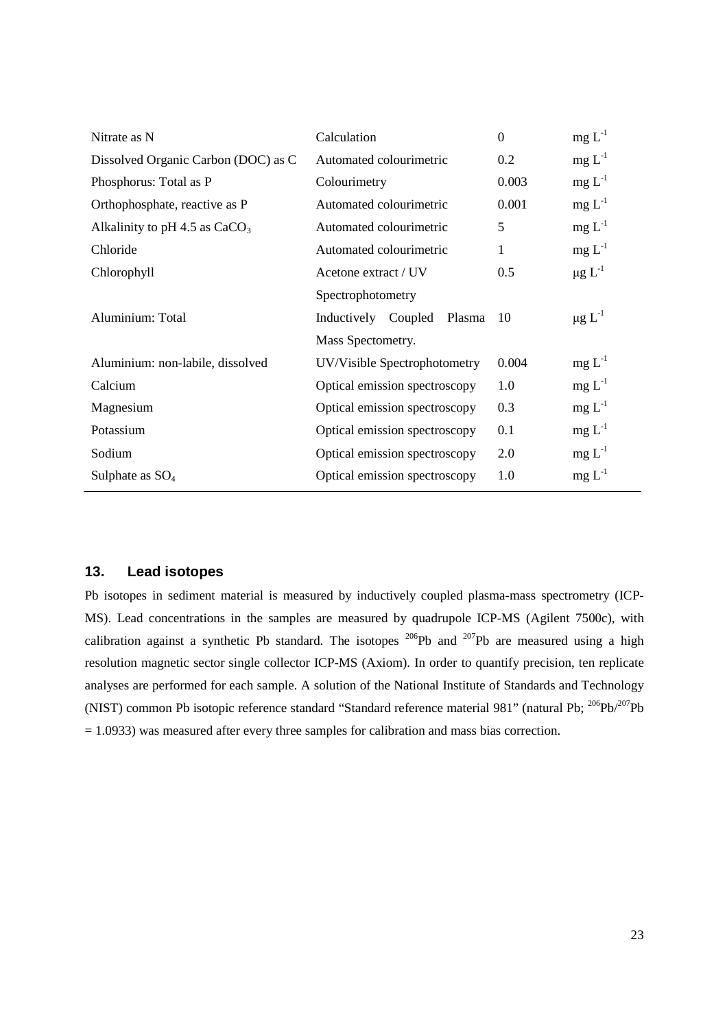| | | | |
|---|---|---|---|
| Nitrate as N | Calculation | 0 | mg $L^{-1}$ |
| Dissolved Organic Carbon (DOC) as C | Automated colourimetric | 0.2 | mg $L^{-1}$ |
| Phosphorus: Total as P | Colourimetry | 0.003 | mg $L^{-1}$ |
| Orthophosphate, reactive as P | Automated colourimetric | 0.001 | mg $L^{-1}$ |
| Alkalinity to pH 4.5 as $CaCO_3$ | Automated colourimetric | 5 | mg $L^{-1}$ |
| Chloride | Automated colourimetric | 1 | mg $L^{-1}$ |
| Chlorophyll | Acetone extract / UV Spectrophotometry | 0.5 | μg $L^{-1}$ |
| Aluminium: Total | Inductively Coupled Plasma Mass Spectometry. | 10 | μg $L^{-1}$ |
| Aluminium: non-labile, dissolved | UV/Visible Spectrophotometry | 0.004 | mg $L^{-1}$ |
| Calcium | Optical emission spectroscopy | 1.0 | mg $L^{-1}$ |
| Magnesium | Optical emission spectroscopy | 0.3 | mg $L^{-1}$ |
| Potassium | Optical emission spectroscopy | 0.1 | mg $L^{-1}$ |
| Sodium | Optical emission spectroscopy | 2.0 | mg $L^{-1}$ |
| Sulphate as $SO_4$ | Optical emission spectroscopy | 1.0 | mg $L^{-1}$ |

## 13. Lead isotopes

Pb isotopes in sediment material is measured by inductively coupled plasma-mass spectrometry (ICP-MS). Lead concentrations in the samples are measured by quadrupole ICP-MS (Agilent 7500c), with calibration against a synthetic Pb standard. The isotopes $^{206}Pb$ and $^{207}Pb$ are measured using a high resolution magnetic sector single collector ICP-MS (Axiom). In order to quantify precision, ten replicate analyses are performed for each sample. A solution of the National Institute of Standards and Technology (NIST) common Pb isotopic reference standard "Standard reference material 981" (natural Pb; $^{206}Pb/^{207}Pb = 1.0933$) was measured after every three samples for calibration and mass bias correction.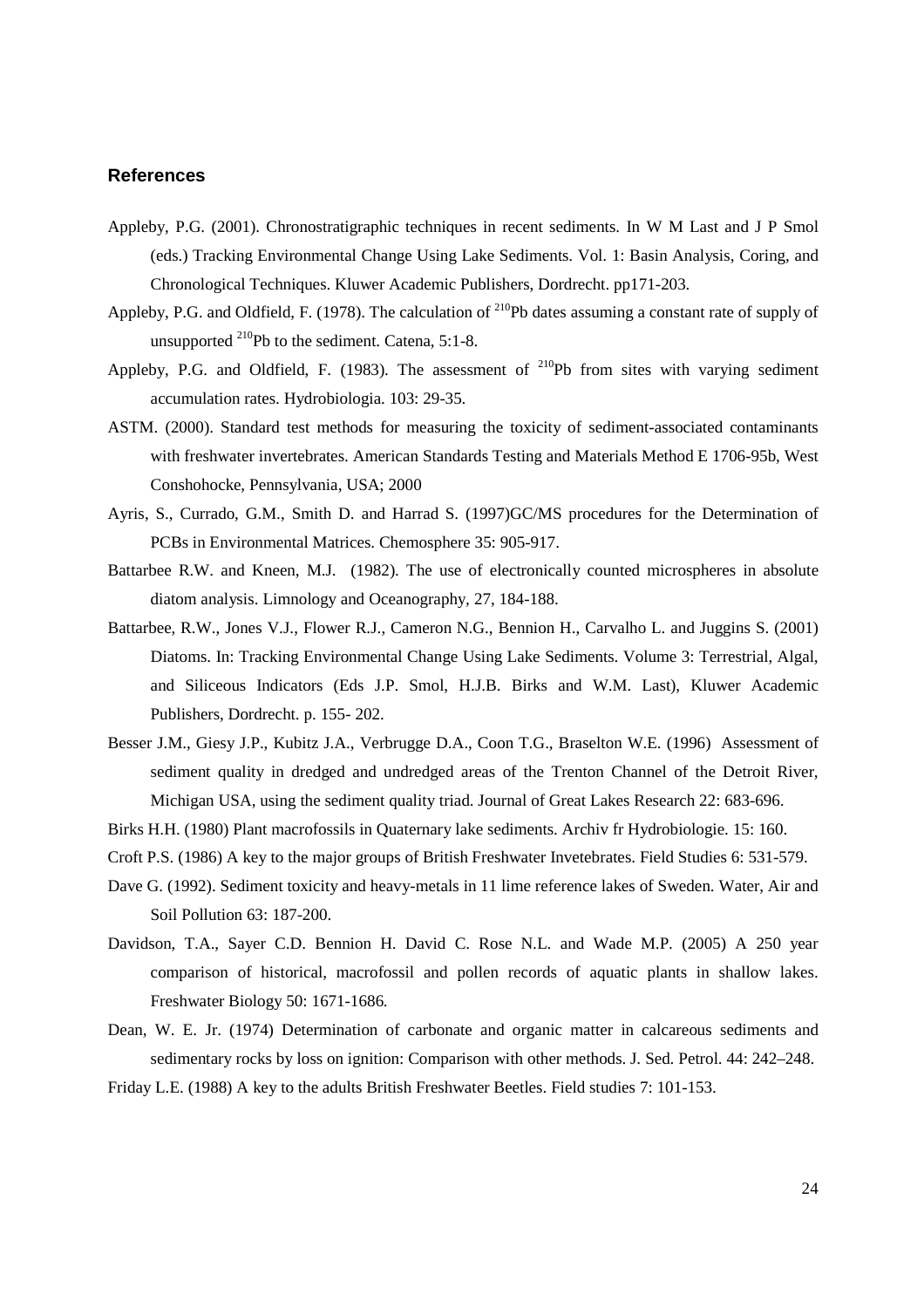### References

Appleby, P.G. (2001). Chronostratigraphic techniques in recent sediments. In W M Last and J P Smol (eds.) Tracking Environmental Change Using Lake Sediments. Vol. 1: Basin Analysis, Coring, and Chronological Techniques. Kluwer Academic Publishers, Dordrecht. pp171-203.

Appleby, P.G. and Oldfield, F. (1978). The calculation of $^{210}$Pb dates assuming a constant rate of supply of unsupported $^{210}$Pb to the sediment. Catena, 5:1-8.

Appleby, P.G. and Oldfield, F. (1983). The assessment of $^{210}$Pb from sites with varying sediment accumulation rates. Hydrobiologia. 103: 29-35.

ASTM. (2000). Standard test methods for measuring the toxicity of sediment-associated contaminants with freshwater invertebrates. American Standards Testing and Materials Method E 1706-95b, West Conshohocke, Pennsylvania, USA; 2000

Ayris, S., Currado, G.M., Smith D. and Harrad S. (1997)GC/MS procedures for the Determination of PCBs in Environmental Matrices. Chemosphere 35: 905-917.

Battarbee R.W. and Kneen, M.J. (1982). The use of electronically counted microspheres in absolute diatom analysis. Limnology and Oceanography, 27, 184-188.

Battarbee, R.W., Jones V.J., Flower R.J., Cameron N.G., Bennion H., Carvalho L. and Juggins S. (2001) Diatoms. In: Tracking Environmental Change Using Lake Sediments. Volume 3: Terrestrial, Algal, and Siliceous Indicators (Eds J.P. Smol, H.J.B. Birks and W.M. Last), Kluwer Academic Publishers, Dordrecht. p. 155- 202.

Besser J.M., Giesy J.P., Kubitz J.A., Verbrugge D.A., Coon T.G., Braselton W.E. (1996) Assessment of sediment quality in dredged and undredged areas of the Trenton Channel of the Detroit River, Michigan USA, using the sediment quality triad. Journal of Great Lakes Research 22: 683-696.

Birks H.H. (1980) Plant macrofossils in Quaternary lake sediments. Archiv fr Hydrobiologie. 15: 160.

Croft P.S. (1986) A key to the major groups of British Freshwater Invetebrates. Field Studies 6: 531-579.

Dave G. (1992). Sediment toxicity and heavy-metals in 11 lime reference lakes of Sweden. Water, Air and Soil Pollution 63: 187-200.

Davidson, T.A., Sayer C.D. Bennion H. David C. Rose N.L. and Wade M.P. (2005) A 250 year comparison of historical, macrofossil and pollen records of aquatic plants in shallow lakes. Freshwater Biology 50: 1671-1686.

Dean, W. E. Jr. (1974) Determination of carbonate and organic matter in calcareous sediments and sedimentary rocks by loss on ignition: Comparison with other methods. J. Sed. Petrol. 44: 242–248.

Friday L.E. (1988) A key to the adults British Freshwater Beetles. Field studies 7: 101-153.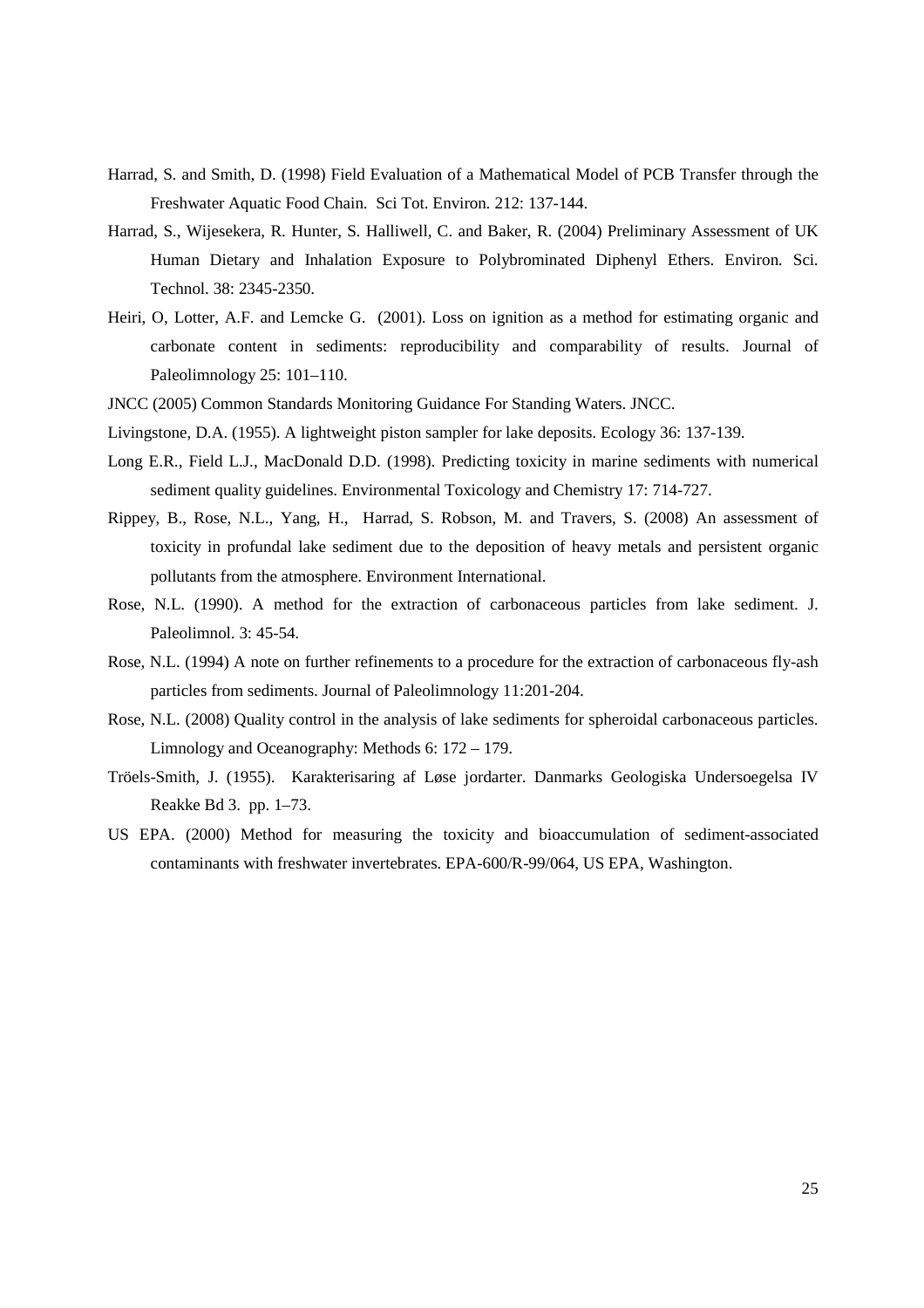Harrad, S. and Smith, D. (1998) Field Evaluation of a Mathematical Model of PCB Transfer through the Freshwater Aquatic Food Chain. Sci Tot. Environ. 212: 137-144.

Harrad, S., Wijesekera, R. Hunter, S. Halliwell, C. and Baker, R. (2004) Preliminary Assessment of UK Human Dietary and Inhalation Exposure to Polybrominated Diphenyl Ethers. Environ. Sci. Technol. 38: 2345-2350.

Heiri, O, Lotter, A.F. and Lemcke G. (2001). Loss on ignition as a method for estimating organic and carbonate content in sediments: reproducibility and comparability of results. Journal of Paleolimnology 25: 101–110.

JNCC (2005) Common Standards Monitoring Guidance For Standing Waters. JNCC.

Livingstone, D.A. (1955). A lightweight piston sampler for lake deposits. Ecology 36: 137-139.

Long E.R., Field L.J., MacDonald D.D. (1998). Predicting toxicity in marine sediments with numerical sediment quality guidelines. Environmental Toxicology and Chemistry 17: 714-727.

Rippey, B., Rose, N.L., Yang, H., Harrad, S. Robson, M. and Travers, S. (2008) An assessment of toxicity in profundal lake sediment due to the deposition of heavy metals and persistent organic pollutants from the atmosphere. Environment International.

Rose, N.L. (1990). A method for the extraction of carbonaceous particles from lake sediment. J. Paleolimnol. 3: 45-54.

Rose, N.L. (1994) A note on further refinements to a procedure for the extraction of carbonaceous fly-ash particles from sediments. Journal of Paleolimnology 11:201-204.

Rose, N.L. (2008) Quality control in the analysis of lake sediments for spheroidal carbonaceous particles. Limnology and Oceanography: Methods 6: 172 – 179.

Tröels-Smith, J. (1955). Karakterisaring af Løse jordarter. Danmarks Geologiska Undersoegelsa IV Reakke Bd 3. pp. 1–73.

US EPA. (2000) Method for measuring the toxicity and bioaccumulation of sediment-associated contaminants with freshwater invertebrates. EPA-600/R-99/064, US EPA, Washington.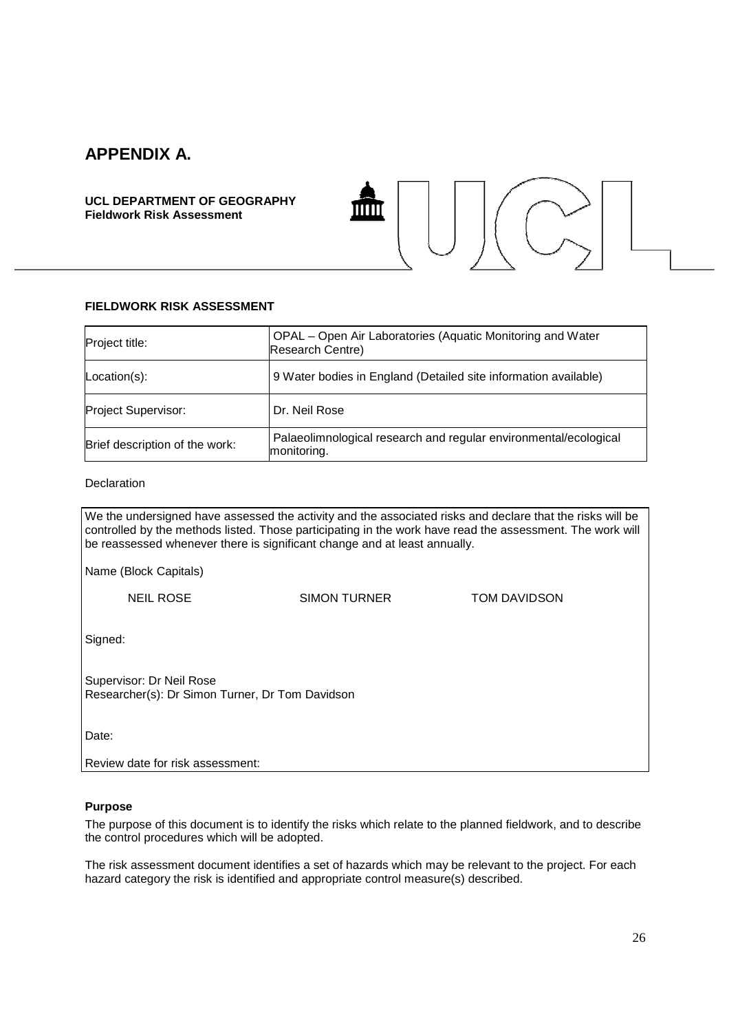# APPENDIX A.

**UCL DEPARTMENT OF GEOGRAPHY**
**Fieldwork Risk Assessment**

**FIELDWORK RISK ASSESSMENT**

| | |
|---|---|
| Project title: | OPAL – Open Air Laboratories (Aquatic Monitoring and Water Research Centre) |
| Location(s): | 9 Water bodies in England (Detailed site information available) |
| Project Supervisor: | Dr. Neil Rose |
| Brief description of the work: | Palaeolimnological research and regular environmental/ecological monitoring. |

Declaration

We the undersigned have assessed the activity and the associated risks and declare that the risks will be controlled by the methods listed. Those participating in the work have read the assessment. The work will be reassessed whenever there is significant change and at least annually.

Name (Block Capitals)

NEIL ROSE SIMON TURNER TOM DAVIDSON

Signed:

Supervisor: Dr Neil Rose
Researcher(s): Dr Simon Turner, Dr Tom Davidson

Date:

Review date for risk assessment:

**Purpose**

The purpose of this document is to identify the risks which relate to the planned fieldwork, and to describe the control procedures which will be adopted.

The risk assessment document identifies a set of hazards which may be relevant to the project. For each hazard category the risk is identified and appropriate control measure(s) described.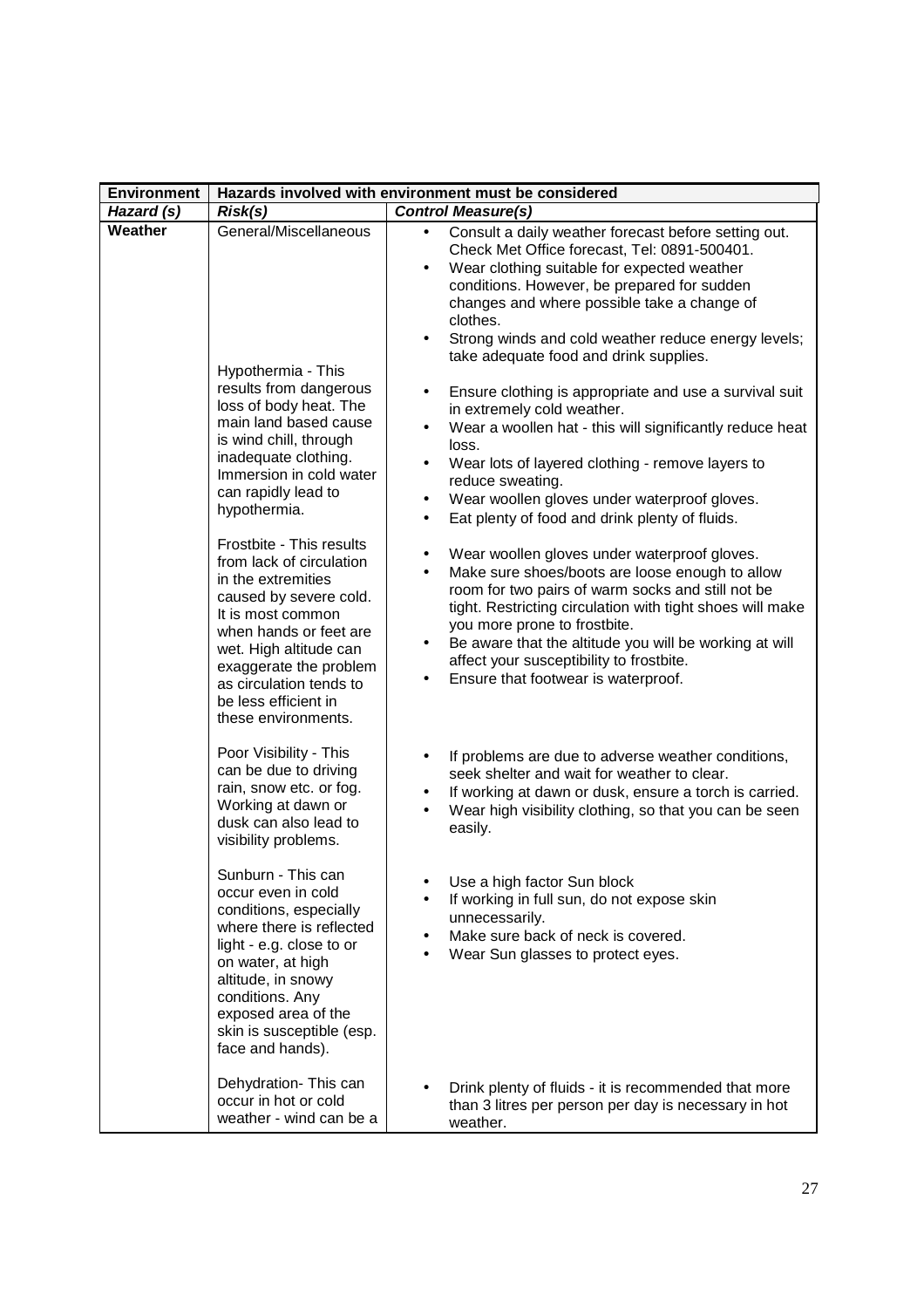| **Environment** | **Hazards involved with environment must be considered** | |
|---|---|---|
| ***Hazard (s)*** | ***Risk(s)*** | ***Control Measure(s)*** |
| **Weather** | General/Miscellaneous | • Consult a daily weather forecast before setting out. Check Met Office forecast, Tel: 0891-500401.<br>• Wear clothing suitable for expected weather conditions. However, be prepared for sudden changes and where possible take a change of clothes.<br>• Strong winds and cold weather reduce energy levels; take adequate food and drink supplies. |
| | Hypothermia - This results from dangerous loss of body heat. The main land based cause is wind chill, through inadequate clothing. Immersion in cold water can rapidly lead to hypothermia. | • Ensure clothing is appropriate and use a survival suit in extremely cold weather.<br>• Wear a woollen hat - this will significantly reduce heat loss.<br>• Wear lots of layered clothing - remove layers to reduce sweating.<br>• Wear woollen gloves under waterproof gloves.<br>• Eat plenty of food and drink plenty of fluids. |
| | Frostbite - This results from lack of circulation in the extremities caused by severe cold. It is most common when hands or feet are wet. High altitude can exaggerate the problem as circulation tends to be less efficient in these environments. | • Wear woollen gloves under waterproof gloves.<br>• Make sure shoes/boots are loose enough to allow room for two pairs of warm socks and still not be tight. Restricting circulation with tight shoes will make you more prone to frostbite.<br>• Be aware that the altitude you will be working at will affect your susceptibility to frostbite.<br>• Ensure that footwear is waterproof. |
| | Poor Visibility - This can be due to driving rain, snow etc. or fog. Working at dawn or dusk can also lead to visibility problems. | • If problems are due to adverse weather conditions, seek shelter and wait for weather to clear.<br>• If working at dawn or dusk, ensure a torch is carried.<br>• Wear high visibility clothing, so that you can be seen easily. |
| | Sunburn - This can occur even in cold conditions, especially where there is reflected light - e.g. close to or on water, at high altitude, in snowy conditions. Any exposed area of the skin is susceptible (esp. face and hands). | • Use a high factor Sun block<br>• If working in full sun, do not expose skin unnecessarily.<br>• Make sure back of neck is covered.<br>• Wear Sun glasses to protect eyes. |
| | Dehydration- This can occur in hot or cold weather - wind can be a | • Drink plenty of fluids - it is recommended that more than 3 litres per person per day is necessary in hot weather. |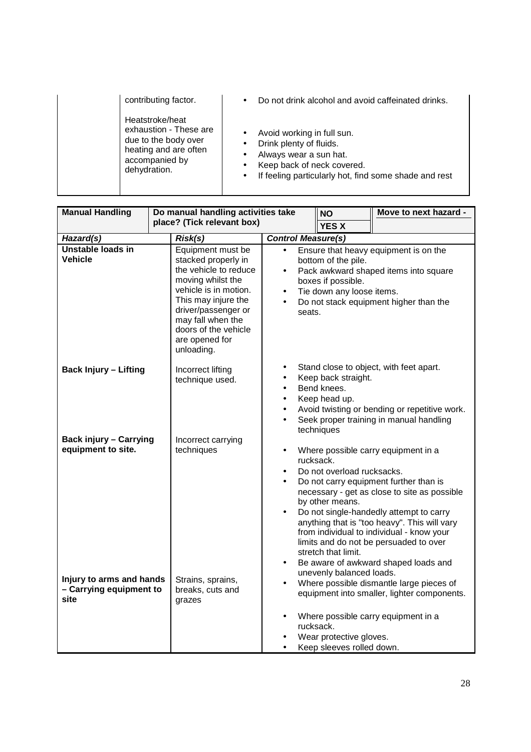| | | |
|---|---|---|
| | contributing factor.<br><br>Heatstroke/heat exhaustion - These are due to the body over heating and are often accompanied by dehydration. | • Do not drink alcohol and avoid caffeinated drinks.<br><br>• Avoid working in full sun.<br>• Drink plenty of fluids.<br>• Always wear a sun hat.<br>• Keep back of neck covered.<br>• If feeling particularly hot, find some shade and rest |

| **Manual Handling** | **Do manual handling activities take place? (Tick relevant box)** | **NO** / **YES X** | **Move to next hazard -** |
|---|---|---|---|
| ***Hazard(s)*** | ***Risk(s)*** | ***Control Measure(s)*** | |
| **Unstable loads in Vehicle** | Equipment must be stacked properly in the vehicle to reduce moving whilst the vehicle is in motion. This may injure the driver/passenger or may fall when the doors of the vehicle are opened for unloading. | • Ensure that heavy equipment is on the bottom of the pile.<br>• Pack awkward shaped items into square boxes if possible.<br>• Tie down any loose items.<br>• Do not stack equipment higher than the seats. | |
| **Back Injury – Lifting** | Incorrect lifting technique used. | • Stand close to object, with feet apart.<br>• Keep back straight.<br>• Bend knees.<br>• Keep head up.<br>• Avoid twisting or bending or repetitive work.<br>• Seek proper training in manual handling techniques | |
| **Back injury – Carrying equipment to site.** | Incorrect carrying techniques | • Where possible carry equipment in a rucksack.<br>• Do not overload rucksacks.<br>• Do not carry equipment further than is necessary - get as close to site as possible by other means.<br>• Do not single-handedly attempt to carry anything that is "too heavy". This will vary from individual to individual - know your limits and do not be persuaded to over stretch that limit.<br>• Be aware of awkward shaped loads and unevenly balanced loads.<br>• Where possible dismantle large pieces of equipment into smaller, lighter components. | |
| **Injury to arms and hands – Carrying equipment to site** | Strains, sprains, breaks, cuts and grazes | • Where possible carry equipment in a rucksack.<br>• Wear protective gloves.<br>• Keep sleeves rolled down. | |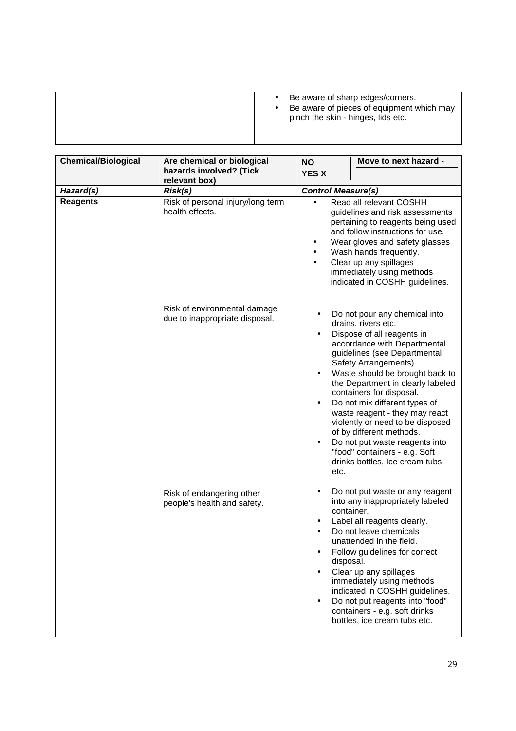| | | |
|---|---|---|
| | | • Be aware of sharp edges/corners.<br>• Be aware of pieces of equipment which may pinch the skin - hinges, lids etc. |

| Chemical/Biological | Are chemical or biological hazards involved? (Tick relevant box) | NO<br>YES X | Move to next hazard - |
|---|---|---|---|
| ***Hazard(s)*** | ***Risk(s)*** | ***Control Measure(s)*** | |
| **Reagents** | Risk of personal injury/long term health effects. | • Read all relevant COSHH guidelines and risk assessments pertaining to reagents being used and follow instructions for use.<br>• Wear gloves and safety glasses<br>• Wash hands frequently.<br>• Clear up any spillages immediately using methods indicated in COSHH guidelines. | |
| | Risk of environmental damage due to inappropriate disposal. | • Do not pour any chemical into drains, rivers etc.<br>• Dispose of all reagents in accordance with Departmental guidelines (see Departmental Safety Arrangements)<br>• Waste should be brought back to the Department in clearly labeled containers for disposal.<br>• Do not mix different types of waste reagent - they may react violently or need to be disposed of by different methods.<br>• Do not put waste reagents into "food" containers - e.g. Soft drinks bottles, Ice cream tubs etc. | |
| | Risk of endangering other people's health and safety. | • Do not put waste or any reagent into any inappropriately labeled container.<br>• Label all reagents clearly.<br>• Do not leave chemicals unattended in the field.<br>• Follow guidelines for correct disposal.<br>• Clear up any spillages immediately using methods indicated in COSHH guidelines.<br>• Do not put reagents into "food" containers - e.g. soft drinks bottles, ice cream tubs etc. | |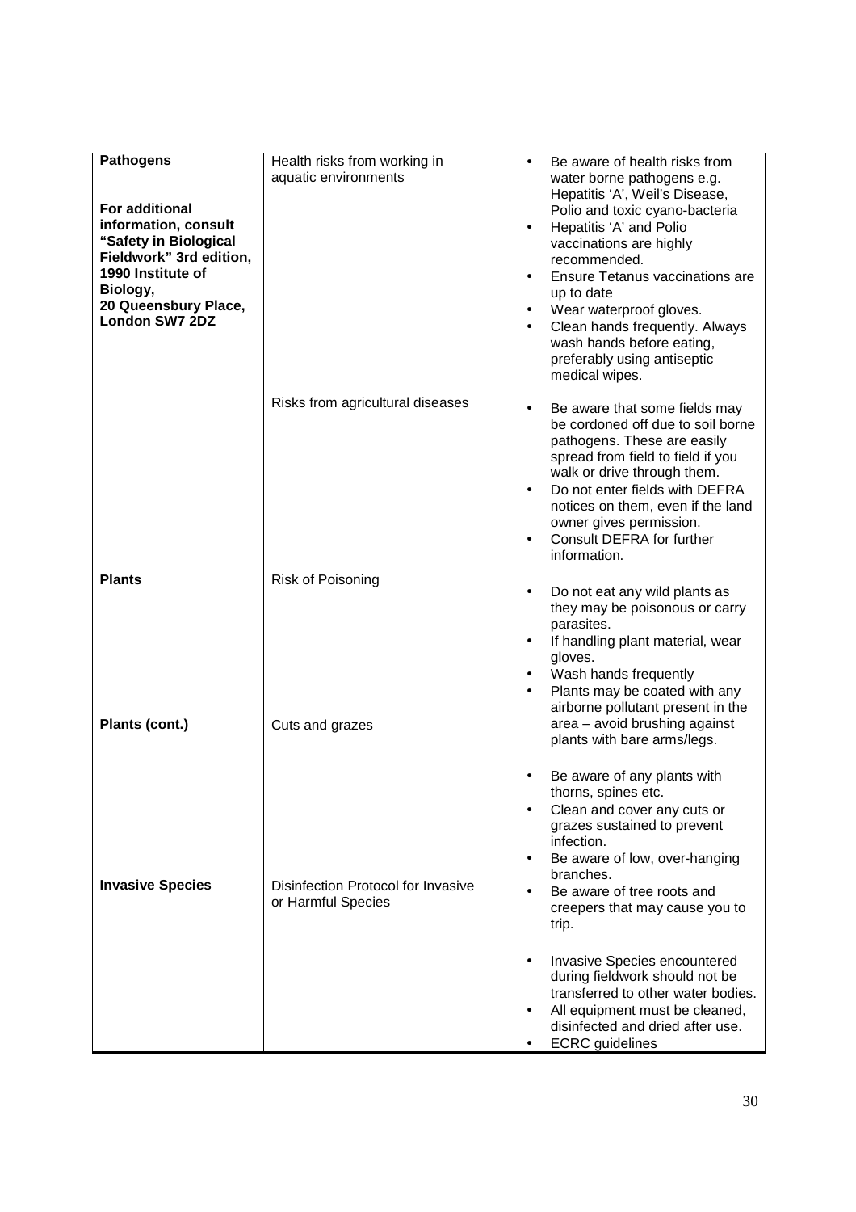| | | |
|---|---|---|
| **Pathogens**<br><br>**For additional information, consult "Safety in Biological Fieldwork" 3rd edition, 1990 Institute of Biology, 20 Queensbury Place, London SW7 2DZ** | Health risks from working in aquatic environments | • Be aware of health risks from water borne pathogens e.g. Hepatitis 'A', Weil's Disease, Polio and toxic cyano-bacteria<br>• Hepatitis 'A' and Polio vaccinations are highly recommended.<br>• Ensure Tetanus vaccinations are up to date<br>• Wear waterproof gloves.<br>• Clean hands frequently. Always wash hands before eating, preferably using antiseptic medical wipes. |
| | Risks from agricultural diseases | • Be aware that some fields may be cordoned off due to soil borne pathogens. These are easily spread from field to field if you walk or drive through them.<br>• Do not enter fields with DEFRA notices on them, even if the land owner gives permission.<br>• Consult DEFRA for further information. |
| **Plants** | Risk of Poisoning | • Do not eat any wild plants as they may be poisonous or carry parasites.<br>• If handling plant material, wear gloves.<br>• Wash hands frequently<br>• Plants may be coated with any airborne pollutant present in the area – avoid brushing against plants with bare arms/legs. |
| **Plants (cont.)** | Cuts and grazes | • Be aware of any plants with thorns, spines etc.<br>• Clean and cover any cuts or grazes sustained to prevent infection.<br>• Be aware of low, over-hanging branches.<br>• Be aware of tree roots and creepers that may cause you to trip. |
| **Invasive Species** | Disinfection Protocol for Invasive or Harmful Species | • Invasive Species encountered during fieldwork should not be transferred to other water bodies.<br>• All equipment must be cleaned, disinfected and dried after use.<br>• ECRC guidelines |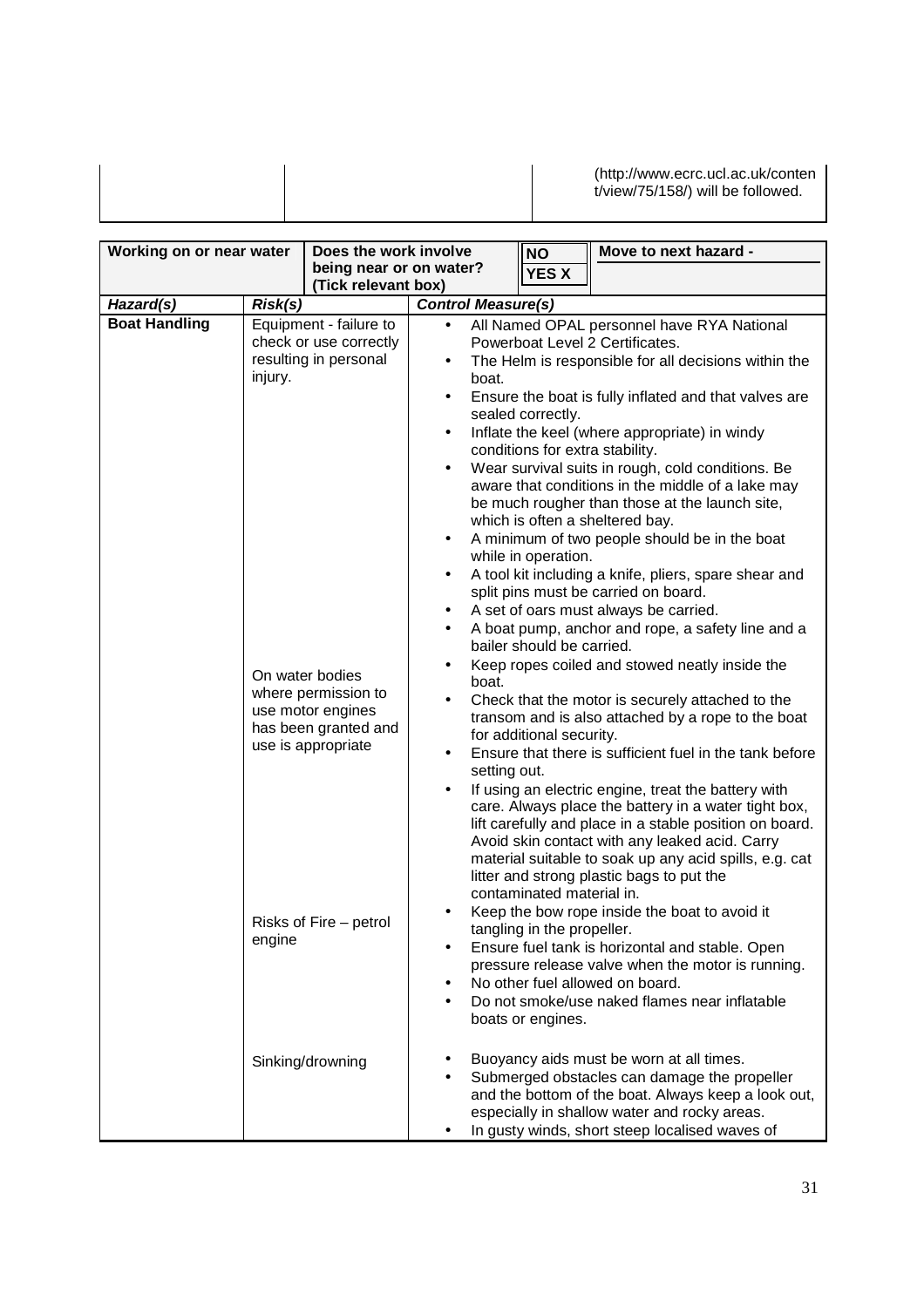| | | |
|---|---|---|
| | | (http://www.ecrc.ucl.ac.uk/content/view/75/158/) will be followed. |

| Working on or near water | Does the work involve being near or on water? (Tick relevant box) | NO / YES X | Move to next hazard - |
|---|---|---|---|

| ***Hazard(s)*** | ***Risk(s)*** | ***Control Measure(s)*** |
|---|---|---|
| **Boat Handling** | Equipment - failure to check or use correctly resulting in personal injury.<br><br>On water bodies where permission to use motor engines has been granted and use is appropriate | • All Named OPAL personnel have RYA National Powerboat Level 2 Certificates.<br>• The Helm is responsible for all decisions within the boat.<br>• Ensure the boat is fully inflated and that valves are sealed correctly.<br>• Inflate the keel (where appropriate) in windy conditions for extra stability.<br>• Wear survival suits in rough, cold conditions. Be aware that conditions in the middle of a lake may be much rougher than those at the launch site, which is often a sheltered bay.<br>• A minimum of two people should be in the boat while in operation.<br>• A tool kit including a knife, pliers, spare shear and split pins must be carried on board.<br>• A set of oars must always be carried.<br>• A boat pump, anchor and rope, a safety line and a bailer should be carried.<br>• Keep ropes coiled and stowed neatly inside the boat.<br>• Check that the motor is securely attached to the transom and is also attached by a rope to the boat for additional security.<br>• Ensure that there is sufficient fuel in the tank before setting out.<br>• If using an electric engine, treat the battery with care. Always place the battery in a water tight box, lift carefully and place in a stable position on board. Avoid skin contact with any leaked acid. Carry material suitable to soak up any acid spills, e.g. cat litter and strong plastic bags to put the contaminated material in.<br>• Keep the bow rope inside the boat to avoid it tangling in the propeller. |
| | Risks of Fire – petrol engine | • Ensure fuel tank is horizontal and stable. Open pressure release valve when the motor is running.<br>• No other fuel allowed on board.<br>• Do not smoke/use naked flames near inflatable boats or engines. |
| | Sinking/drowning | • Buoyancy aids must be worn at all times.<br>• Submerged obstacles can damage the propeller and the bottom of the boat. Always keep a look out, especially in shallow water and rocky areas.<br>• In gusty winds, short steep localised waves of |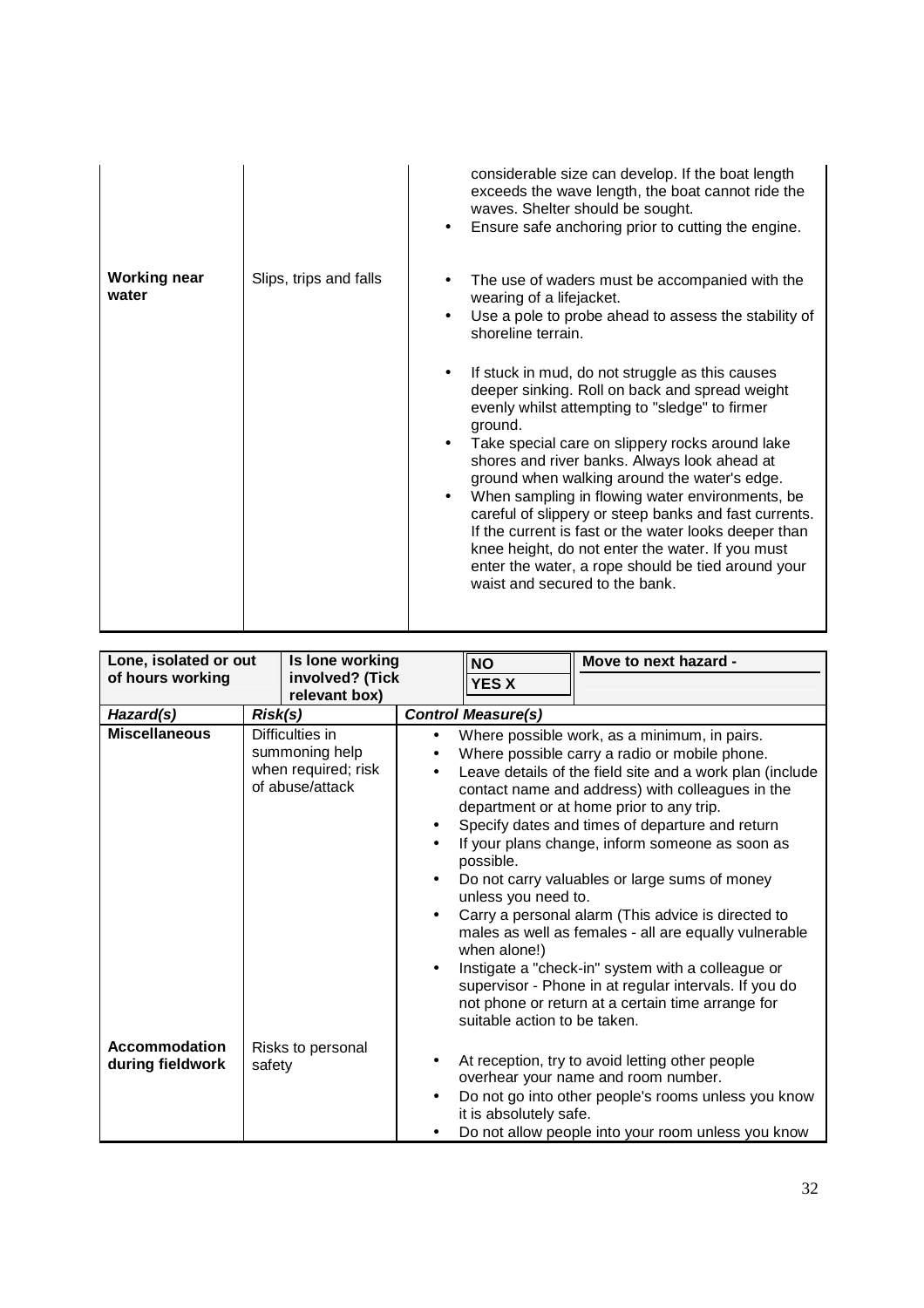| | | |
|---|---|---|
| | | considerable size can develop. If the boat length exceeds the wave length, the boat cannot ride the waves. Shelter should be sought.<br>• Ensure safe anchoring prior to cutting the engine. |
| **Working near water** | Slips, trips and falls | • The use of waders must be accompanied with the wearing of a lifejacket.<br>• Use a pole to probe ahead to assess the stability of shoreline terrain.<br>• If stuck in mud, do not struggle as this causes deeper sinking. Roll on back and spread weight evenly whilst attempting to "sledge" to firmer ground.<br>• Take special care on slippery rocks around lake shores and river banks. Always look ahead at ground when walking around the water's edge.<br>• When sampling in flowing water environments, be careful of slippery or steep banks and fast currents. If the current is fast or the water looks deeper than knee height, do not enter the water. If you must enter the water, a rope should be tied around your waist and secured to the bank. |

| **Lone, isolated or out of hours working** | **Is lone working involved? (Tick relevant box)** | **NO**<br>**YES X** | **Move to next hazard -** |
|---|---|---|---|
| ***Hazard(s)*** | ***Risk(s)*** | ***Control Measure(s)*** | |
| **Miscellaneous** | Difficulties in summoning help when required; risk of abuse/attack | • Where possible work, as a minimum, in pairs.<br>• Where possible carry a radio or mobile phone.<br>• Leave details of the field site and a work plan (include contact name and address) with colleagues in the department or at home prior to any trip.<br>• Specify dates and times of departure and return<br>• If your plans change, inform someone as soon as possible.<br>• Do not carry valuables or large sums of money unless you need to.<br>• Carry a personal alarm (This advice is directed to males as well as females - all are equally vulnerable when alone!)<br>• Instigate a "check-in" system with a colleague or supervisor - Phone in at regular intervals. If you do not phone or return at a certain time arrange for suitable action to be taken. | |
| **Accommodation during fieldwork** | Risks to personal safety | • At reception, try to avoid letting other people overhear your name and room number.<br>• Do not go into other people's rooms unless you know it is absolutely safe.<br>• Do not allow people into your room unless you know | |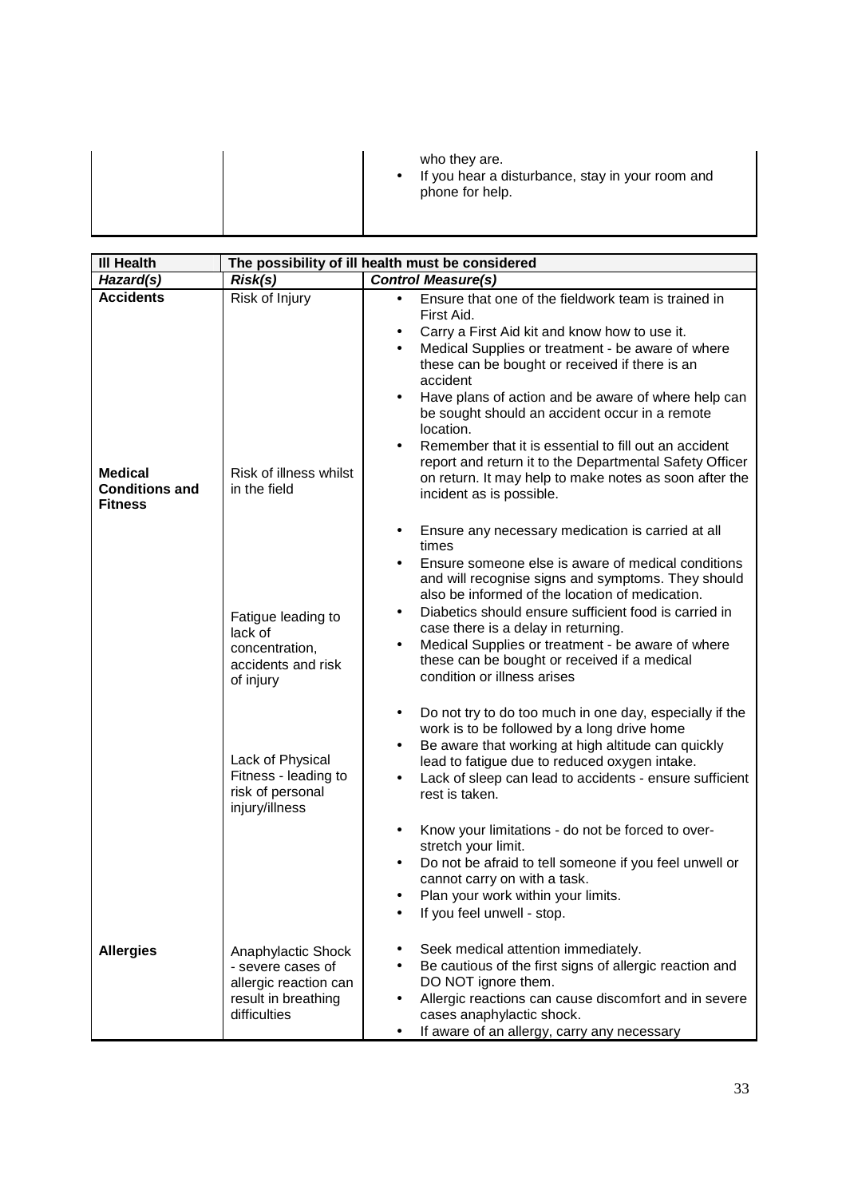| | | |
|---|---|---|
| | | who they are.<br>• If you hear a disturbance, stay in your room and phone for help. |

| **Ill Health** | **The possibility of ill health must be considered** | |
|---|---|---|
| ***Hazard(s)*** | ***Risk(s)*** | ***Control Measure(s)*** |
| **Accidents** | Risk of Injury | • Ensure that one of the fieldwork team is trained in First Aid.<br>• Carry a First Aid kit and know how to use it.<br>• Medical Supplies or treatment - be aware of where these can be bought or received if there is an accident<br>• Have plans of action and be aware of where help can be sought should an accident occur in a remote location.<br>• Remember that it is essential to fill out an accident report and return it to the Departmental Safety Officer on return. It may help to make notes as soon after the incident as is possible. |
| **Medical Conditions and Fitness** | Risk of illness whilst in the field | • Ensure any necessary medication is carried at all times<br>• Ensure someone else is aware of medical conditions and will recognise signs and symptoms. They should also be informed of the location of medication.<br>• Diabetics should ensure sufficient food is carried in case there is a delay in returning.<br>• Medical Supplies or treatment - be aware of where these can be bought or received if a medical condition or illness arises |
| | Fatigue leading to lack of concentration, accidents and risk of injury | • Do not try to do too much in one day, especially if the work is to be followed by a long drive home<br>• Be aware that working at high altitude can quickly lead to fatigue due to reduced oxygen intake.<br>• Lack of sleep can lead to accidents - ensure sufficient rest is taken. |
| | Lack of Physical Fitness - leading to risk of personal injury/illness | • Know your limitations - do not be forced to over-stretch your limit.<br>• Do not be afraid to tell someone if you feel unwell or cannot carry on with a task.<br>• Plan your work within your limits.<br>• If you feel unwell - stop. |
| **Allergies** | Anaphylactic Shock - severe cases of allergic reaction can result in breathing difficulties | • Seek medical attention immediately.<br>• Be cautious of the first signs of allergic reaction and DO NOT ignore them.<br>• Allergic reactions can cause discomfort and in severe cases anaphylactic shock.<br>• If aware of an allergy, carry any necessary |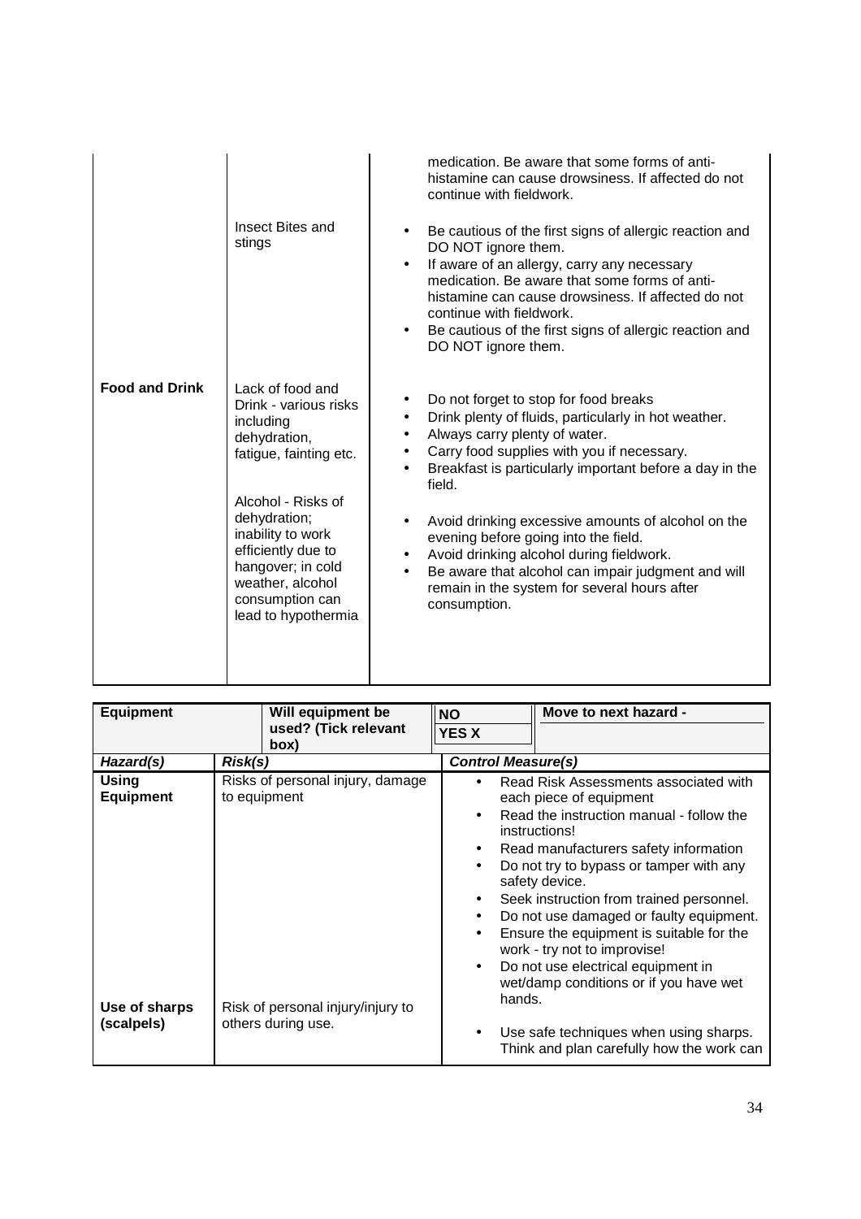| | | |
|---|---|---|
| | | medication. Be aware that some forms of anti-histamine can cause drowsiness. If affected do not continue with fieldwork. |
| | Insect Bites and stings | • Be cautious of the first signs of allergic reaction and DO NOT ignore them.<br>• If aware of an allergy, carry any necessary medication. Be aware that some forms of anti-histamine can cause drowsiness. If affected do not continue with fieldwork.<br>• Be cautious of the first signs of allergic reaction and DO NOT ignore them. |
| **Food and Drink** | Lack of food and Drink - various risks including dehydration, fatigue, fainting etc. | • Do not forget to stop for food breaks<br>• Drink plenty of fluids, particularly in hot weather.<br>• Always carry plenty of water.<br>• Carry food supplies with you if necessary.<br>• Breakfast is particularly important before a day in the field. |
| | Alcohol - Risks of dehydration; inability to work efficiently due to hangover; in cold weather, alcohol consumption can lead to hypothermia | • Avoid drinking excessive amounts of alcohol on the evening before going into the field.<br>• Avoid drinking alcohol during fieldwork.<br>• Be aware that alcohol can impair judgment and will remain in the system for several hours after consumption. |

| **Equipment** | **Will equipment be used? (Tick relevant box)** | **NO**<br>**YES X** | **Move to next hazard -** |
|---|---|---|---|
| ***Hazard(s)*** | ***Risk(s)*** | ***Control Measure(s)*** | |
| **Using Equipment** | Risks of personal injury, damage to equipment | • Read Risk Assessments associated with each piece of equipment<br>• Read the instruction manual - follow the instructions!<br>• Read manufacturers safety information<br>• Do not try to bypass or tamper with any safety device.<br>• Seek instruction from trained personnel.<br>• Do not use damaged or faulty equipment.<br>• Ensure the equipment is suitable for the work - try not to improvise!<br>• Do not use electrical equipment in wet/damp conditions or if you have wet hands. | |
| **Use of sharps (scalpels)** | Risk of personal injury/injury to others during use. | • Use safe techniques when using sharps. Think and plan carefully how the work can | |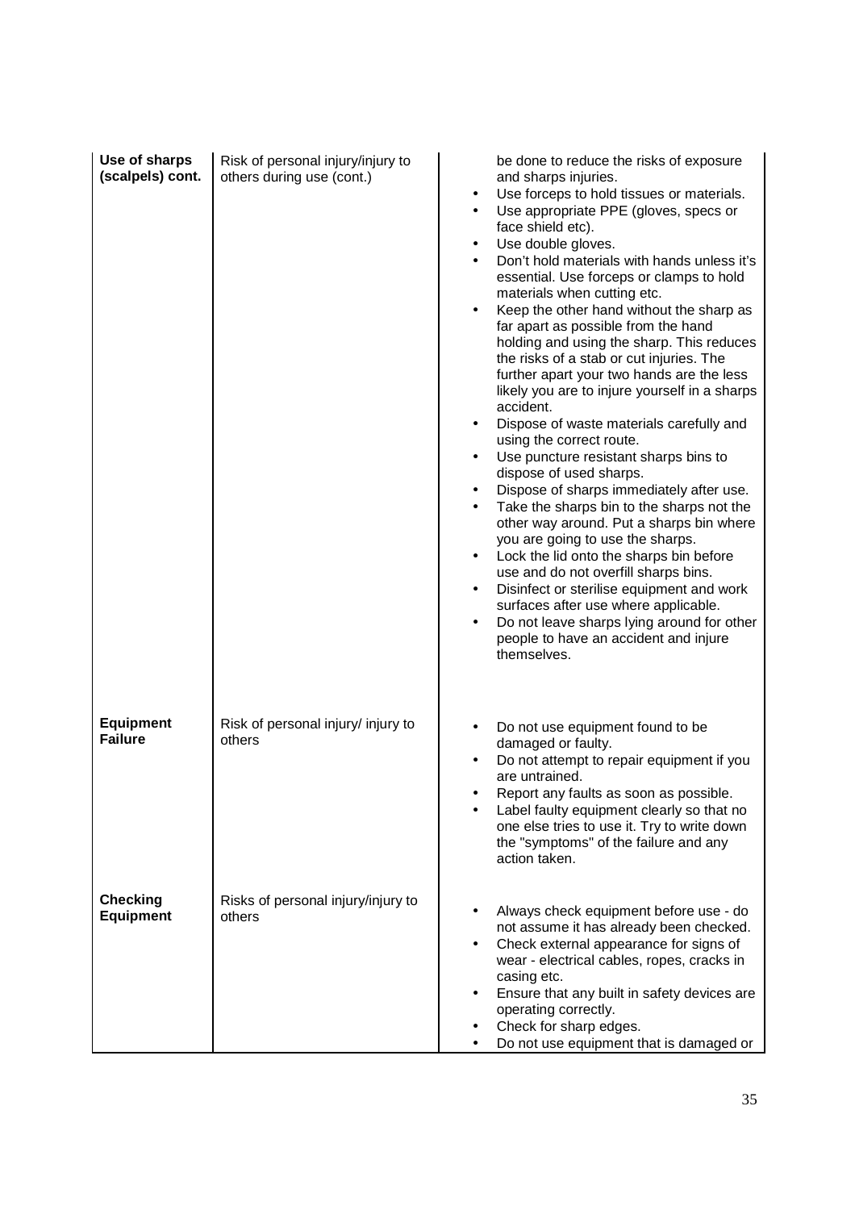| | | |
|---|---|---|
| **Use of sharps (scalpels) cont.** | Risk of personal injury/injury to others during use (cont.) | be done to reduce the risks of exposure and sharps injuries.<br>• Use forceps to hold tissues or materials.<br>• Use appropriate PPE (gloves, specs or face shield etc).<br>• Use double gloves.<br>• Don't hold materials with hands unless it's essential. Use forceps or clamps to hold materials when cutting etc.<br>• Keep the other hand without the sharp as far apart as possible from the hand holding and using the sharp. This reduces the risks of a stab or cut injuries. The further apart your two hands are the less likely you are to injure yourself in a sharps accident.<br>• Dispose of waste materials carefully and using the correct route.<br>• Use puncture resistant sharps bins to dispose of used sharps.<br>• Dispose of sharps immediately after use.<br>• Take the sharps bin to the sharps not the other way around. Put a sharps bin where you are going to use the sharps.<br>• Lock the lid onto the sharps bin before use and do not overfill sharps bins.<br>• Disinfect or sterilise equipment and work surfaces after use where applicable.<br>• Do not leave sharps lying around for other people to have an accident and injure themselves. |
| **Equipment Failure** | Risk of personal injury/ injury to others | • Do not use equipment found to be damaged or faulty.<br>• Do not attempt to repair equipment if you are untrained.<br>• Report any faults as soon as possible.<br>• Label faulty equipment clearly so that no one else tries to use it. Try to write down the "symptoms" of the failure and any action taken. |
| **Checking Equipment** | Risks of personal injury/injury to others | • Always check equipment before use - do not assume it has already been checked.<br>• Check external appearance for signs of wear - electrical cables, ropes, cracks in casing etc.<br>• Ensure that any built in safety devices are operating correctly.<br>• Check for sharp edges.<br>• Do not use equipment that is damaged or |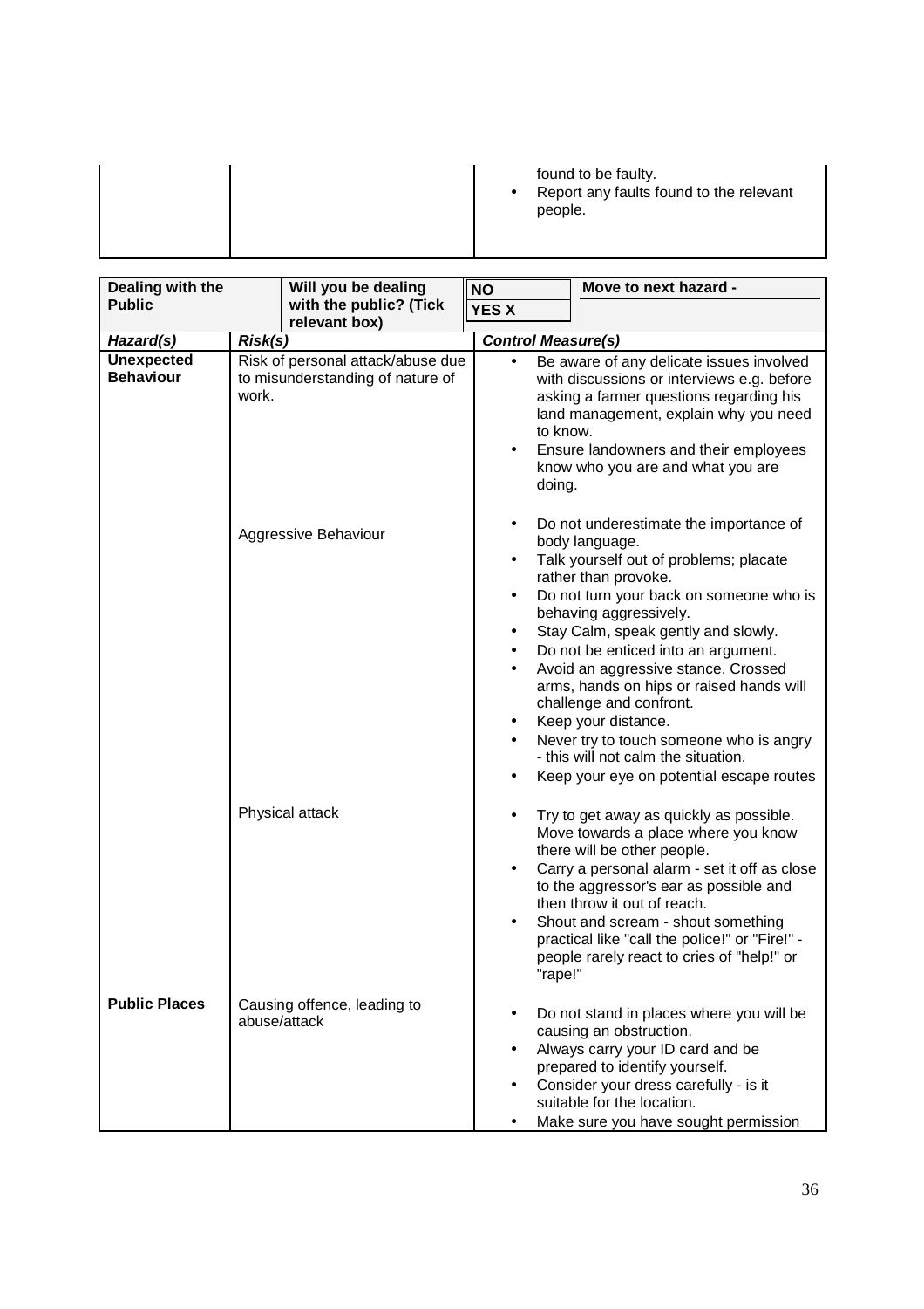| | | |
|---|---|---|
| | | found to be faulty.<br>• Report any faults found to the relevant people. |

| Dealing with the Public | | Will you be dealing with the public? (Tick relevant box) | NO<br>YES X | Move to next hazard - |
|---|---|---|---|---|
| ***Hazard(s)*** | ***Risk(s)*** | | ***Control Measure(s)*** | |
| **Unexpected Behaviour** | Risk of personal attack/abuse due to misunderstanding of nature of work. | | • Be aware of any delicate issues involved with discussions or interviews e.g. before asking a farmer questions regarding his land management, explain why you need to know.<br>• Ensure landowners and their employees know who you are and what you are doing. | |
| | Aggressive Behaviour | | • Do not underestimate the importance of body language.<br>• Talk yourself out of problems; placate rather than provoke.<br>• Do not turn your back on someone who is behaving aggressively.<br>• Stay Calm, speak gently and slowly.<br>• Do not be enticed into an argument.<br>• Avoid an aggressive stance. Crossed arms, hands on hips or raised hands will challenge and confront.<br>• Keep your distance.<br>• Never try to touch someone who is angry - this will not calm the situation.<br>• Keep your eye on potential escape routes | |
| | Physical attack | | • Try to get away as quickly as possible. Move towards a place where you know there will be other people.<br>• Carry a personal alarm - set it off as close to the aggressor's ear as possible and then throw it out of reach.<br>• Shout and scream - shout something practical like "call the police!" or "Fire!" - people rarely react to cries of "help!" or "rape!" | |
| **Public Places** | Causing offence, leading to abuse/attack | | • Do not stand in places where you will be causing an obstruction.<br>• Always carry your ID card and be prepared to identify yourself.<br>• Consider your dress carefully - is it suitable for the location.<br>• Make sure you have sought permission | |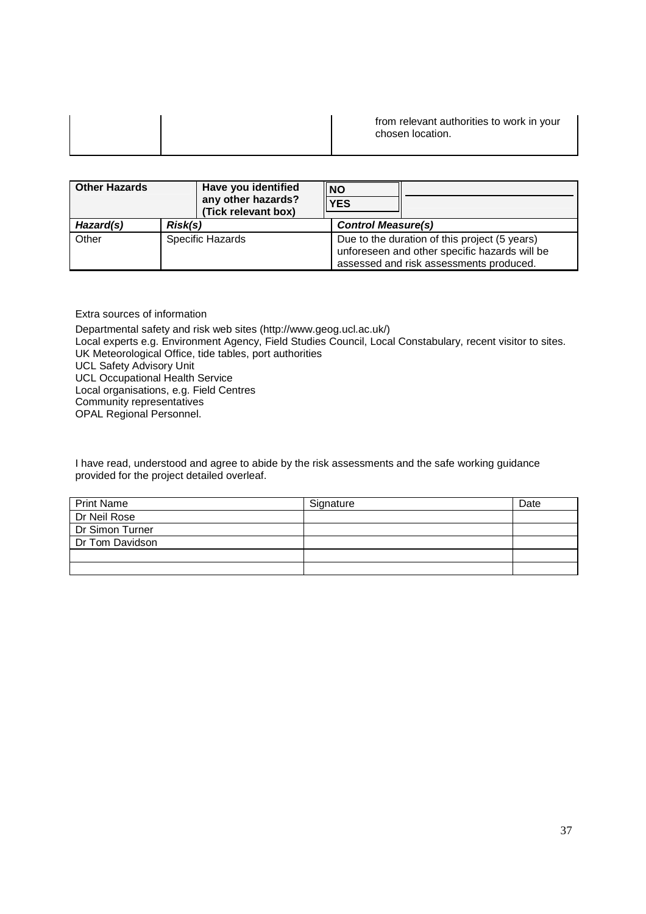| | | |
|---|---|---|
| | | from relevant authorities to work in your chosen location. |

| **Other Hazards** | **Have you identified any other hazards? (Tick relevant box)** | **NO** / **YES** | |
|---|---|---|---|
| ***Hazard(s)*** | ***Risk(s)*** | ***Control Measure(s)*** | |
| Other | Specific Hazards | Due to the duration of this project (5 years) unforeseen and other specific hazards will be assessed and risk assessments produced. | |

Extra sources of information

Departmental safety and risk web sites (http://www.geog.ucl.ac.uk/)
Local experts e.g. Environment Agency, Field Studies Council, Local Constabulary, recent visitor to sites.
UK Meteorological Office, tide tables, port authorities
UCL Safety Advisory Unit
UCL Occupational Health Service
Local organisations, e.g. Field Centres
Community representatives
OPAL Regional Personnel.

I have read, understood and agree to abide by the risk assessments and the safe working guidance provided for the project detailed overleaf.

| Print Name | Signature | Date |
|---|---|---|
| Dr Neil Rose | | |
| Dr Simon Turner | | |
| Dr Tom Davidson | | |
| | | |
| | | |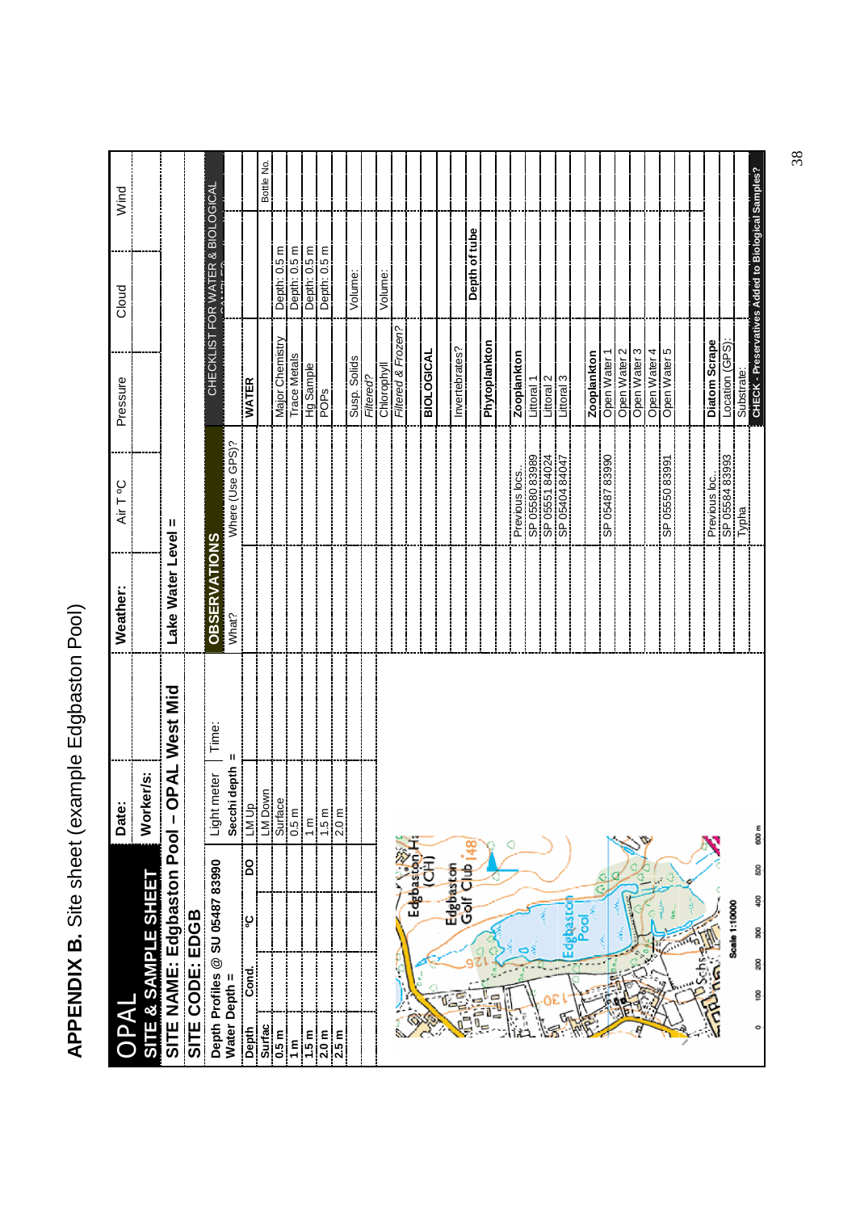**APPENDIX B.** Site sheet (example Edgbaston Pool)

# OPAL

## SITE & SAMPLE SHEET

| Date: | Weather: | Air T °C | Pressure | Cloud | Wind |
|---|---|---|---|---|---|
| Worker/s: | | | | | |

## SITE NAME: Edgbaston Pool – OPAL West Mid

**Lake Water Level =**

## SITE CODE: EDGB

**Depth Profiles @ SU 05487 83990**

**Water Depth =**

| Depth | Cond. | °C | DO |
|---|---|---|---|
| Surfac | | | |
| 0.5 m | | | |
| 1 m | | | |
| 1.5 m | | | |
| 2.0 m | | | |
| 2.5 m | | | |

| Light meter | Time: |
|---|---|
| **Secchi depth =** | |
| LM Up | |
| LM Down | |
| Surface | |
| 0.5 m | |
| 1 m | |
| 1.5 m | |
| 2.0 m | |

Edgbaston H: (CH)

Edgbaston Golf Club 148

Edgbaston Pool

130

120

Sch

Scale 1:10000

0 100 200 300 400 500 600 m

**OBSERVATIONS**

| What? | Where (Use GPS)? |
|---|---|
| | |

**CHECKLIST FOR WATER & BIOLOGICAL SAMPLES**

| | | | Bottle No. |
|---|---|---|---|
| **WATER** | | | |
| | Major Chemistry | Depth: 0.5 m | |
| | Trace Metals | Depth: 0.5 m | |
| | Hg Sample | Depth: 0.5 m | |
| | POPs | Depth: 0.5 m | |
| | Susp. Solids | Volume: | |
| | *Filtered?* | | |
| | Chlorophyll | Volume: | |
| | *Filtered & Frozen?* | | |
| **BIOLOGICAL** | | | |
| | Invertebrates? | | |
| | **Phytoplankton** | **Depth of tube** | |
| Previous locs. | **Zooplankton** | | |
| SP 05580 83989 | Littoral 1 | | |
| SP 05551 84024 | Littoral 2 | | |
| SP 05404 84047 | Littoral 3 | | |
| | **Zooplankton** | | |
| SP 05487 83990 | Open Water 1 | | |
| | Open Water 2 | | |
| | Open Water 3 | | |
| | Open Water 4 | | |
| SP 05550 83991 | Open Water 5 | | |
| Previous loc. | **Diatom Scrape** | | |
| SP 05584 83993 | Location (GPS): | | |
| Typha | Substrate: | | |

**CHECK - Preservatives Added to Biological Samples?**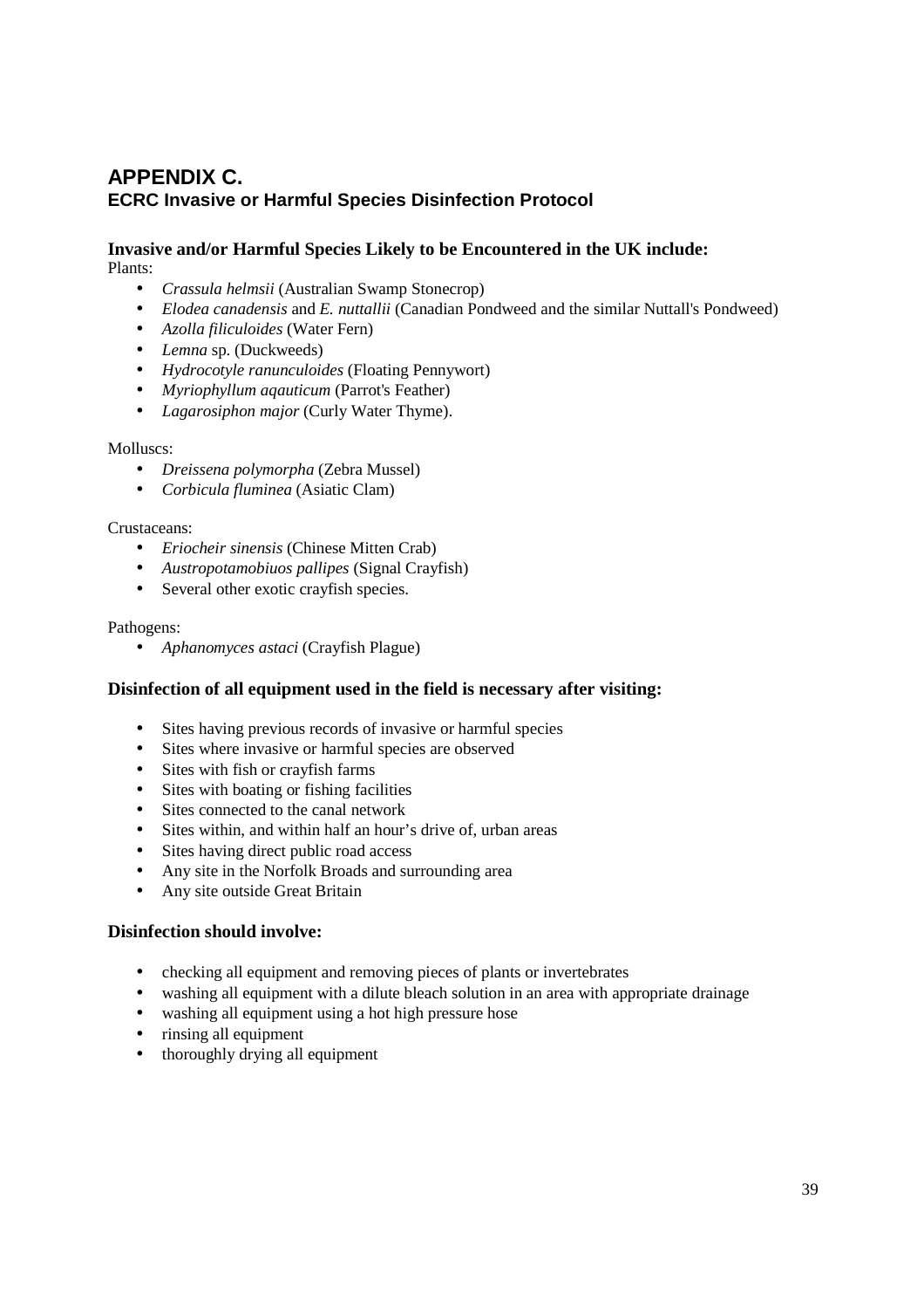# APPENDIX C.

## ECRC Invasive or Harmful Species Disinfection Protocol

**Invasive and/or Harmful Species Likely to be Encountered in the UK include:**

Plants:

- *Crassula helmsii* (Australian Swamp Stonecrop)
- *Elodea canadensis* and *E. nuttallii* (Canadian Pondweed and the similar Nuttall's Pondweed)
- *Azolla filiculoides* (Water Fern)
- *Lemna* sp. (Duckweeds)
- *Hydrocotyle ranunculoides* (Floating Pennywort)
- *Myriophyllum aqauticum* (Parrot's Feather)
- *Lagarosiphon major* (Curly Water Thyme).

Molluscs:

- *Dreissena polymorpha* (Zebra Mussel)
- *Corbicula fluminea* (Asiatic Clam)

Crustaceans:

- *Eriocheir sinensis* (Chinese Mitten Crab)
- *Austropotamobiuos pallipes* (Signal Crayfish)
- Several other exotic crayfish species.

Pathogens:

- *Aphanomyces astaci* (Crayfish Plague)

**Disinfection of all equipment used in the field is necessary after visiting:**

- Sites having previous records of invasive or harmful species
- Sites where invasive or harmful species are observed
- Sites with fish or crayfish farms
- Sites with boating or fishing facilities
- Sites connected to the canal network
- Sites within, and within half an hour's drive of, urban areas
- Sites having direct public road access
- Any site in the Norfolk Broads and surrounding area
- Any site outside Great Britain

**Disinfection should involve:**

- checking all equipment and removing pieces of plants or invertebrates
- washing all equipment with a dilute bleach solution in an area with appropriate drainage
- washing all equipment using a hot high pressure hose
- rinsing all equipment
- thoroughly drying all equipment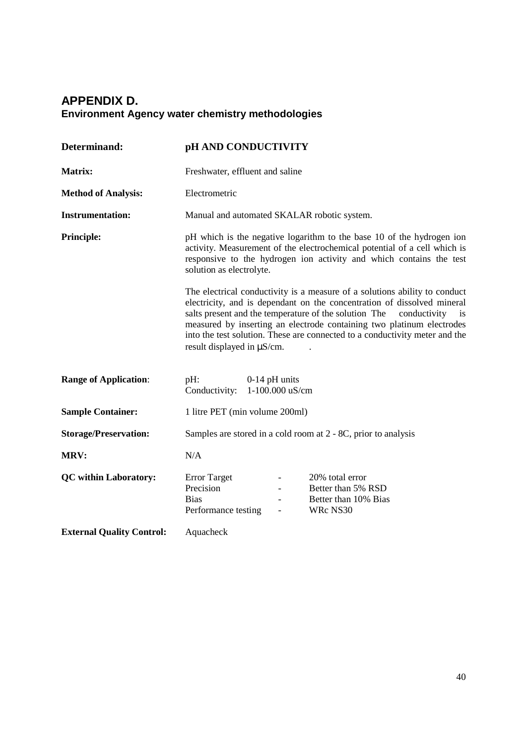# APPENDIX D.

## Environment Agency water chemistry methodologies

**Determinand:** **pH AND CONDUCTIVITY**

**Matrix:** Freshwater, effluent and saline

**Method of Analysis:** Electrometric

**Instrumentation:** Manual and automated SKALAR robotic system.

**Principle:** pH which is the negative logarithm to the base 10 of the hydrogen ion activity. Measurement of the electrochemical potential of a cell which is responsive to the hydrogen ion activity and which contains the test solution as electrolyte.

The electrical conductivity is a measure of a solutions ability to conduct electricity, and is dependant on the concentration of dissolved mineral salts present and the temperature of the solution The conductivity is measured by inserting an electrode containing two platinum electrodes into the test solution. These are connected to a conductivity meter and the result displayed in μS/cm. .

**Range of Application**: pH: 0-14 pH units
Conductivity: 1-100.000 uS/cm

**Sample Container:** 1 litre PET (min volume 200ml)

**Storage/Preservation:** Samples are stored in a cold room at 2 - 8C, prior to analysis

**MRV:** N/A

**QC within Laboratory:**

| | | |
|---|---|---|
| Error Target | - | 20% total error |
| Precision | - | Better than 5% RSD |
| Bias | - | Better than 10% Bias |
| Performance testing | - | WRc NS30 |

**External Quality Control:** Aquacheck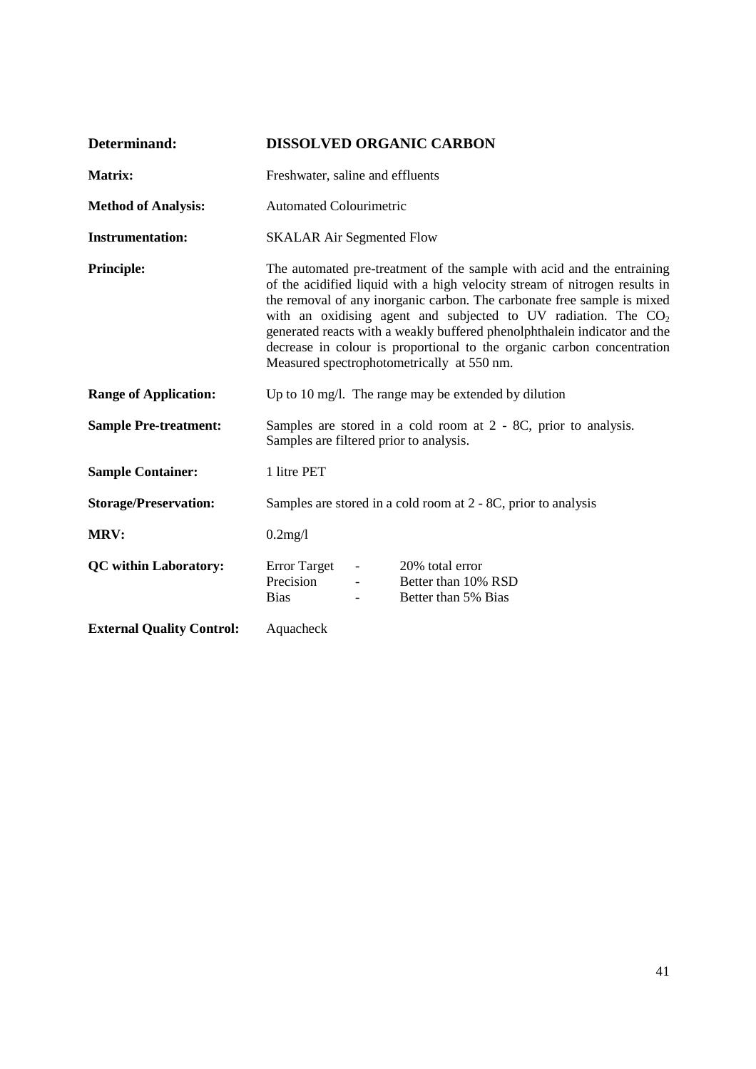| | |
|---|---|
| **Determinand:** | **DISSOLVED ORGANIC CARBON** |
| **Matrix:** | Freshwater, saline and effluents |
| **Method of Analysis:** | Automated Colourimetric |
| **Instrumentation:** | SKALAR Air Segmented Flow |
| **Principle:** | The automated pre-treatment of the sample with acid and the entraining of the acidified liquid with a high velocity stream of nitrogen results in the removal of any inorganic carbon. The carbonate free sample is mixed with an oxidising agent and subjected to UV radiation. The $CO_2$ generated reacts with a weakly buffered phenolphthalein indicator and the decrease in colour is proportional to the organic carbon concentration Measured spectrophotometrically at 550 nm. |
| **Range of Application:** | Up to 10 mg/l. The range may be extended by dilution |
| **Sample Pre-treatment:** | Samples are stored in a cold room at 2 - 8C, prior to analysis. Samples are filtered prior to analysis. |
| **Sample Container:** | 1 litre PET |
| **Storage/Preservation:** | Samples are stored in a cold room at 2 - 8C, prior to analysis |
| **MRV:** | 0.2mg/l |
| **QC within Laboratory:** | Error Target - 20% total error<br>Precision - Better than 10% RSD<br>Bias - Better than 5% Bias |
| **External Quality Control:** | Aquacheck |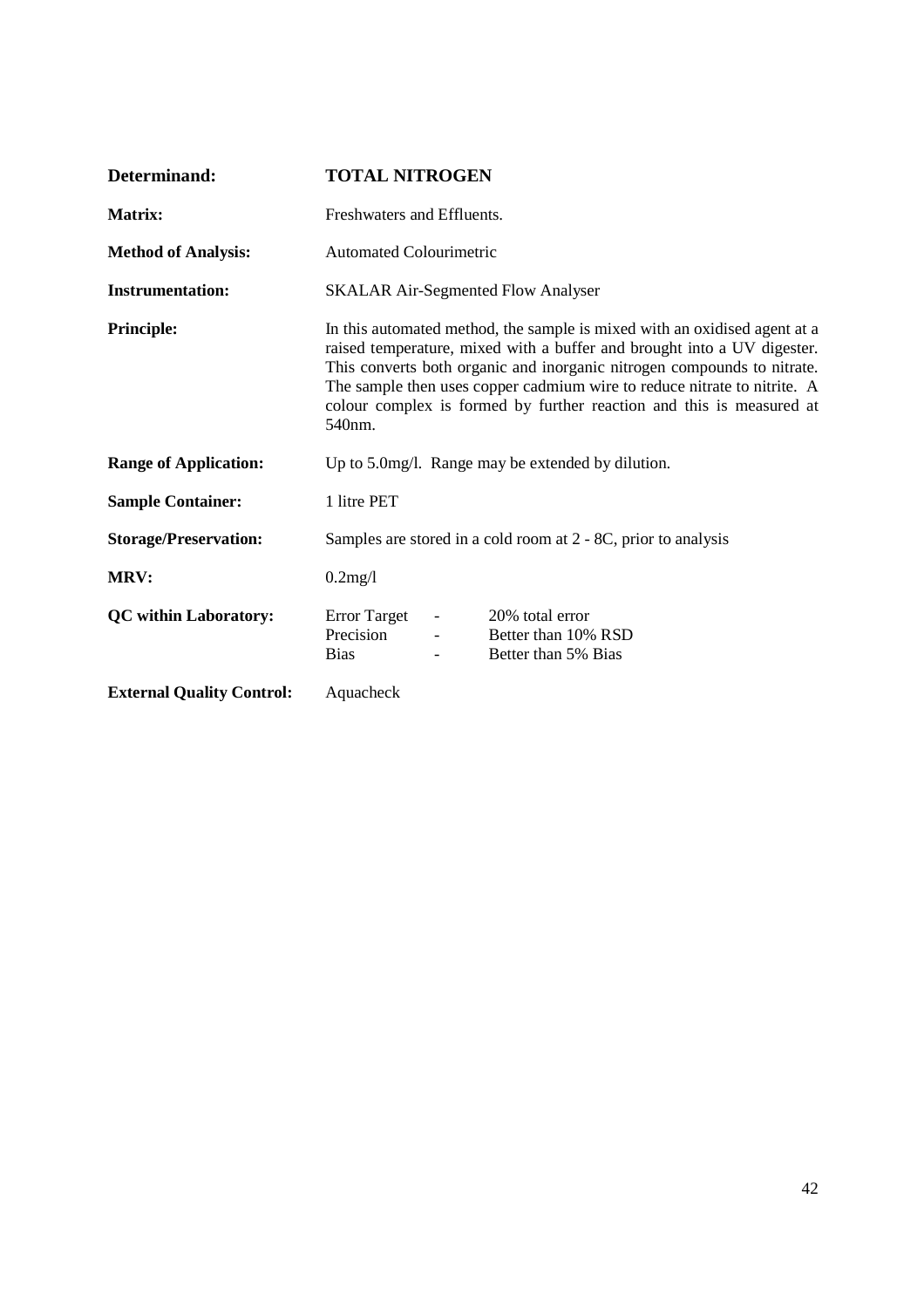**Determinand:** **TOTAL NITROGEN**

**Matrix:** Freshwaters and Effluents.

**Method of Analysis:** Automated Colourimetric

**Instrumentation:** SKALAR Air-Segmented Flow Analyser

**Principle:** In this automated method, the sample is mixed with an oxidised agent at a raised temperature, mixed with a buffer and brought into a UV digester. This converts both organic and inorganic nitrogen compounds to nitrate. The sample then uses copper cadmium wire to reduce nitrate to nitrite. A colour complex is formed by further reaction and this is measured at 540nm.

**Range of Application:** Up to 5.0mg/l. Range may be extended by dilution.

**Sample Container:** 1 litre PET

**Storage/Preservation:** Samples are stored in a cold room at 2 - 8C, prior to analysis

**MRV:** 0.2mg/l

**QC within Laboratory:**

| | | |
|---|---|---|
| Error Target | - | 20% total error |
| Precision | - | Better than 10% RSD |
| Bias | - | Better than 5% Bias |

**External Quality Control:** Aquacheck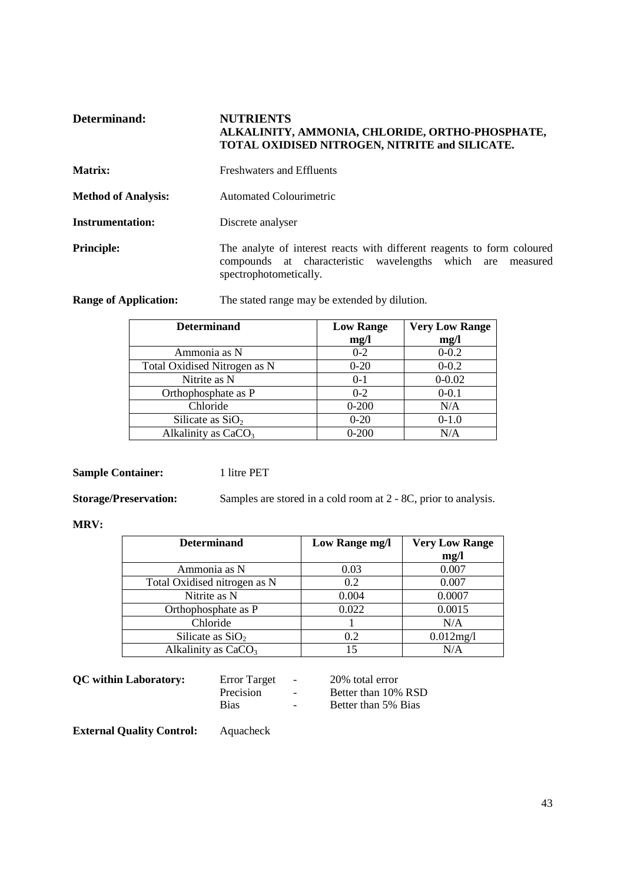**Determinand:** **NUTRIENTS**
**ALKALINITY, AMMONIA, CHLORIDE, ORTHO-PHOSPHATE, TOTAL OXIDISED NITROGEN, NITRITE and SILICATE.**

**Matrix:** Freshwaters and Effluents

**Method of Analysis:** Automated Colourimetric

**Instrumentation:** Discrete analyser

**Principle:** The analyte of interest reacts with different reagents to form coloured compounds at characteristic wavelengths which are measured spectrophotometically.

**Range of Application:** The stated range may be extended by dilution.

| Determinand | Low Range mg/l | Very Low Range mg/l |
|---|---|---|
| Ammonia as N | 0-2 | 0-0.2 |
| Total Oxidised Nitrogen as N | 0-20 | 0-0.2 |
| Nitrite as N | 0-1 | 0-0.02 |
| Orthophosphate as P | 0-2 | 0-0.1 |
| Chloride | 0-200 | N/A |
| Silicate as $SiO_2$ | 0-20 | 0-1.0 |
| Alkalinity as $CaCO_3$ | 0-200 | N/A |

**Sample Container:** 1 litre PET

**Storage/Preservation:** Samples are stored in a cold room at 2 - 8C, prior to analysis.

**MRV:**

| Determinand | Low Range mg/l | Very Low Range mg/l |
|---|---|---|
| Ammonia as N | 0.03 | 0.007 |
| Total Oxidised nitrogen as N | 0.2 | 0.007 |
| Nitrite as N | 0.004 | 0.0007 |
| Orthophosphate as P | 0.022 | 0.0015 |
| Chloride | 1 | N/A |
| Silicate as $SiO_2$ | 0.2 | 0.012mg/l |
| Alkalinity as $CaCO_3$ | 15 | N/A |

**QC within Laboratory:**

| | | |
|---|---|---|
| Error Target | - | 20% total error |
| Precision | - | Better than 10% RSD |
| Bias | - | Better than 5% Bias |

**External Quality Control:** Aquacheck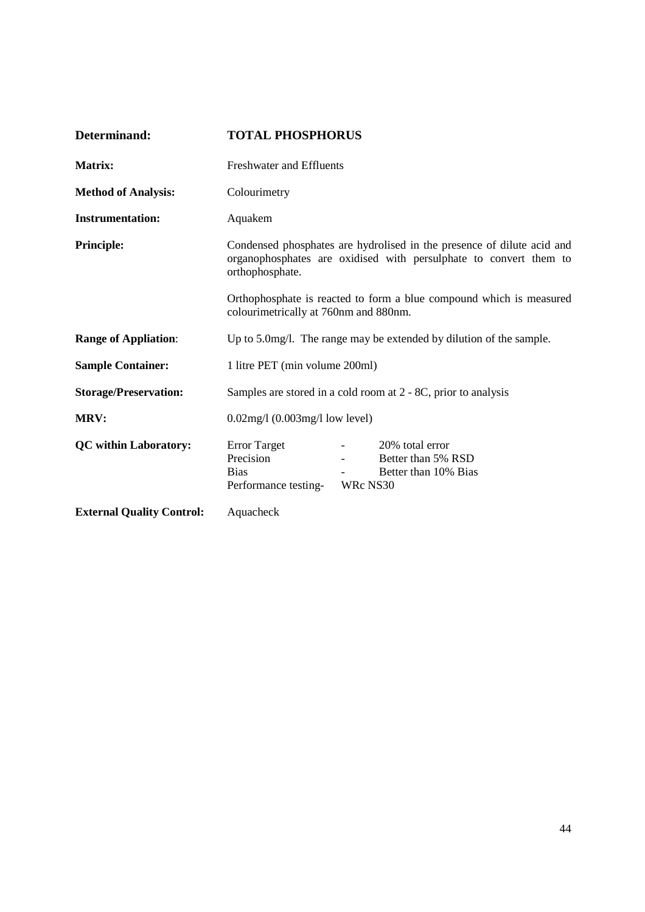**Determinand:** **TOTAL PHOSPHORUS**

**Matrix:** Freshwater and Effluents

**Method of Analysis:** Colourimetry

**Instrumentation:** Aquakem

**Principle:** Condensed phosphates are hydrolised in the presence of dilute acid and organophosphates are oxidised with persulphate to convert them to orthophosphate.

Orthophosphate is reacted to form a blue compound which is measured colourimetrically at 760nm and 880nm.

**Range of Appliation**: Up to 5.0mg/l. The range may be extended by dilution of the sample.

**Sample Container:** 1 litre PET (min volume 200ml)

**Storage/Preservation:** Samples are stored in a cold room at 2 - 8C, prior to analysis

**MRV:** 0.02mg/l (0.003mg/l low level)

**QC within Laboratory:**

| | | |
|---|---|---|
| Error Target | - | 20% total error |
| Precision | - | Better than 5% RSD |
| Bias | - | Better than 10% Bias |
| Performance testing- | WRc NS30 | |

**External Quality Control:** Aquacheck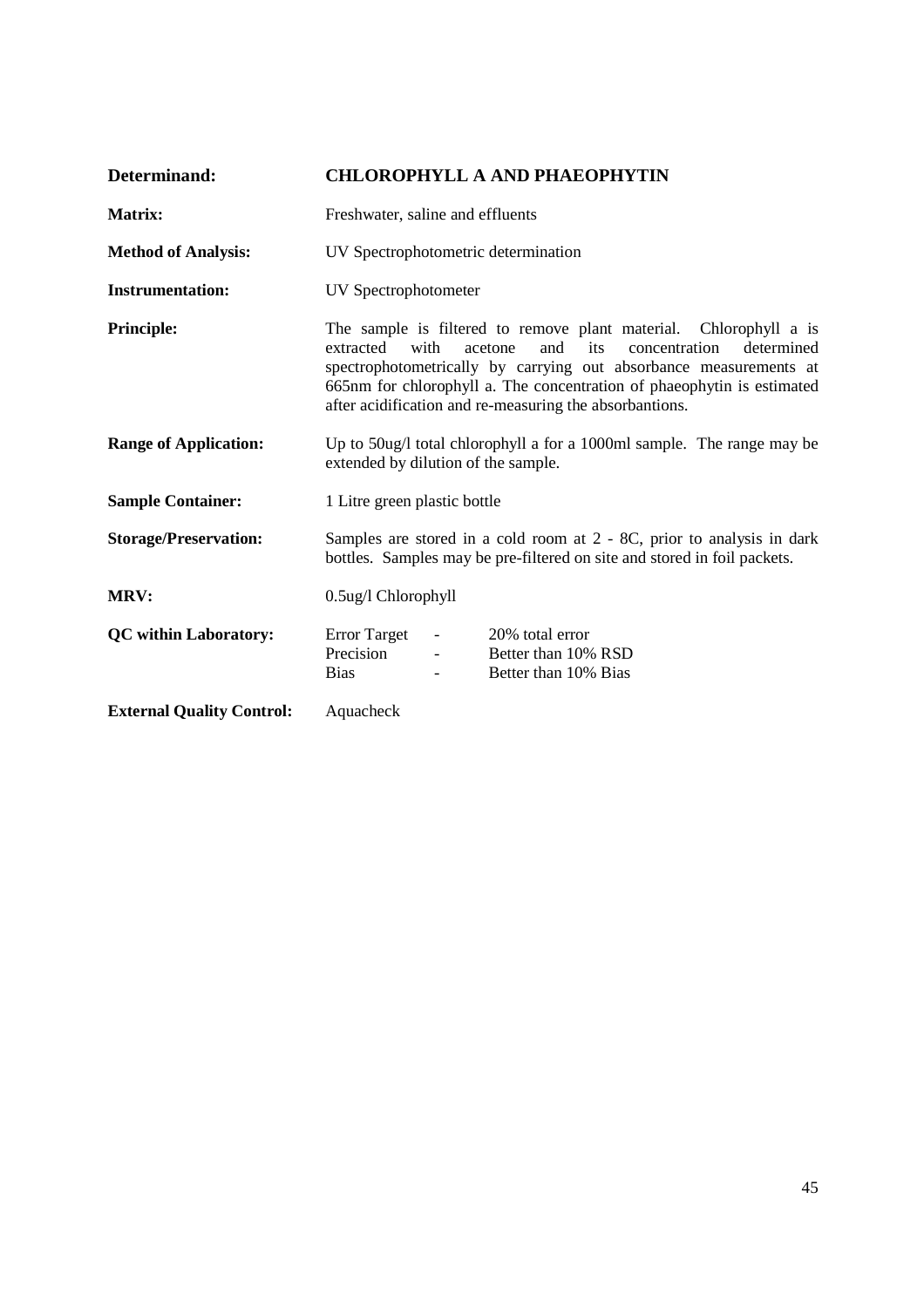| | |
|---|---|
| **Determinand:** | **CHLOROPHYLL A AND PHAEOPHYTIN** |
| **Matrix:** | Freshwater, saline and effluents |
| **Method of Analysis:** | UV Spectrophotometric determination |
| **Instrumentation:** | UV Spectrophotometer |
| **Principle:** | The sample is filtered to remove plant material. Chlorophyll a is extracted with acetone and its concentration determined spectrophotometrically by carrying out absorbance measurements at 665nm for chlorophyll a. The concentration of phaeophytin is estimated after acidification and re-measuring the absorbantions. |
| **Range of Application:** | Up to 50ug/l total chlorophyll a for a 1000ml sample. The range may be extended by dilution of the sample. |
| **Sample Container:** | 1 Litre green plastic bottle |
| **Storage/Preservation:** | Samples are stored in a cold room at 2 - 8C, prior to analysis in dark bottles. Samples may be pre-filtered on site and stored in foil packets. |
| **MRV:** | 0.5ug/l Chlorophyll |
| **QC within Laboratory:** | Error Target - 20% total error<br>Precision - Better than 10% RSD<br>Bias - Better than 10% Bias |
| **External Quality Control:** | Aquacheck |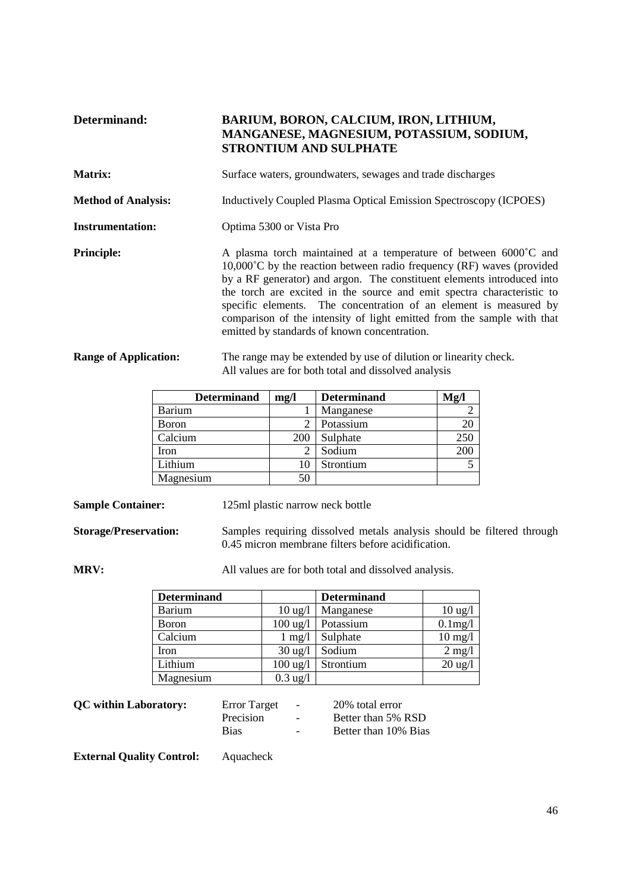**Determinand:** **BARIUM, BORON, CALCIUM, IRON, LITHIUM, MANGANESE, MAGNESIUM, POTASSIUM, SODIUM, STRONTIUM AND SULPHATE**

**Matrix:** Surface waters, groundwaters, sewages and trade discharges

**Method of Analysis:** Inductively Coupled Plasma Optical Emission Spectroscopy (ICPOES)

**Instrumentation:** Optima 5300 or Vista Pro

**Principle:** A plasma torch maintained at a temperature of between 6000˚C and 10,000˚C by the reaction between radio frequency (RF) waves (provided by a RF generator) and argon. The constituent elements introduced into the torch are excited in the source and emit spectra characteristic to specific elements. The concentration of an element is measured by comparison of the intensity of light emitted from the sample with that emitted by standards of known concentration.

**Range of Application:** The range may be extended by use of dilution or linearity check. All values are for both total and dissolved analysis

| Determinand | mg/l | Determinand | Mg/l |
|---|---|---|---|
| Barium | 1 | Manganese | 2 |
| Boron | 2 | Potassium | 20 |
| Calcium | 200 | Sulphate | 250 |
| Iron | 2 | Sodium | 200 |
| Lithium | 10 | Strontium | 5 |
| Magnesium | 50 | | |

**Sample Container:** 125ml plastic narrow neck bottle

**Storage/Preservation:** Samples requiring dissolved metals analysis should be filtered through 0.45 micron membrane filters before acidification.

**MRV:** All values are for both total and dissolved analysis.

| Determinand | | Determinand | |
|---|---|---|---|
| Barium | 10 ug/l | Manganese | 10 ug/l |
| Boron | 100 ug/l | Potassium | 0.1mg/l |
| Calcium | 1 mg/l | Sulphate | 10 mg/l |
| Iron | 30 ug/l | Sodium | 2 mg/l |
| Lithium | 100 ug/l | Strontium | 20 ug/l |
| Magnesium | 0.3 ug/l | | |

**QC within Laboratory:**

| | | |
|---|---|---|
| Error Target | - | 20% total error |
| Precision | - | Better than 5% RSD |
| Bias | - | Better than 10% Bias |

**External Quality Control:** Aquacheck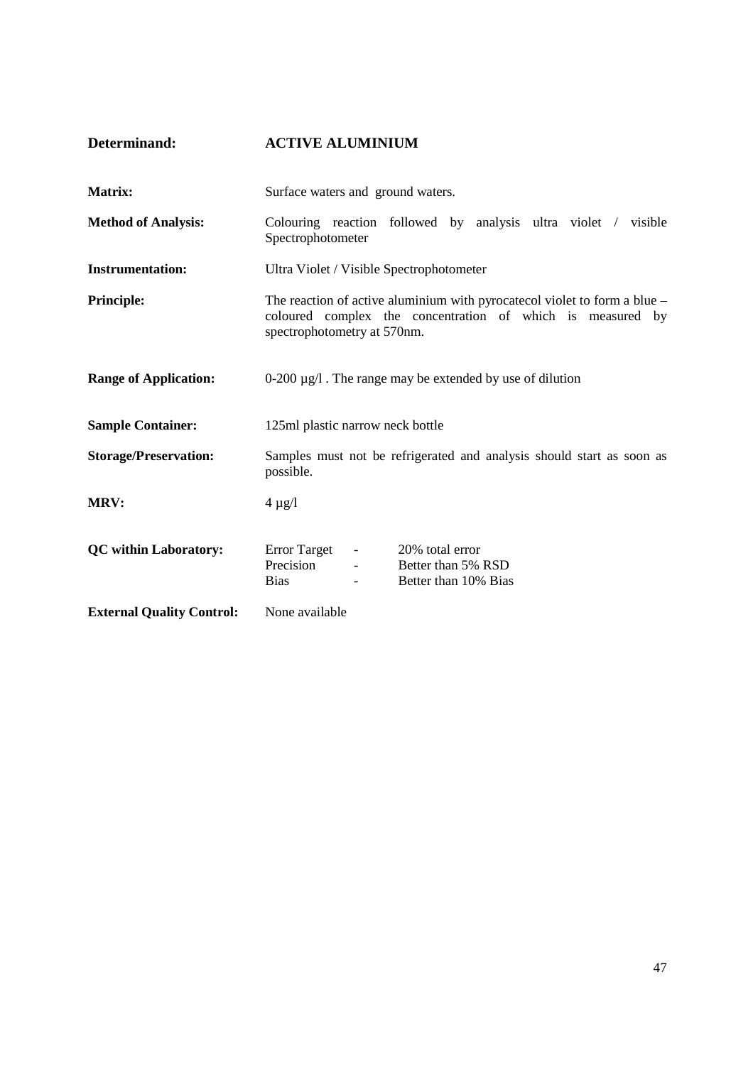**Determinand:** **ACTIVE ALUMINIUM**

**Matrix:** Surface waters and ground waters.

**Method of Analysis:** Colouring reaction followed by analysis ultra violet / visible Spectrophotometer

**Instrumentation:** Ultra Violet / Visible Spectrophotometer

**Principle:** The reaction of active aluminium with pyrocatecol violet to form a blue – coloured complex the concentration of which is measured by spectrophotometry at 570nm.

**Range of Application:** 0-200 µg/l . The range may be extended by use of dilution

**Sample Container:** 125ml plastic narrow neck bottle

**Storage/Preservation:** Samples must not be refrigerated and analysis should start as soon as possible.

**MRV:** 4 µg/l

**QC within Laboratory:**

| | | |
|---|---|---|
| Error Target | - | 20% total error |
| Precision | - | Better than 5% RSD |
| Bias | - | Better than 10% Bias |

**External Quality Control:** None available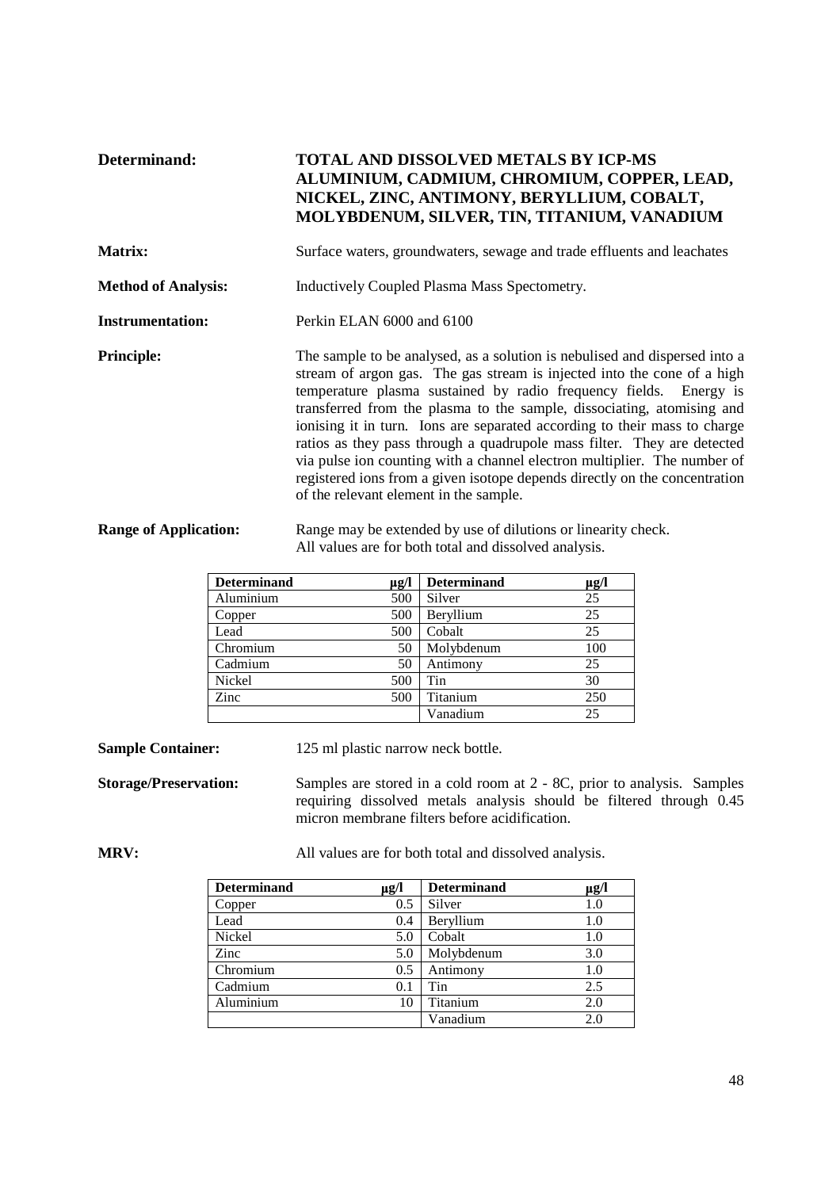**Determinand:** **TOTAL AND DISSOLVED METALS BY ICP-MS ALUMINIUM, CADMIUM, CHROMIUM, COPPER, LEAD, NICKEL, ZINC, ANTIMONY, BERYLLIUM, COBALT, MOLYBDENUM, SILVER, TIN, TITANIUM, VANADIUM**

**Matrix:** Surface waters, groundwaters, sewage and trade effluents and leachates

**Method of Analysis:** Inductively Coupled Plasma Mass Spectometry.

**Instrumentation:** Perkin ELAN 6000 and 6100

**Principle:** The sample to be analysed, as a solution is nebulised and dispersed into a stream of argon gas. The gas stream is injected into the cone of a high temperature plasma sustained by radio frequency fields. Energy is transferred from the plasma to the sample, dissociating, atomising and ionising it in turn. Ions are separated according to their mass to charge ratios as they pass through a quadrupole mass filter. They are detected via pulse ion counting with a channel electron multiplier. The number of registered ions from a given isotope depends directly on the concentration of the relevant element in the sample.

**Range of Application:** Range may be extended by use of dilutions or linearity check. All values are for both total and dissolved analysis.

| Determinand | µg/l | Determinand | µg/l |
|---|---|---|---|
| Aluminium | 500 | Silver | 25 |
| Copper | 500 | Beryllium | 25 |
| Lead | 500 | Cobalt | 25 |
| Chromium | 50 | Molybdenum | 100 |
| Cadmium | 50 | Antimony | 25 |
| Nickel | 500 | Tin | 30 |
| Zinc | 500 | Titanium | 250 |
| | | Vanadium | 25 |

**Sample Container:** 125 ml plastic narrow neck bottle.

**Storage/Preservation:** Samples are stored in a cold room at 2 - 8C, prior to analysis. Samples requiring dissolved metals analysis should be filtered through 0.45 micron membrane filters before acidification.

**MRV:** All values are for both total and dissolved analysis.

| Determinand | µg/l | Determinand | µg/l |
|---|---|---|---|
| Copper | 0.5 | Silver | 1.0 |
| Lead | 0.4 | Beryllium | 1.0 |
| Nickel | 5.0 | Cobalt | 1.0 |
| Zinc | 5.0 | Molybdenum | 3.0 |
| Chromium | 0.5 | Antimony | 1.0 |
| Cadmium | 0.1 | Tin | 2.5 |
| Aluminium | 10 | Titanium | 2.0 |
| | | Vanadium | 2.0 |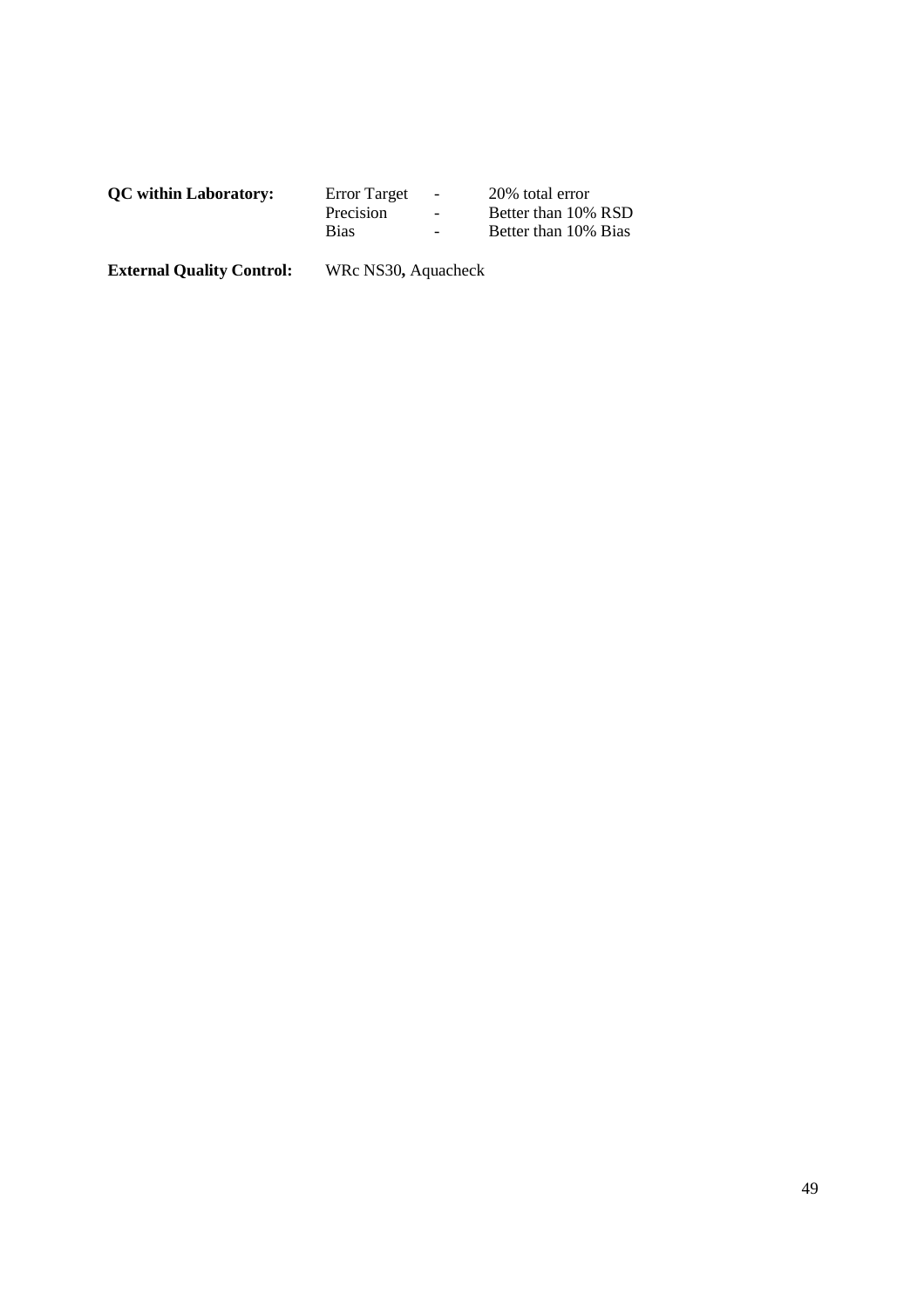**QC within Laboratory:**

| | | |
|---|---|---|
| Error Target | - | 20% total error |
| Precision | - | Better than 10% RSD |
| Bias | - | Better than 10% Bias |

**External Quality Control:** WRc NS30**,** Aquacheck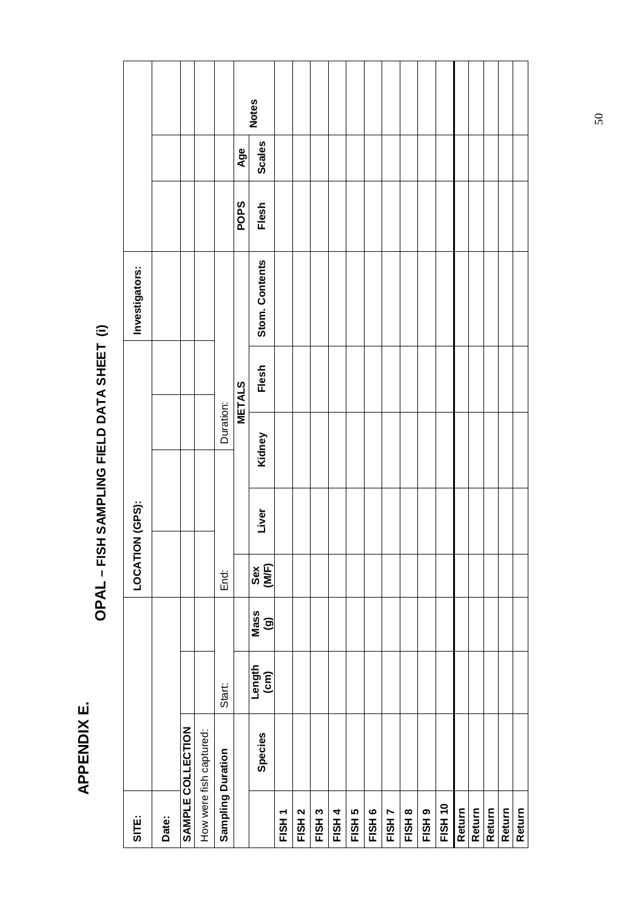# APPENDIX E.

## OPAL – FISH SAMPLING FIELD DATA SHEET (i)

| | | | | | | | | | | | |
|---|---|---|---|---|---|---|---|---|---|---|---|
| **SITE:** | | | | **LOCATION (GPS):** | | | | **Investigators:** | | | |
| **Date:** | | | | | | | | | | | |
| **SAMPLE COLLECTION** | | | | | | | | | | | |
| How were fish captured: | | | | | | | | | | | |
| **Sampling Duration** | Start: | | | End: | | Duration: | | | | | |
| | | | | | | **METALS** | | | **POPS** | **Age** | |
| | **Species** | **Length (cm)** | **Mass (g)** | **Sex (M/F)** | **Liver** | **Kidney** | **Flesh** | **Stom. Contents** | **Flesh** | **Scales** | **Notes** |
| **FISH 1** | | | | | | | | | | | |
| **FISH 2** | | | | | | | | | | | |
| **FISH 3** | | | | | | | | | | | |
| **FISH 4** | | | | | | | | | | | |
| **FISH 5** | | | | | | | | | | | |
| **FISH 6** | | | | | | | | | | | |
| **FISH 7** | | | | | | | | | | | |
| **FISH 8** | | | | | | | | | | | |
| **FISH 9** | | | | | | | | | | | |
| **FISH 10** | | | | | | | | | | | |
| **Return** | | | | | | | | | | | |
| **Return** | | | | | | | | | | | |
| **Return** | | | | | | | | | | | |
| **Return** | | | | | | | | | | | |
| **Return** | | | | | | | | | | | |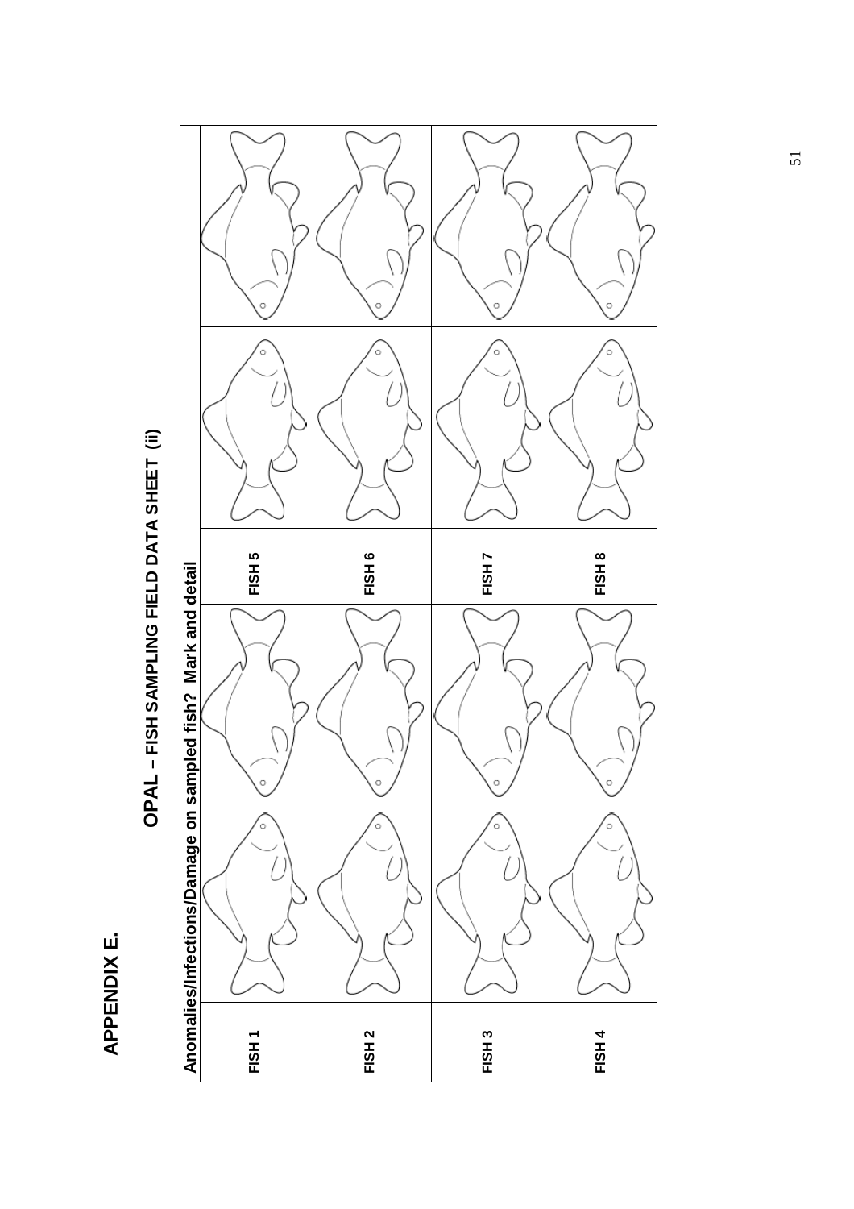# APPENDIX E.

## OPAL – FISH SAMPLING FIELD DATA SHEET (ii)

| Anomalies/Infections/Damage on sampled fish? Mark and detail | | | | | |
|---|---|---|---|---|---|
| FISH 1 | | | FISH 5 | | |
| FISH 2 | | | FISH 6 | | |
| FISH 3 | | | FISH 7 | | |
| FISH 4 | | | FISH 8 | | |